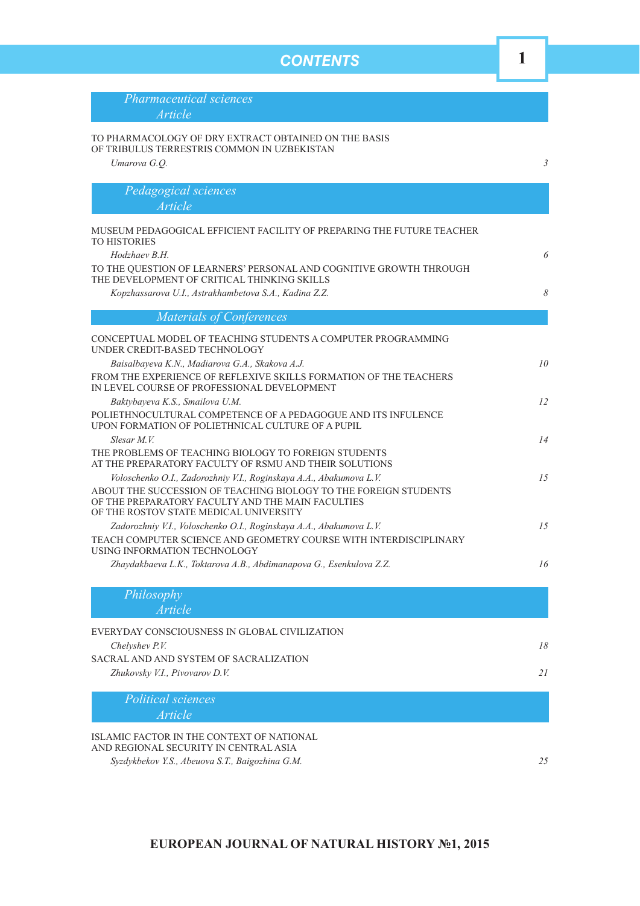# CONTENTS

## *Pharmaceutical sciences*
### *Article*

TO PHARMACOLOGY OF DRY EXTRACT OBTAINED ON THE BASIS OF TRIBULUS TERRESTRIS COMMON IN UZBEKISTAN
*Umarova G.Q.* — *3*

## *Pedagogical sciences*
### *Article*

MUSEUM PEDAGOGICAL EFFICIENT FACILITY OF PREPARING THE FUTURE TEACHER TO HISTORIES
*Hodzhaev B.H.* — *6*

TO THE QUESTION OF LEARNERS' PERSONAL AND COGNITIVE GROWTH THROUGH THE DEVELOPMENT OF CRITICAL THINKING SKILLS
*Kopzhassarova U.I., Astrakhambetova S.A., Kadina Z.Z.* — *8*

## *Materials of Conferences*

CONCEPTUAL MODEL OF TEACHING STUDENTS A COMPUTER PROGRAMMING UNDER CREDIT-BASED TECHNOLOGY
*Baisalbayeva K.N., Madiarova G.A., Skakova A.J.* — *10*

FROM THE EXPERIENCE OF REFLEXIVE SKILLS FORMATION OF THE TEACHERS IN LEVEL COURSE OF PROFESSIONAL DEVELOPMENT
*Baktybayeva K.S., Smailova U.M.* — *12*

POLIETHNOCULTURAL COMPETENCE OF A PEDAGOGUE AND ITS INFULENCE UPON FORMATION OF POLIETHNICAL CULTURE OF A PUPIL
*Slesar M.V.* — *14*

THE PROBLEMS OF TEACHING BIOLOGY TO FOREIGN STUDENTS AT THE PREPARATORY FACULTY OF RSMU AND THEIR SOLUTIONS
*Voloschenko O.I., Zadorozhniy V.I., Roginskaya A.A., Abakumova L.V.* — *15*

ABOUT THE SUCCESSION OF TEACHING BIOLOGY TO THE FOREIGN STUDENTS OF THE PREPARATORY FACULTY AND THE MAIN FACULTIES OF THE ROSTOV STATE MEDICAL UNIVERSITY
*Zadorozhniy V.I., Voloschenko O.I., Roginskaya A.A., Abakumova L.V.* — *15*

TEACH COMPUTER SCIENCE AND GEOMETRY COURSE WITH INTERDISCIPLINARY USING INFORMATION TECHNOLOGY
*Zhaydakbaeva L.K., Toktarova A.B., Abdimanapova G., Esenkulova Z.Z.* — *16*

## *Philosophy*
### *Article*

EVERYDAY CONSCIOUSNESS IN GLOBAL CIVILIZATION
*Chelyshev P.V.* — *18*

SACRAL AND AND SYSTEM OF SACRALIZATION
*Zhukovsky V.I., Pivovarov D.V.* — *21*

## *Political sciences*
### *Article*

ISLAMIC FACTOR IN THE CONTEXT OF NATIONAL AND REGIONAL SECURITY IN CENTRAL ASIA
*Syzdykbekov Y.S., Abeuova S.T., Baigozhina G.M.* — *25*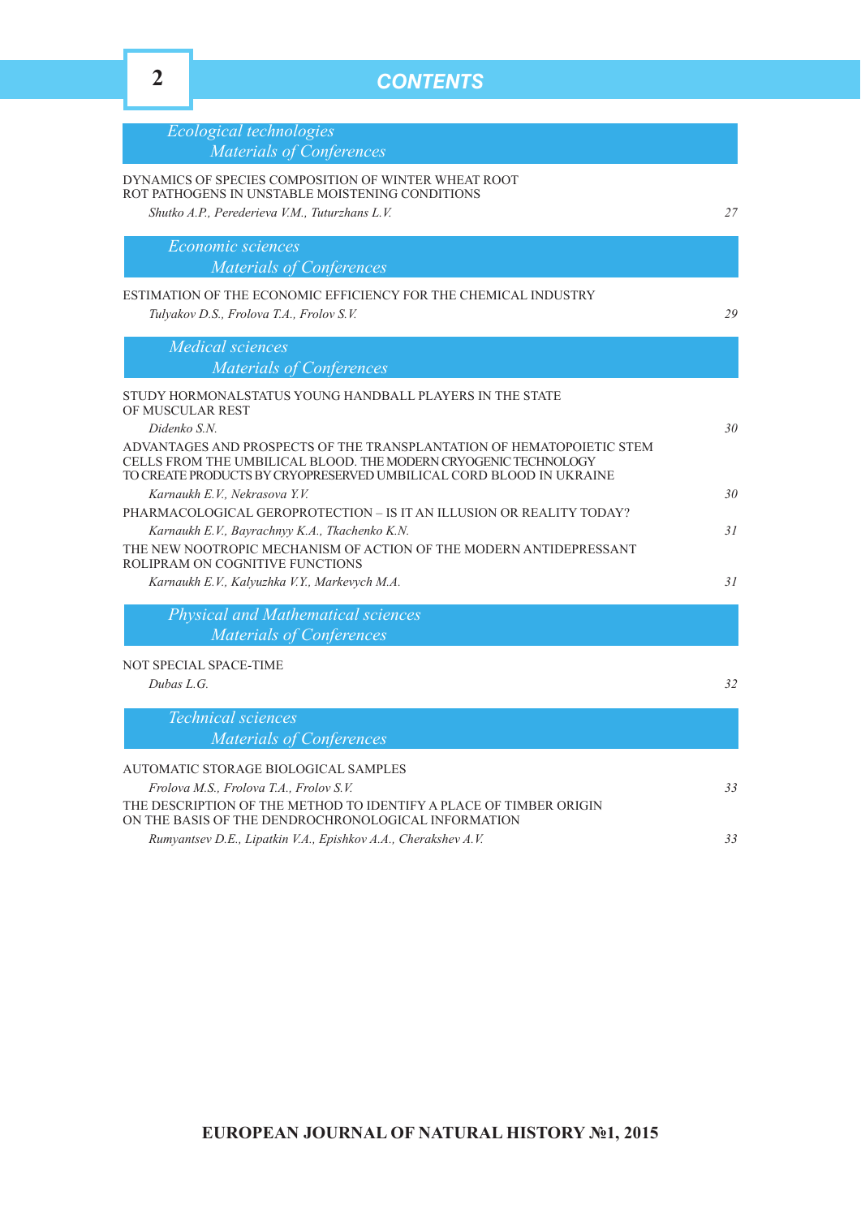# CONTENTS

## *Ecological technologies*
### *Materials of Conferences*

DYNAMICS OF SPECIES COMPOSITION OF WINTER WHEAT ROOT ROT PATHOGENS IN UNSTABLE MOISTENING CONDITIONS
*Shutko A.P., Perederieva V.M., Tuturzhans L.V.* — 27

## *Economic sciences*
### *Materials of Conferences*

ESTIMATION OF THE ECONOMIC EFFICIENCY FOR THE CHEMICAL INDUSTRY
*Tulyakov D.S., Frolova T.A., Frolov S.V.* — 29

## *Medical sciences*
### *Materials of Conferences*

STUDY HORMONALSTATUS YOUNG HANDBALL PLAYERS IN THE STATE OF MUSCULAR REST
*Didenko S.N.* — 30

ADVANTAGES AND PROSPECTS OF THE TRANSPLANTATION OF HEMATOPOIETIC STEM CELLS FROM THE UMBILICAL BLOOD. THE MODERN CRYOGENIC TECHNOLOGY TO CREATE PRODUCTS BY CRYOPRESERVED UMBILICAL CORD BLOOD IN UKRAINE
*Karnaukh E.V., Nekrasova Y.V.* — 30

PHARMACOLOGICAL GEROPROTECTION – IS IT AN ILLUSION OR REALITY TODAY?
*Karnaukh E.V., Bayrachnyy K.A., Tkachenko K.N.* — 31

THE NEW NOOTROPIC MECHANISM OF ACTION OF THE MODERN ANTIDEPRESSANT ROLIPRAM ON COGNITIVE FUNCTIONS
*Karnaukh E.V., Kalyuzhka V.Y., Markevych M.A.* — 31

## *Physical and Mathematical sciences*
### *Materials of Conferences*

NOT SPECIAL SPACE-TIME
*Dubas L.G.* — 32

## *Technical sciences*
### *Materials of Conferences*

AUTOMATIC STORAGE BIOLOGICAL SAMPLES
*Frolova M.S., Frolova T.A., Frolov S.V.* — 33

THE DESCRIPTION OF THE METHOD TO IDENTIFY A PLACE OF TIMBER ORIGIN ON THE BASIS OF THE DENDROCHRONOLOGICAL INFORMATION
*Rumyantsev D.E., Lipatkin V.A., Epishkov A.A., Cherakshev A.V.* — 33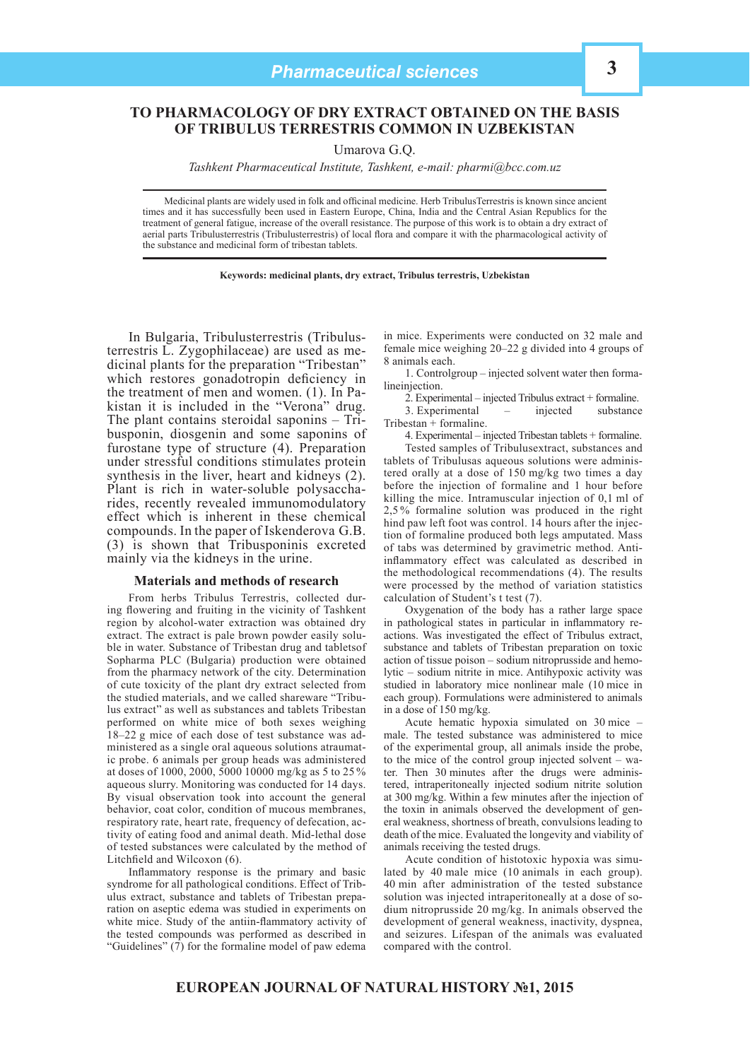# TO PHARMACOLOGY OF DRY EXTRACT OBTAINED ON THE BASIS OF TRIBULUS TERRESTRIS COMMON IN UZBEKISTAN

Umarova G.Q.

*Tashkent Pharmaceutical Institute, Tashkent, e-mail: pharmi@bcc.com.uz*

Medicinal plants are widely used in folk and officinal medicine. Herb TribulusTerrestris is known since ancient times and it has successfully been used in Eastern Europe, China, India and the Central Asian Republics for the treatment of general fatigue, increase of the overall resistance. The purpose of this work is to obtain a dry extract of aerial parts Tribulusterrestris (Tribulusterrestris) of local flora and compare it with the pharmacological activity of the substance and medicinal form of tribestan tablets.

**Keywords: medicinal plants, dry extract, Tribulus terrestris, Uzbekistan**

In Bulgaria, Tribulusterrestris (Tribulusterrestris L. Zygophilaceae) are used as medicinal plants for the preparation "Tribestan" which restores gonadotropin deficiency in the treatment of men and women. (1). In Pakistan it is included in the "Verona" drug. The plant contains steroidal saponins – Tribusponin, diosgenin and some saponins of furostane type of structure (4). Preparation under stressful conditions stimulates protein synthesis in the liver, heart and kidneys (2). Plant is rich in water-soluble polysaccharides, recently revealed immunomodulatory effect which is inherent in these chemical compounds. In the paper of Iskenderova G.B. (3) is shown that Tribusponinis excreted mainly via the kidneys in the urine.

## Materials and methods of research

From herbs Tribulus Terrestris, collected during flowering and fruiting in the vicinity of Tashkent region by alcohol-water extraction was obtained dry extract. The extract is pale brown powder easily soluble in water. Substance of Tribestan drug and tabletsof Sopharma PLC (Bulgaria) production were obtained from the pharmacy network of the city. Determination of cute toxicity of the plant dry extract selected from the studied materials, and we called shareware "Tribulus extract" as well as substances and tablets Tribestan performed on white mice of both sexes weighing 18–22 g mice of each dose of test substance was administered as a single oral aqueous solutions atraumatic probe. 6 animals per group heads was administered at doses of 1000, 2000, 5000 10000 mg/kg as 5 to 25 % aqueous slurry. Monitoring was conducted for 14 days. By visual observation took into account the general behavior, coat color, condition of mucous membranes, respiratory rate, heart rate, frequency of defecation, activity of eating food and animal death. Mid-lethal dose of tested substances were calculated by the method of Litchfield and Wilcoxon (6).

Inflammatory response is the primary and basic syndrome for all pathological conditions. Effect of Tribulus extract, substance and tablets of Tribestan preparation on aseptic edema was studied in experiments on white mice. Study of the antiin-flammatory activity of the tested compounds was performed as described in "Guidelines" (7) for the formaline model of paw edema in mice. Experiments were conducted on 32 male and female mice weighing 20–22 g divided into 4 groups of 8 animals each.

1. Controlgroup – injected solvent water then formalineinjection.
2. Experimental – injected Tribulus extract + formaline.
3. Experimental – injected substance Tribestan + formaline.
4. Experimental – injected Tribestan tablets + formaline.

Tested samples of Tribulusextract, substances and tablets of Tribulusas aqueous solutions were administered orally at a dose of 150 mg/kg two times a day before the injection of formaline and 1 hour before killing the mice. Intramuscular injection of 0,1 ml of 2,5 % formaline solution was produced in the right hind paw left foot was control. 14 hours after the injection of formaline produced both legs amputated. Mass of tabs was determined by gravimetric method. Anti-inflammatory effect was calculated as described in the methodological recommendations (4). The results were processed by the method of variation statistics calculation of Student's t test (7).

Oxygenation of the body has a rather large space in pathological states in particular in inflammatory reactions. Was investigated the effect of Tribulus extract, substance and tablets of Tribestan preparation on toxic action of tissue poison – sodium nitroprusside and hemolytic – sodium nitrite in mice. Antihypoxic activity was studied in laboratory mice nonlinear male (10 mice in each group). Formulations were administered to animals in a dose of 150 mg/kg.

Acute hematic hypoxia simulated on 30 mice – male. The tested substance was administered to mice of the experimental group, all animals inside the probe, to the mice of the control group injected solvent – water. Then 30 minutes after the drugs were administered, intraperitoneally injected sodium nitrite solution at 300 mg/kg. Within a few minutes after the injection of the toxin in animals observed the development of general weakness, shortness of breath, convulsions leading to death of the mice. Evaluated the longevity and viability of animals receiving the tested drugs.

Acute condition of histotoxic hypoxia was simulated by 40 male mice (10 animals in each group). 40 min after administration of the tested substance solution was injected intraperitoneally at a dose of sodium nitroprusside 20 mg/kg. In animals observed the development of general weakness, inactivity, dyspnea, and seizures. Lifespan of the animals was evaluated compared with the control.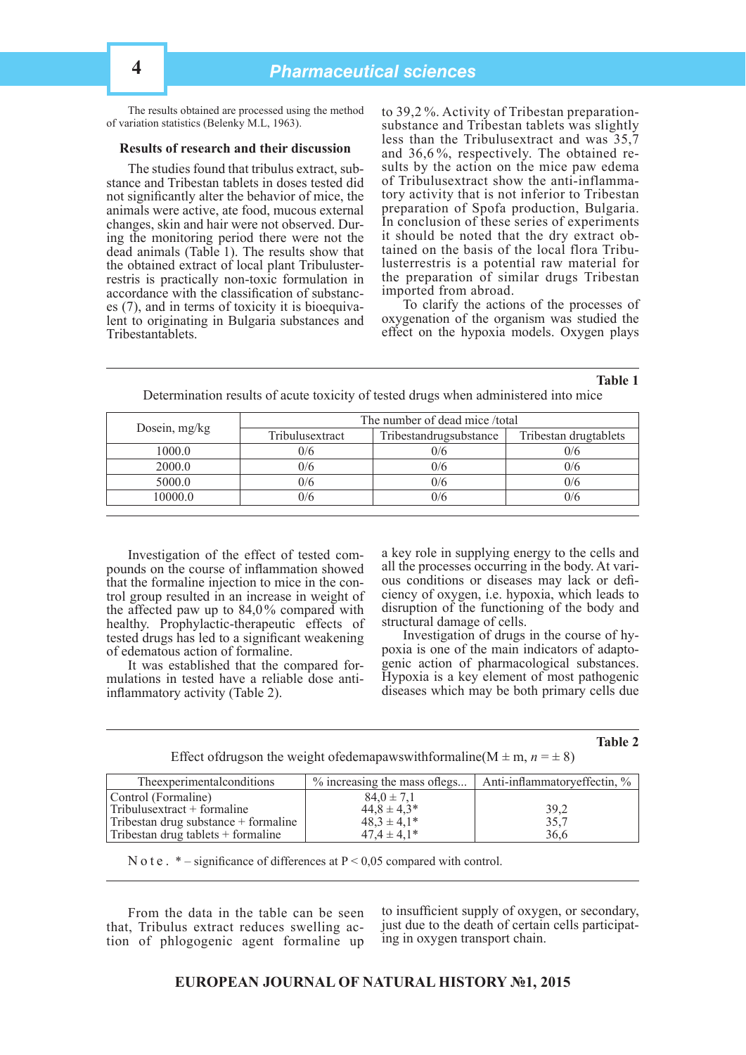The results obtained are processed using the method of variation statistics (Belenky M.L, 1963).

### Results of research and their discussion

The studies found that tribulus extract, substance and Tribestan tablets in doses tested did not significantly alter the behavior of mice, the animals were active, ate food, mucous external changes, skin and hair were not observed. During the monitoring period there were not the dead animals (Table 1). The results show that the obtained extract of local plant Tribulusterrestris is practically non-toxic formulation in accordance with the classification of substances (7), and in terms of toxicity it is bioequivalent to originating in Bulgaria substances and Tribestantablets.

to 39,2 %. Activity of Tribestan preparation-substance and Tribestan tablets was slightly less than the Tribulusextract and was 35,7 and 36,6 %, respectively. The obtained results by the action on the mice paw edema of Tribulusextract show the anti-inflammatory activity that is not inferior to Tribestan preparation of Spofa production, Bulgaria. In conclusion of these series of experiments it should be noted that the dry extract obtained on the basis of the local flora Tribulusterrestris is a potential raw material for the preparation of similar drugs Tribestan imported from abroad.

To clarify the actions of the processes of oxygenation of the organism was studied the effect on the hypoxia models. Oxygen plays a key role in supplying energy to the cells and all the processes occurring in the body. At various conditions or diseases may lack or deficiency of oxygen, i.e. hypoxia, which leads to disruption of the functioning of the body and structural damage of cells.

**Table 1**

Determination results of acute toxicity of tested drugs when administered into mice

| Dosein, mg/kg | The number of dead mice /total | | |
|---|---|---|---|
| | Tribulusextract | Tribestandrugsubstance | Tribestan drugtablets |
| 1000.0 | 0/6 | 0/6 | 0/6 |
| 2000.0 | 0/6 | 0/6 | 0/6 |
| 5000.0 | 0/6 | 0/6 | 0/6 |
| 10000.0 | 0/6 | 0/6 | 0/6 |

Investigation of the effect of tested compounds on the course of inflammation showed that the formaline injection to mice in the control group resulted in an increase in weight of the affected paw up to 84,0 % compared with healthy. Prophylactic-therapeutic effects of tested drugs has led to a significant weakening of edematous action of formaline.

It was established that the compared formulations in tested have a reliable dose anti-inflammatory activity (Table 2).

Investigation of drugs in the course of hypoxia is one of the main indicators of adaptogenic action of pharmacological substances. Hypoxia is a key element of most pathogenic diseases which may be both primary cells due

**Table 2**

Effect ofdrugson the weight ofedemapawswithformaline(M ± m, *n* = ± 8)

| Theexperimentalconditions | % increasing the mass oflegs... | Anti-inflammatoryeffectin, % |
|---|---|---|
| Control (Formaline) | 84,0 ± 7,1 | |
| Tribulusextract + formaline | 44,8 ± 4,3* | 39,2 |
| Tribestan drug substance + formaline | 48,3 ± 4,1* | 35,7 |
| Tribestan drug tablets + formaline | 47,4 ± 4,1* | 36,6 |

N o t e . * – significance of differences at $P < 0,05$ compared with control.

From the data in the table can be seen that, Tribulus extract reduces swelling action of phlogogenic agent formaline up

to insufficient supply of oxygen, or secondary, just due to the death of certain cells participating in oxygen transport chain.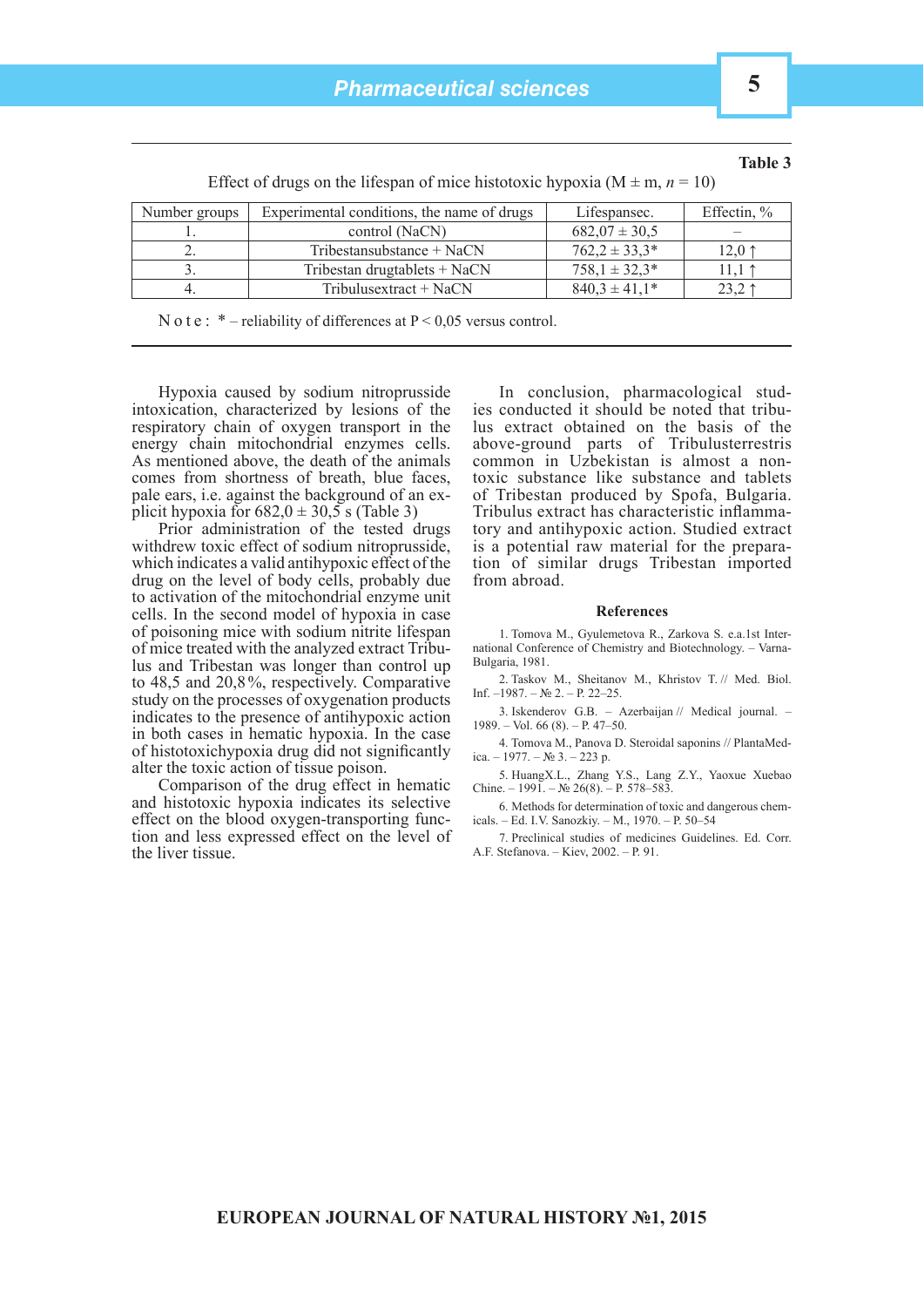**Table 3**

Effect of drugs on the lifespan of mice histotoxic hypoxia (M ± m, $n = 10$)

| Number groups | Experimental conditions, the name of drugs | Lifespansec. | Effectin, % |
|---|---|---|---|
| 1. | control (NaCN) | 682,07 ± 30,5 | – |
| 2. | Tribestansubstance + NaCN | 762,2 ± 33,3* | 12,0 ↑ |
| 3. | Tribestan drugtablets + NaCN | 758,1 ± 32,3* | 11,1 ↑ |
| 4. | Tribulusextract + NaCN | 840,3 ± 41,1* | 23,2 ↑ |

Note: * – reliability of differences at $P < 0{,}05$ versus control.

Hypoxia caused by sodium nitroprusside intoxication, characterized by lesions of the respiratory chain of oxygen transport in the energy chain mitochondrial enzymes cells. As mentioned above, the death of the animals comes from shortness of breath, blue faces, pale ears, i.e. against the background of an explicit hypoxia for 682,0 ± 30,5 s (Table 3)

Prior administration of the tested drugs withdrew toxic effect of sodium nitroprusside, which indicates a valid antihypoxic effect of the drug on the level of body cells, probably due to activation of the mitochondrial enzyme unit cells. In the second model of hypoxia in case of poisoning mice with sodium nitrite lifespan of mice treated with the analyzed extract Tribulus and Tribestan was longer than control up to 48,5 and 20,8 %, respectively. Comparative study on the processes of oxygenation products indicates to the presence of antihypoxic action in both cases in hematic hypoxia. In the case of histotoxichypoxia drug did not significantly alter the toxic action of tissue poison.

Comparison of the drug effect in hematic and histotoxic hypoxia indicates its selective effect on the blood oxygen-transporting function and less expressed effect on the level of the liver tissue.

In conclusion, pharmacological studies conducted it should be noted that tribulus extract obtained on the basis of the above-ground parts of Tribulusterrestris common in Uzbekistan is almost a non-toxic substance like substance and tablets of Tribestan produced by Spofa, Bulgaria. Tribulus extract has characteristic inflammatory and antihypoxic action. Studied extract is a potential raw material for the preparation of similar drugs Tribestan imported from abroad.

## References

1. Tomova M., Gyulemetova R., Zarkova S. e.a.1st International Conference of Chemistry and Biotechnology. – Varna-Bulgaria, 1981.

2. Taskov M., Sheitanov M., Khristov T. // Med. Biol. Inf. –1987. – № 2. – P. 22–25.

3. Iskenderov G.B. – Azerbaijan // Medical journal. – 1989. – Vol. 66 (8). – P. 47–50.

4. Tomova M., Panova D. Steroidal saponins // PlantaMedica. – 1977. – № 3. – 223 p.

5. HuangX.L., Zhang Y.S., Lang Z.Y., Yaoxue Xuebao Chine. – 1991. – № 26(8). – P. 578–583.

6. Methods for determination of toxic and dangerous chemicals. – Ed. I.V. Sanozkiy. – M., 1970. – P. 50–54

7. Preclinical studies of medicines Guidelines. Ed. Corr. A.F. Stefanova. – Kiev, 2002. – P. 91.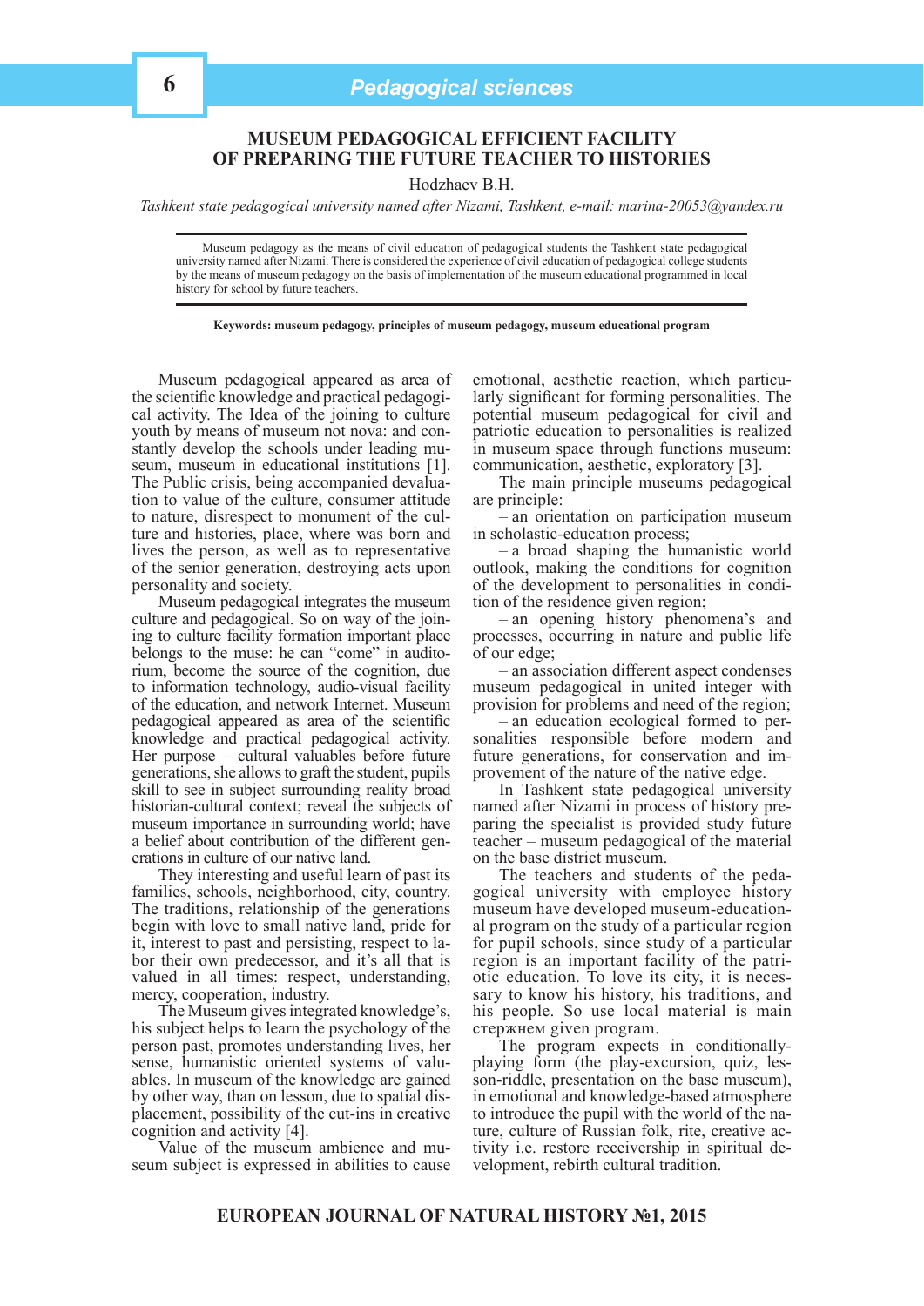# MUSEUM PEDAGOGICAL EFFICIENT FACILITY OF PREPARING THE FUTURE TEACHER TO HISTORIES

Hodzhaev B.H.

*Tashkent state pedagogical university named after Nizami, Tashkent, e-mail: marina-20053@yandex.ru*

Museum pedagogy as the means of civil education of pedagogical students the Tashkent state pedagogical university named after Nizami. There is considered the experience of civil education of pedagogical college students by the means of museum pedagogy on the basis of implementation of the museum educational programmed in local history for school by future teachers.

**Keywords: museum pedagogy, principles of museum pedagogy, museum educational program**

Museum pedagogical appeared as area of the scientific knowledge and practical pedagogical activity. The Idea of the joining to culture youth by means of museum not nova: and constantly develop the schools under leading museum, museum in educational institutions [1]. The Public crisis, being accompanied devaluation to value of the culture, consumer attitude to nature, disrespect to monument of the culture and histories, place, where was born and lives the person, as well as to representative of the senior generation, destroying acts upon personality and society.

Museum pedagogical integrates the museum culture and pedagogical. So on way of the joining to culture facility formation important place belongs to the muse: he can "come" in auditorium, become the source of the cognition, due to information technology, audio-visual facility of the education, and network Internet. Museum pedagogical appeared as area of the scientific knowledge and practical pedagogical activity. Her purpose – cultural valuables before future generations, she allows to graft the student, pupils skill to see in subject surrounding reality broad historian-cultural context; reveal the subjects of museum importance in surrounding world; have a belief about contribution of the different generations in culture of our native land.

They interesting and useful learn of past its families, schools, neighborhood, city, country. The traditions, relationship of the generations begin with love to small native land, pride for it, interest to past and persisting, respect to labor their own predecessor, and it's all that is valued in all times: respect, understanding, mercy, cooperation, industry.

The Museum gives integrated knowledge's, his subject helps to learn the psychology of the person past, promotes understanding lives, her sense, humanistic oriented systems of valuables. In museum of the knowledge are gained by other way, than on lesson, due to spatial displacement, possibility of the cut-ins in creative cognition and activity [4].

Value of the museum ambience and museum subject is expressed in abilities to cause emotional, aesthetic reaction, which particularly significant for forming personalities. The potential museum pedagogical for civil and patriotic education to personalities is realized in museum space through functions museum: communication, aesthetic, exploratory [3].

The main principle museums pedagogical are principle:

– an orientation on participation museum in scholastic-education process;

– a broad shaping the humanistic world outlook, making the conditions for cognition of the development to personalities in condition of the residence given region;

– an opening history phenomena's and processes, occurring in nature and public life of our edge;

– an association different aspect condenses museum pedagogical in united integer with provision for problems and need of the region;

– an education ecological formed to personalities responsible before modern and future generations, for conservation and improvement of the nature of the native edge.

In Tashkent state pedagogical university named after Nizami in process of history preparing the specialist is provided study future teacher – museum pedagogical of the material on the base district museum.

The teachers and students of the pedagogical university with employee history museum have developed museum-educational program on the study of a particular region for pupil schools, since study of a particular region is an important facility of the patriotic education. To love its city, it is necessary to know his history, his traditions, and his people. So use local material is main стержнем given program.

The program expects in conditionally-playing form (the play-excursion, quiz, lesson-riddle, presentation on the base museum), in emotional and knowledge-based atmosphere to introduce the pupil with the world of the nature, culture of Russian folk, rite, creative activity i.e. restore receivership in spiritual development, rebirth cultural tradition.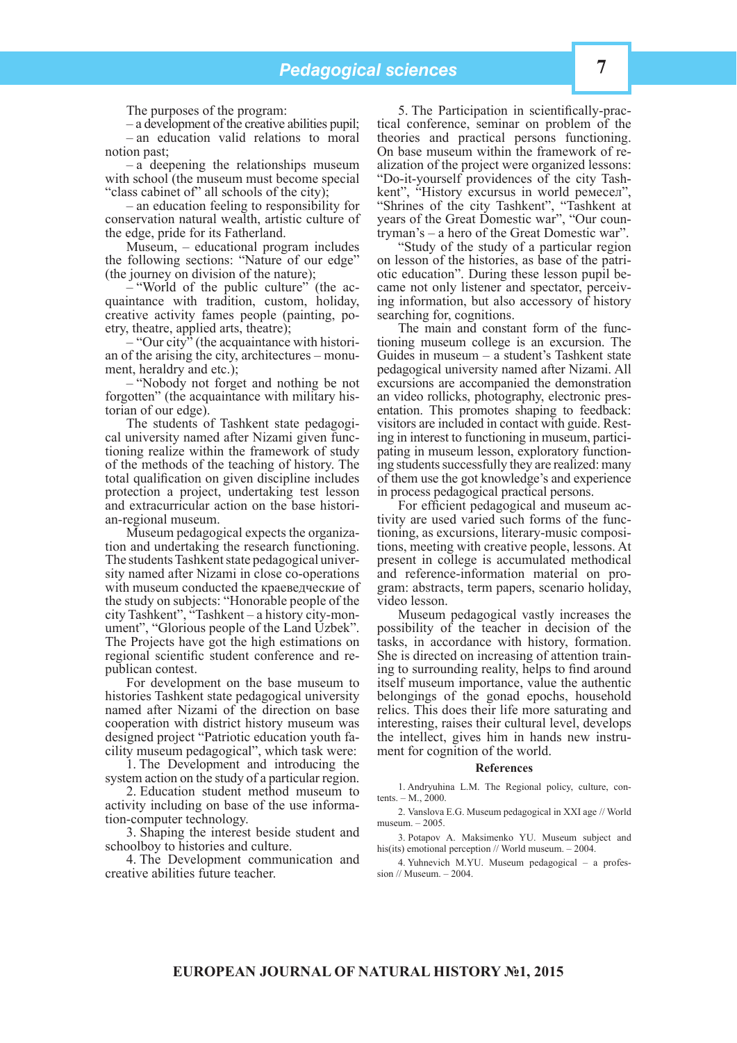The purposes of the program:

– a development of the creative abilities pupil;

– an education valid relations to moral notion past;

– a deepening the relationships museum with school (the museum must become special "class cabinet of" all schools of the city);

– an education feeling to responsibility for conservation natural wealth, artistic culture of the edge, pride for its Fatherland.

Museum, – educational program includes the following sections: "Nature of our edge" (the journey on division of the nature);

– "World of the public culture" (the acquaintance with tradition, custom, holiday, creative activity fames people (painting, poetry, theatre, applied arts, theatre);

– "Our city" (the acquaintance with historian of the arising the city, architectures – monument, heraldry and etc.);

– "Nobody not forget and nothing be not forgotten" (the acquaintance with military historian of our edge).

The students of Tashkent state pedagogical university named after Nizami given functioning realize within the framework of study of the methods of the teaching of history. The total qualification on given discipline includes protection a project, undertaking test lesson and extracurricular action on the base historian-regional museum.

Museum pedagogical expects the organization and undertaking the research functioning. The students Tashkent state pedagogical university named after Nizami in close co-operations with museum conducted the краеведческие of the study on subjects: "Honorable people of the city Tashkent", "Tashkent – a history city-monument", "Glorious people of the Land Uzbek". The Projects have got the high estimations on regional scientific student conference and republican contest.

For development on the base museum to histories Tashkent state pedagogical university named after Nizami of the direction on base cooperation with district history museum was designed project "Patriotic education youth facility museum pedagogical", which task were:

1. The Development and introducing the system action on the study of a particular region.

2. Education student method museum to activity including on base of the use information-computer technology.

3. Shaping the interest beside student and schoolboy to histories and culture.

4. The Development communication and creative abilities future teacher.

5. The Participation in scientifically-practical conference, seminar on problem of the theories and practical persons functioning. On base museum within the framework of realization of the project were organized lessons: "Do-it-yourself providences of the city Tashkent", "History excursus in world ремесел", "Shrines of the city Tashkent", "Tashkent at years of the Great Domestic war", "Our countryman's – a hero of the Great Domestic war".

"Study of the study of a particular region on lesson of the histories, as base of the patriotic education". During these lesson pupil became not only listener and spectator, perceiving information, but also accessory of history searching for, cognitions.

The main and constant form of the functioning museum college is an excursion. The Guides in museum – a student's Tashkent state pedagogical university named after Nizami. All excursions are accompanied the demonstration an video rollicks, photography, electronic presentation. This promotes shaping to feedback: visitors are included in contact with guide. Resting in interest to functioning in museum, participating in museum lesson, exploratory functioning students successfully they are realized: many of them use the got knowledge's and experience in process pedagogical practical persons.

For efficient pedagogical and museum activity are used varied such forms of the functioning, as excursions, literary-music compositions, meeting with creative people, lessons. At present in college is accumulated methodical and reference-information material on program: abstracts, term papers, scenario holiday, video lesson.

Museum pedagogical vastly increases the possibility of the teacher in decision of the tasks, in accordance with history, formation. She is directed on increasing of attention training to surrounding reality, helps to find around itself museum importance, value the authentic belongings of the gonad epochs, household relics. This does their life more saturating and interesting, raises their cultural level, develops the intellect, gives him in hands new instrument for cognition of the world.

## References

1. Andryuhina L.M. The Regional policy, culture, contents. – M., 2000.

2. Vanslova E.G. Museum pedagogical in XXI age // World museum. – 2005.

3. Potapov A. Maksimenko YU. Museum subject and his(its) emotional perception // World museum. – 2004.

4. Yuhnevich M.YU. Museum pedagogical – a profession // Museum. – 2004.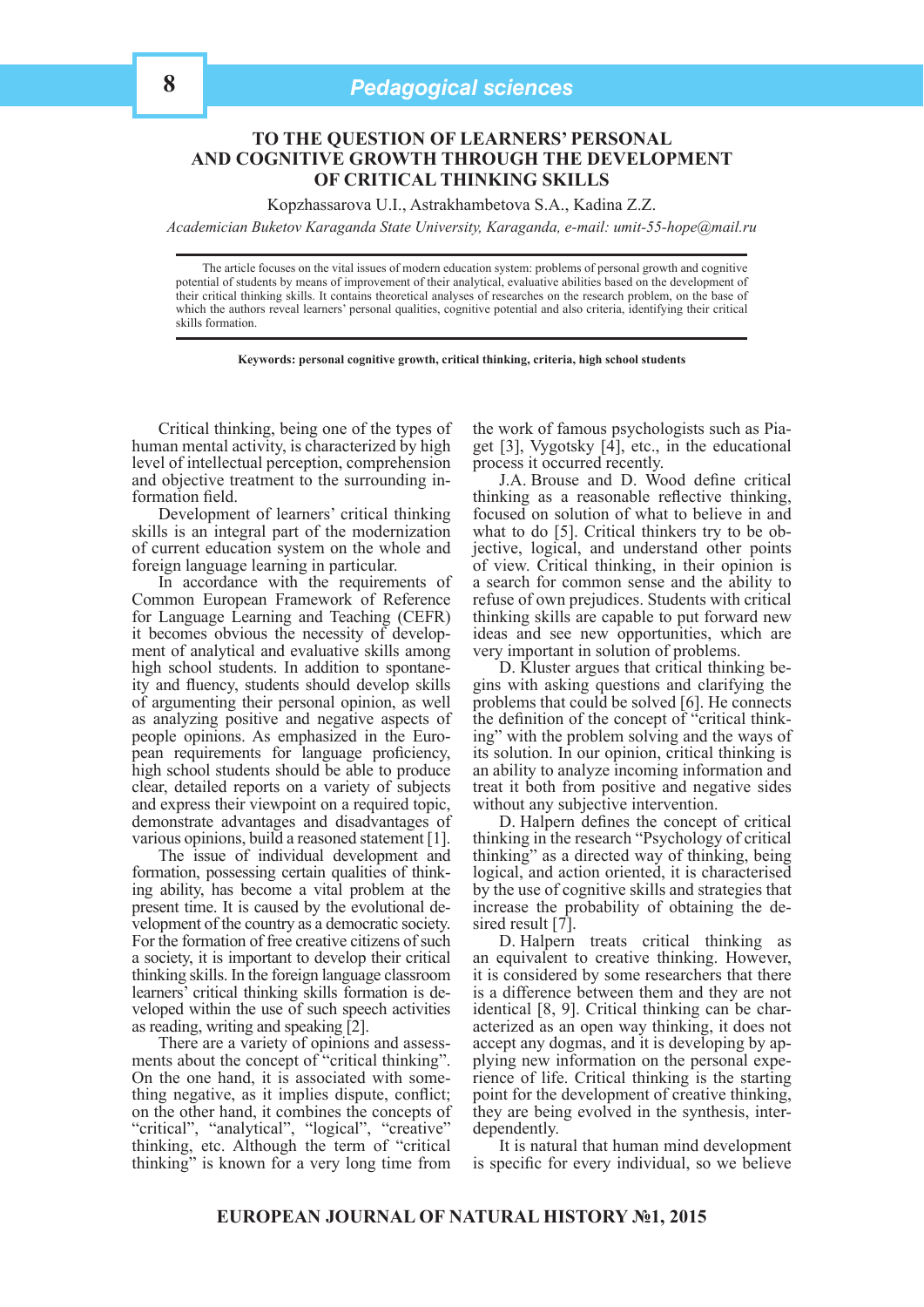# TO THE QUESTION OF LEARNERS' PERSONAL AND COGNITIVE GROWTH THROUGH THE DEVELOPMENT OF CRITICAL THINKING SKILLS

Kopzhassarova U.I., Astrakhambetova S.A., Kadina Z.Z.

*Academician Buketov Karaganda State University, Karaganda, e-mail: umit-55-hope@mail.ru*

The article focuses on the vital issues of modern education system: problems of personal growth and cognitive potential of students by means of improvement of their analytical, evaluative abilities based on the development of their critical thinking skills. It contains theoretical analyses of researches on the research problem, on the base of which the authors reveal learners' personal qualities, cognitive potential and also criteria, identifying their critical skills formation.

**Keywords: personal cognitive growth, critical thinking, criteria, high school students**

Critical thinking, being one of the types of human mental activity, is characterized by high level of intellectual perception, comprehension and objective treatment to the surrounding information field.

Development of learners' critical thinking skills is an integral part of the modernization of current education system on the whole and foreign language learning in particular.

In accordance with the requirements of Common European Framework of Reference for Language Learning and Teaching (CEFR) it becomes obvious the necessity of development of analytical and evaluative skills among high school students. In addition to spontaneity and fluency, students should develop skills of argumenting their personal opinion, as well as analyzing positive and negative aspects of people opinions. As emphasized in the European requirements for language proficiency, high school students should be able to produce clear, detailed reports on a variety of subjects and express their viewpoint on a required topic, demonstrate advantages and disadvantages of various opinions, build a reasoned statement [1].

The issue of individual development and formation, possessing certain qualities of thinking ability, has become a vital problem at the present time. It is caused by the evolutional development of the country as a democratic society. For the formation of free creative citizens of such a society, it is important to develop their critical thinking skills. In the foreign language classroom learners' critical thinking skills formation is developed within the use of such speech activities as reading, writing and speaking [2].

There are a variety of opinions and assessments about the concept of "critical thinking". On the one hand, it is associated with something negative, as it implies dispute, conflict; on the other hand, it combines the concepts of "critical", "analytical", "logical", "creative" thinking, etc. Although the term of "critical thinking" is known for a very long time from the work of famous psychologists such as Piaget [3], Vygotsky [4], etc., in the educational process it occurred recently.

J.A. Brouse and D. Wood define critical thinking as a reasonable reflective thinking, focused on solution of what to believe in and what to do [5]. Critical thinkers try to be objective, logical, and understand other points of view. Critical thinking, in their opinion is a search for common sense and the ability to refuse of own prejudices. Students with critical thinking skills are capable to put forward new ideas and see new opportunities, which are very important in solution of problems.

D. Kluster argues that critical thinking begins with asking questions and clarifying the problems that could be solved [6]. He connects the definition of the concept of "critical thinking" with the problem solving and the ways of its solution. In our opinion, critical thinking is an ability to analyze incoming information and treat it both from positive and negative sides without any subjective interpretation.

D. Halpern defines the concept of critical thinking in the research "Psychology of critical thinking" as a directed way of thinking, being logical, and action oriented, it is characterised by the use of cognitive skills and strategies that increase the probability of obtaining the desired result [7].

D. Halpern treats critical thinking as an equivalent to creative thinking. However, it is considered by some researchers that there is a difference between them and they are not identical [8, 9]. Critical thinking can be characterized as an open way thinking, it does not accept any dogmas, and it is developing by applying new information on the personal experience of life. Critical thinking is the starting point for the development of creative thinking, they are being evolved in the synthesis, interdependently.

It is natural that human mind development is specific for every individual, so we believe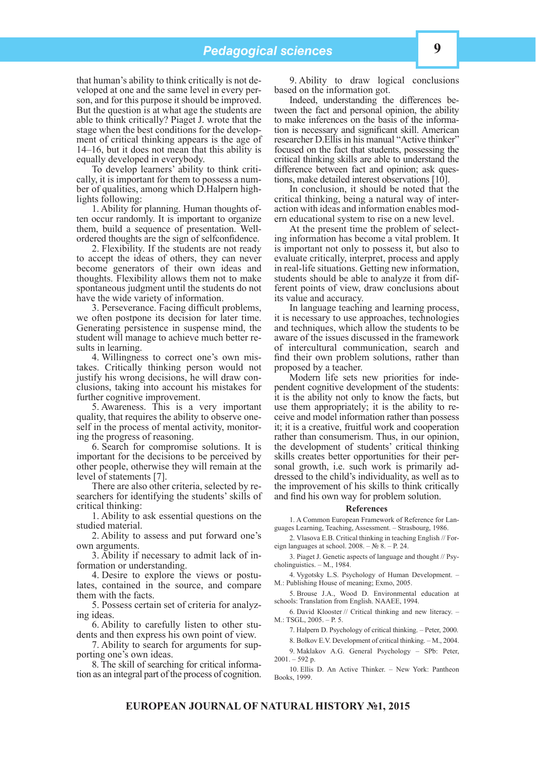that human's ability to think critically is not developed at one and the same level in every person, and for this purpose it should be improved. But the question is at what age the students are able to think critically? Piaget J. wrote that the stage when the best conditions for the development of critical thinking appears is the age of 14–16, but it does not mean that this ability is equally developed in everybody.

To develop learners' ability to think critically, it is important for them to possess a number of qualities, among which D.Halpern highlights following:

1. Ability for planning. Human thoughts often occur randomly. It is important to organize them, build a sequence of presentation. Well-ordered thoughts are the sign of selfconfidence.

2. Flexibility. If the students are not ready to accept the ideas of others, they can never become generators of their own ideas and thoughts. Flexibility allows them not to make spontaneous judgment until the students do not have the wide variety of information.

3. Perseverance. Facing difficult problems, we often postpone its decision for later time. Generating persistence in suspense mind, the student will manage to achieve much better results in learning.

4. Willingness to correct one's own mistakes. Critically thinking person would not justify his wrong decisions, he will draw conclusions, taking into account his mistakes for further cognitive improvement.

5. Awareness. This is a very important quality, that requires the ability to observe oneself in the process of mental activity, monitoring the progress of reasoning.

6. Search for compromise solutions. It is important for the decisions to be perceived by other people, otherwise they will remain at the level of statements [7].

There are also other criteria, selected by researchers for identifying the students' skills of critical thinking:

1. Ability to ask essential questions on the studied material.

2. Ability to assess and put forward one's own arguments.

3. Ability if necessary to admit lack of information or understanding.

4. Desire to explore the views or postulates, contained in the source, and compare them with the facts.

5. Possess certain set of criteria for analyzing ideas.

6. Ability to carefully listen to other students and then express his own point of view.

7. Ability to search for arguments for supporting one's own ideas.

8. The skill of searching for critical information as an integral part of the process of cognition.

9. Ability to draw logical conclusions based on the information got.

Indeed, understanding the differences between the fact and personal opinion, the ability to make inferences on the basis of the information is necessary and significant skill. American researcher D.Ellis in his manual "Active thinker" focused on the fact that students, possessing the critical thinking skills are able to understand the difference between fact and opinion; ask questions, make detailed interest observations [10].

In conclusion, it should be noted that the critical thinking, being a natural way of interaction with ideas and information enables modern educational system to rise on a new level.

At the present time the problem of selecting information has become a vital problem. It is important not only to possess it, but also to evaluate critically, interpret, process and apply in real-life situations. Getting new information, students should be able to analyze it from different points of view, draw conclusions about its value and accuracy.

In language teaching and learning process, it is necessary to use approaches, technologies and techniques, which allow the students to be aware of the issues discussed in the framework of intercultural communication, search and find their own problem solutions, rather than proposed by a teacher.

Modern life sets new priorities for independent cognitive development of the students: it is the ability not only to know the facts, but use them appropriately; it is the ability to receive and model information rather than possess it; it is a creative, fruitful work and cooperation rather than consumerism. Thus, in our opinion, the development of students' critical thinking skills creates better opportunities for their personal growth, i.e. such work is primarily addressed to the child's individuality, as well as to the improvement of his skills to think critically and find his own way for problem solution.

## References

1. A Common European Framework of Reference for Languages Learning, Teaching, Assessment. – Strasbourg, 1986.

2. Vlasova E.B. Critical thinking in teaching English // Foreign languages at school. 2008. – № 8. – P. 24.

3. Piaget J. Genetic aspects of language and thought // Psycholinguistics. – M., 1984.

4. Vygotsky L.S. Psychology of Human Development. – M.: Publishing House of meaning; Exmo, 2005.

5. Brouse J.A., Wood D. Environmental education at schools: Translation from English. NAAEE, 1994.

6. David Klooster // Critical thinking and new literacy. – M.: TSGL, 2005. – P. 5.

7. Halpern D. Psychology of critical thinking. – Peter, 2000.

8. Bolkov E.V. Development of critical thinking. – M., 2004.

9. Maklakov A.G. General Psychology – SPb: Peter, 2001. – 592 p.

10. Ellis D. An Active Thinker. – New York: Pantheon Books, 1999.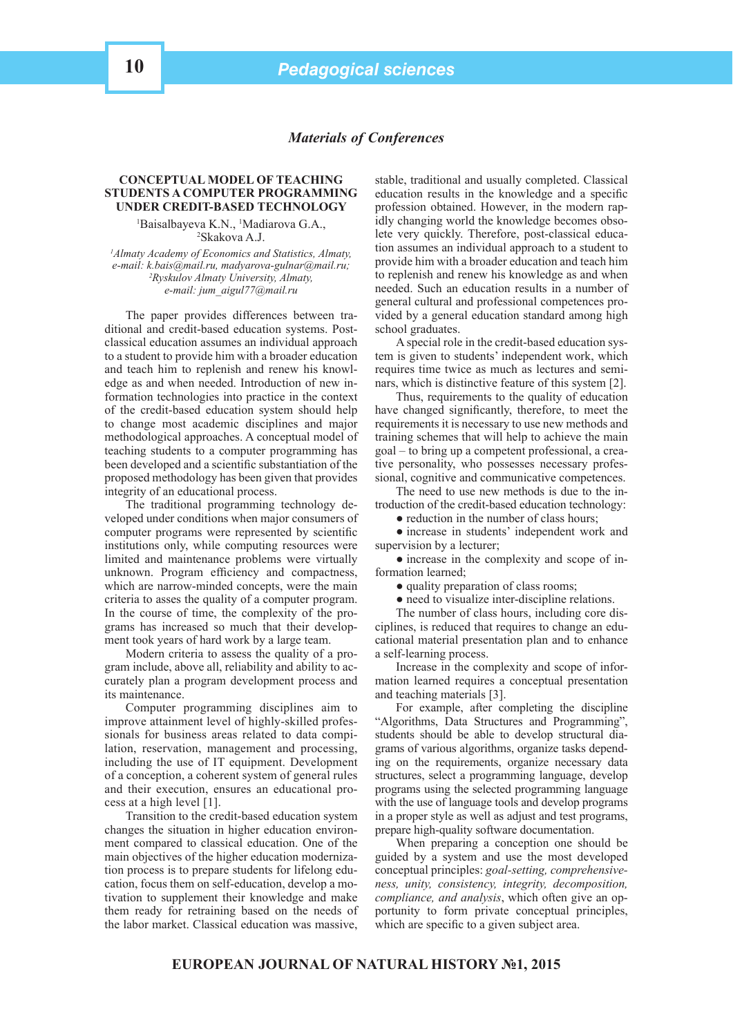## Materials of Conferences

### CONCEPTUAL MODEL OF TEACHING STUDENTS A COMPUTER PROGRAMMING UNDER CREDIT-BASED TECHNOLOGY

[1]Baisalbayeva K.N., [1]Madiarova G.A., [2]Skakova A.J.

*[1]Almaty Academy of Economics and Statistics, Almaty, e-mail: k.bais@mail.ru, madyarova-gulnar@mail.ru;*
*[2]Ryskulov Almaty University, Almaty, e-mail: jum_aigul77@mail.ru*

The paper provides differences between traditional and credit-based education systems. Post-classical education assumes an individual approach to a student to provide him with a broader education and teach him to replenish and renew his knowledge as and when needed. Introduction of new information technologies into practice in the context of the credit-based education system should help to change most academic disciplines and major methodological approaches. A conceptual model of teaching students to a computer programming has been developed and a scientific substantiation of the proposed methodology has been given that provides integrity of an educational process.

The traditional programming technology developed under conditions when major consumers of computer programs were represented by scientific institutions only, while computing resources were limited and maintenance problems were virtually unknown. Program efficiency and compactness, which are narrow-minded concepts, were the main criteria to asses the quality of a computer program. In the course of time, the complexity of the programs has increased so much that their development took years of hard work by a large team.

Modern criteria to assess the quality of a program include, above all, reliability and ability to accurately plan a program development process and its maintenance.

Computer programming disciplines aim to improve attainment level of highly-skilled professionals for business areas related to data compilation, reservation, management and processing, including the use of IT equipment. Development of a conception, a coherent system of general rules and their execution, ensures an educational process at a high level [1].

Transition to the credit-based education system changes the situation in higher education environment compared to classical education. One of the main objectives of the higher education modernization process is to prepare students for lifelong education, focus them on self-education, develop a motivation to supplement their knowledge and make them ready for retraining based on the needs of the labor market. Classical education was massive, stable, traditional and usually completed. Classical education results in the knowledge and a specific profession obtained. However, in the modern rapidly changing world the knowledge becomes obsolete very quickly. Therefore, post-classical education assumes an individual approach to a student to provide him with a broader education and teach him to replenish and renew his knowledge as and when needed. Such an education results in a number of general cultural and professional competences provided by a general education standard among high school graduates.

A special role in the credit-based education system is given to students' independent work, which requires time twice as much as lectures and seminars, which is distinctive feature of this system [2].

Thus, requirements to the quality of education have changed significantly, therefore, to meet the requirements it is necessary to use new methods and training schemes that will help to achieve the main goal – to bring up a competent professional, a creative personality, who possesses necessary professional, cognitive and communicative competences.

The need to use new methods is due to the introduction of the credit-based education technology:

- reduction in the number of class hours;
- increase in students' independent work and supervision by a lecturer;
- increase in the complexity and scope of information learned;
- quality preparation of class rooms;
- need to visualize inter-discipline relations.

The number of class hours, including core disciplines, is reduced that requires to change an educational material presentation plan and to enhance a self-learning process.

Increase in the complexity and scope of information learned requires a conceptual presentation and teaching materials [3].

For example, after completing the discipline "Algorithms, Data Structures and Programming", students should be able to develop structural diagrams of various algorithms, organize tasks depending on the requirements, organize necessary data structures, select a programming language, develop programs using the selected programming language with the use of language tools and develop programs in a proper style as well as adjust and test programs, prepare high-quality software documentation.

When preparing a conception one should be guided by a system and use the most developed conceptual principles: *goal-setting, comprehensiveness, unity, consistency, integrity, decomposition, compliance, and analysis*, which often give an opportunity to form private conceptual principles, which are specific to a given subject area.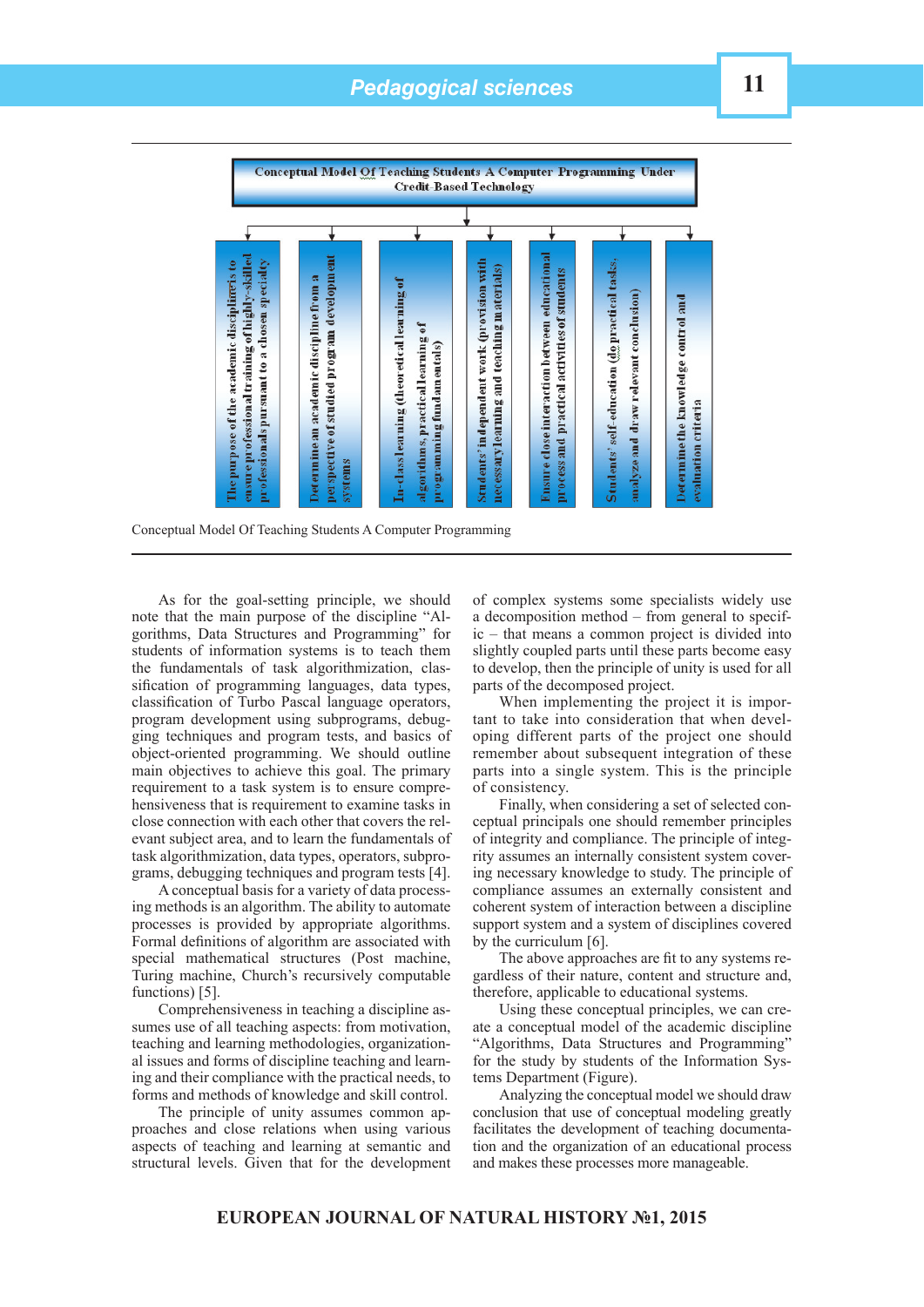Conceptual Model Of Teaching Students A Computer Programming Under Credit-Based Technology

The purpose of the academic discipline is to ensure professional training of highly-skilled professionals pursuant to a chosen specialty

Determine an academic discipline from a perspective of studied program development systems

In-class learning (theoretical learning of algorithms, practical learning of programming fundamentals)

Students' independent work (provision with necessary learning and teaching materials)

Ensure close interaction between educational process and practical activities of students

Students' self-education (do practical tasks, analyze and draw relevant conclusion)

Determine the knowledge control and evaluation criteria

Conceptual Model Of Teaching Students A Computer Programming

As for the goal-setting principle, we should note that the main purpose of the discipline "Algorithms, Data Structures and Programming" for students of information systems is to teach them the fundamentals of task algorithmization, classification of programming languages, data types, classification of Turbo Pascal language operators, program development using subprograms, debugging techniques and program tests, and basics of object-oriented programming. We should outline main objectives to achieve this goal. The primary requirement to a task system is to ensure comprehensiveness that is requirement to examine tasks in close connection with each other that covers the relevant subject area, and to learn the fundamentals of task algorithmization, data types, operators, subprograms, debugging techniques and program tests [4].

A conceptual basis for a variety of data processing methods is an algorithm. The ability to automate processes is provided by appropriate algorithms. Formal definitions of algorithm are associated with special mathematical structures (Post machine, Turing machine, Church's recursively computable functions) [5].

Comprehensiveness in teaching a discipline assumes use of all teaching aspects: from motivation, teaching and learning methodologies, organizational issues and forms of discipline teaching and learning and their compliance with the practical needs, to forms and methods of knowledge and skill control.

The principle of unity assumes common approaches and close relations when using various aspects of teaching and learning at semantic and structural levels. Given that for the development of complex systems some specialists widely use a decomposition method – from general to specific – that means a common project is divided into slightly coupled parts until these parts become easy to develop, then the principle of unity is used for all parts of the decomposed project.

When implementing the project it is important to take into consideration that when developing different parts of the project one should remember about subsequent integration of these parts into a single system. This is the principle of consistency.

Finally, when considering a set of selected conceptual principals one should remember principles of integrity and compliance. The principle of integrity assumes an internally consistent system covering necessary knowledge to study. The principle of compliance assumes an externally consistent and coherent system of interaction between a discipline support system and a system of disciplines covered by the curriculum [6].

The above approaches are fit to any systems regardless of their nature, content and structure and, therefore, applicable to educational systems.

Using these conceptual principles, we can create a conceptual model of the academic discipline "Algorithms, Data Structures and Programming" for the study by students of the Information Systems Department (Figure).

Analyzing the conceptual model we should draw conclusion that use of conceptual modeling greatly facilitates the development of teaching documentation and the organization of an educational process and makes these processes more manageable.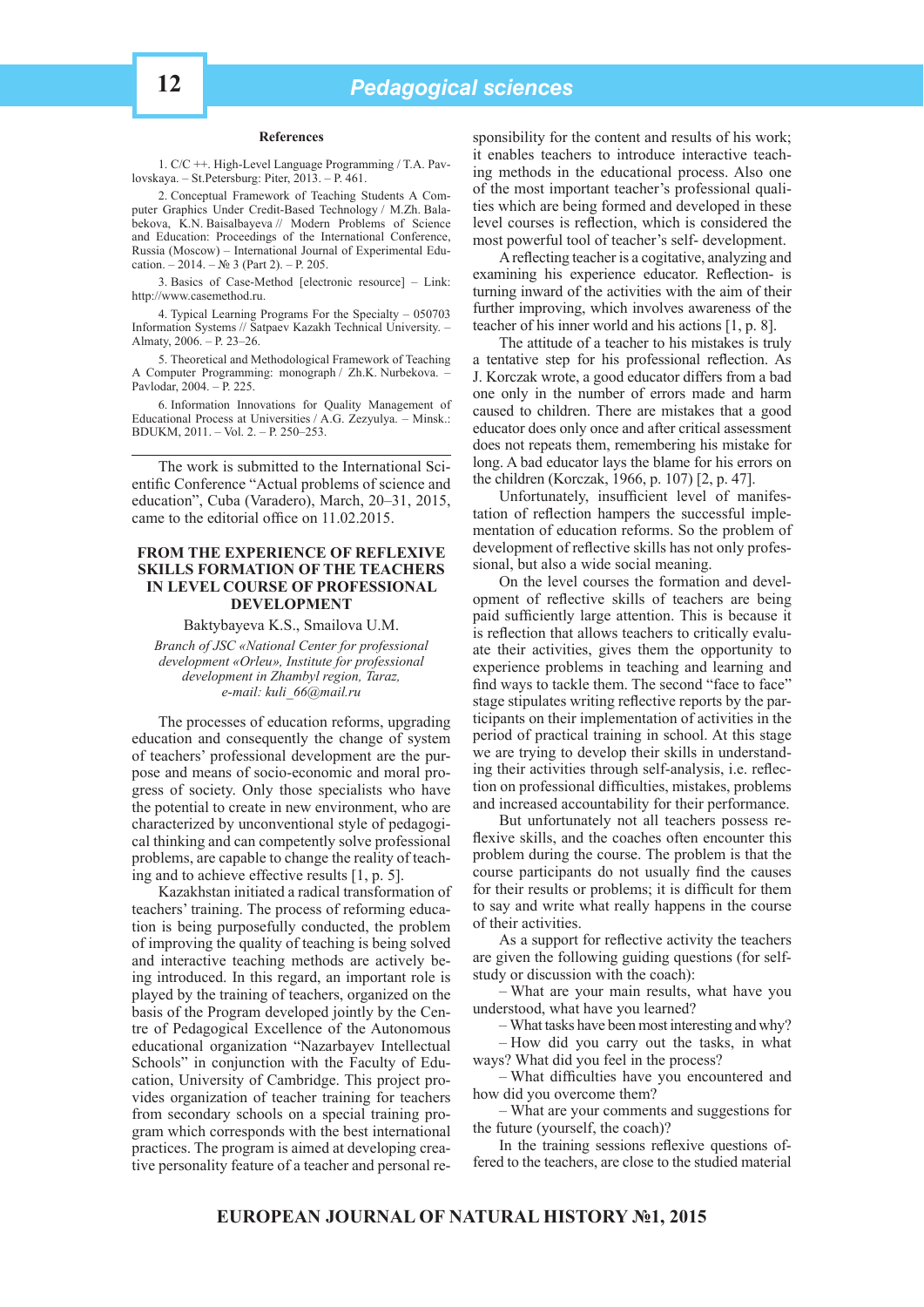## References

1. C/C ++. High-Level Language Programming / T.A. Pavlovskaya. – St.Petersburg: Piter, 2013. – P. 461.

2. Conceptual Framework of Teaching Students A Computer Graphics Under Credit-Based Technology / M.Zh. Balabekova, K.N. Baisalbayeva // Modern Problems of Science and Education: Proceedings of the International Conference, Russia (Moscow) – International Journal of Experimental Education. – 2014. – № 3 (Part 2). – P. 205.

3. Basics of Case-Method [electronic resource] – Link: http://www.casemethod.ru.

4. Typical Learning Programs For the Specialty – 050703 Information Systems // Satpaev Kazakh Technical University. – Almaty, 2006. – P. 23–26.

5. Theoretical and Methodological Framework of Teaching A Computer Programming: monograph / Zh.K. Nurbekova. – Pavlodar, 2004. – P. 225.

6. Information Innovations for Quality Management of Educational Process at Universities / A.G. Zezyulya. – Minsk.: BDUKM, 2011. – Vol. 2. – P. 250–253.

---

The work is submitted to the International Scientific Conference "Actual problems of science and education", Cuba (Varadero), March, 20–31, 2015, came to the editorial office on 11.02.2015.

## FROM THE EXPERIENCE OF REFLEXIVE SKILLS FORMATION OF THE TEACHERS IN LEVEL COURSE OF PROFESSIONAL DEVELOPMENT

Baktybayeva K.S., Smailova U.M.

*Branch of JSC «National Center for professional development «Orleu», Institute for professional development in Zhambyl region, Taraz, e-mail: kuli_66@mail.ru*

The processes of education reforms, upgrading education and consequently the change of system of teachers' professional development are the purpose and means of socio-economic and moral progress of society. Only those specialists who have the potential to create in new environment, who are characterized by unconventional style of pedagogical thinking and can competently solve professional problems, are capable to change the reality of teaching and to achieve effective results [1, p. 5].

Kazakhstan initiated a radical transformation of teachers' training. The process of reforming education is being purposefully conducted, the problem of improving the quality of teaching is being solved and interactive teaching methods are actively being introduced. In this regard, an important role is played by the training of teachers, organized on the basis of the Program developed jointly by the Centre of Pedagogical Excellence of the Autonomous educational organization "Nazarbayev Intellectual Schools" in conjunction with the Faculty of Education, University of Cambridge. This project provides organization of teacher training for teachers from secondary schools on a special training program which corresponds with the best international practices. The program is aimed at developing creative personality feature of a teacher and personal responsibility for the content and results of his work; it enables teachers to introduce interactive teaching methods in the educational process. Also one of the most important teacher's professional qualities which are being formed and developed in these level courses is reflection, which is considered the most powerful tool of teacher's self- development.

A reflecting teacher is a cogitative, analyzing and examining his experience educator. Reflection- is turning inward of the activities with the aim of their further improving, which involves awareness of the teacher of his inner world and his actions [1, p. 8].

The attitude of a teacher to his mistakes is truly a tentative step for his professional reflection. As J. Korczak wrote, a good educator differs from a bad one only in the number of errors made and harm caused to children. There are mistakes that a good educator does only once and after critical assessment does not repeats them, remembering his mistake for long. A bad educator lays the blame for his errors on the children (Korczak, 1966, p. 107) [2, p. 47].

Unfortunately, insufficient level of manifestation of reflection hampers the successful implementation of education reforms. So the problem of development of reflective skills has not only professional, but also a wide social meaning.

On the level courses the formation and development of reflective skills of teachers are being paid sufficiently large attention. This is because it is reflection that allows teachers to critically evaluate their activities, gives them the opportunity to experience problems in teaching and learning and find ways to tackle them. The second "face to face" stage stipulates writing reflective reports by the participants on their implementation of activities in the period of practical training in school. At this stage we are trying to develop their skills in understanding their activities through self-analysis, i.e. reflection on professional difficulties, mistakes, problems and increased accountability for their performance.

But unfortunately not all teachers possess reflexive skills, and the coaches often encounter this problem during the course. The problem is that the course participants do not usually find the causes for their results or problems; it is difficult for them to say and write what really happens in the course of their activities.

As a support for reflective activity the teachers are given the following guiding questions (for self-study or discussion with the coach):

– What are your main results, what have you understood, what have you learned?

– What tasks have been most interesting and why?

– How did you carry out the tasks, in what ways? What did you feel in the process?

– What difficulties have you encountered and how did you overcome them?

– What are your comments and suggestions for the future (yourself, the coach)?

In the training sessions reflexive questions offered to the teachers, are close to the studied material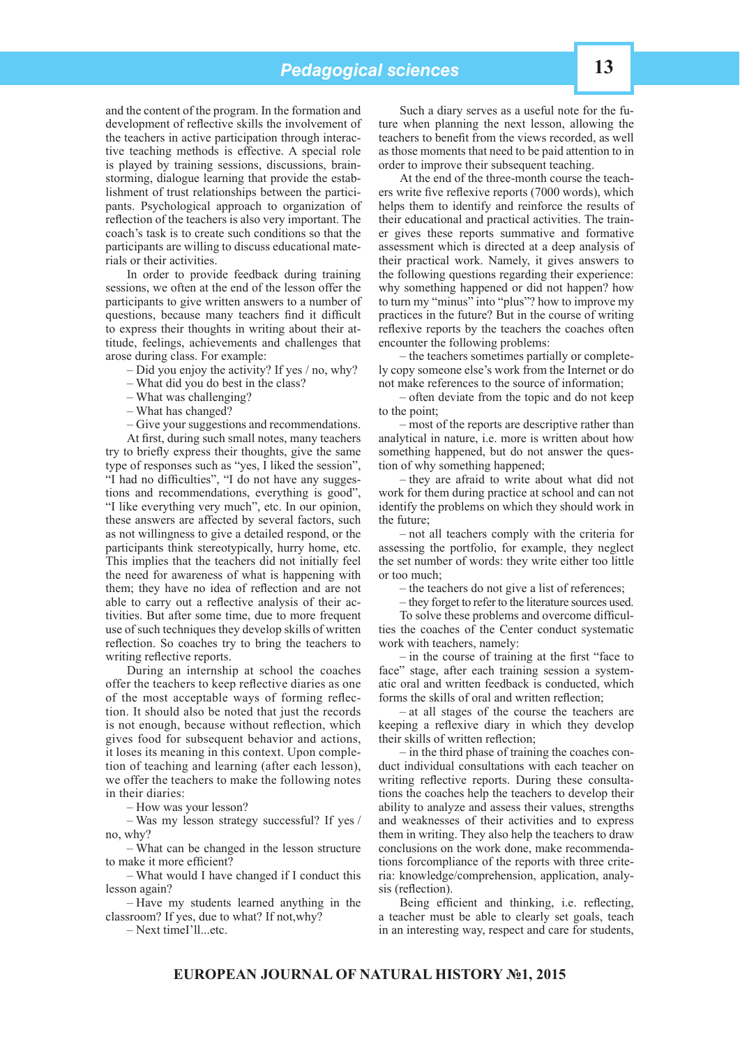and the content of the program. In the formation and development of reflective skills the involvement of the teachers in active participation through interactive teaching methods is effective. A special role is played by training sessions, discussions, brainstorming, dialogue learning that provide the establishment of trust relationships between the participants. Psychological approach to organization of reflection of the teachers is also very important. The coach's task is to create such conditions so that the participants are willing to discuss educational materials or their activities.

In order to provide feedback during training sessions, we often at the end of the lesson offer the participants to give written answers to a number of questions, because many teachers find it difficult to express their thoughts in writing about their attitude, feelings, achievements and challenges that arose during class. For example:

– Did you enjoy the activity? If yes / no, why?
– What did you do best in the class?
– What was challenging?
– What has changed?
– Give your suggestions and recommendations.

At first, during such small notes, many teachers try to briefly express their thoughts, give the same type of responses such as "yes, I liked the session", "I had no difficulties", "I do not have any suggestions and recommendations, everything is good", "I like everything very much", etc. In our opinion, these answers are affected by several factors, such as not willingness to give a detailed respond, or the participants think stereotypically, hurry home, etc. This implies that the teachers did not initially feel the need for awareness of what is happening with them; they have no idea of reflection and are not able to carry out a reflective analysis of their activities. But after some time, due to more frequent use of such techniques they develop skills of written reflection. So coaches try to bring the teachers to writing reflective reports.

During an internship at school the coaches offer the teachers to keep reflective diaries as one of the most acceptable ways of forming reflection. It should also be noted that just the records is not enough, because without reflection, which gives food for subsequent behavior and actions, it loses its meaning in this context. Upon completion of teaching and learning (after each lesson), we offer the teachers to make the following notes in their diaries:

– How was your lesson?
– Was my lesson strategy successful? If yes / no, why?
– What can be changed in the lesson structure to make it more efficient?
– What would I have changed if I conduct this lesson again?
– Have my students learned anything in the classroom? If yes, due to what? If not,why?
– Next timeI'll...etc.

Such a diary serves as a useful note for the future when planning the next lesson, allowing the teachers to benefit from the views recorded, as well as those moments that need to be paid attention to in order to improve their subsequent teaching.

At the end of the three-month course the teachers write five reflexive reports (7000 words), which helps them to identify and reinforce the results of their educational and practical activities. The trainer gives these reports summative and formative assessment which is directed at a deep analysis of their practical work. Namely, it gives answers to the following questions regarding their experience: why something happened or did not happen? how to turn my "minus" into "plus"? how to improve my practices in the future? But in the course of writing reflexive reports by the teachers the coaches often encounter the following problems:

– the teachers sometimes partially or completely copy someone else's work from the Internet or do not make references to the source of information;
– often deviate from the topic and do not keep to the point;
– most of the reports are descriptive rather than analytical in nature, i.e. more is written about how something happened, but do not answer the question of why something happened;
– they are afraid to write about what did not work for them during practice at school and can not identify the problems on which they should work in the future;
– not all teachers comply with the criteria for assessing the portfolio, for example, they neglect the set number of words: they write either too little or too much;
– the teachers do not give a list of references;
– they forget to refer to the literature sources used.

To solve these problems and overcome difficulties the coaches of the Center conduct systematic work with teachers, namely:

– in the course of training at the first "face to face" stage, after each training session a systematic oral and written feedback is conducted, which forms the skills of oral and written reflection;
– at all stages of the course the teachers are keeping a reflexive diary in which they develop their skills of written reflection;
– in the third phase of training the coaches conduct individual consultations with each teacher on writing reflective reports. During these consultations the coaches help the teachers to develop their ability to analyze and assess their values, strengths and weaknesses of their activities and to express them in writing. They also help the teachers to draw conclusions on the work done, make recommendations forcompliance of the reports with three criteria: knowledge/comprehension, application, analysis (reflection).

Being efficient and thinking, i.e. reflecting, a teacher must be able to clearly set goals, teach in an interesting way, respect and care for students,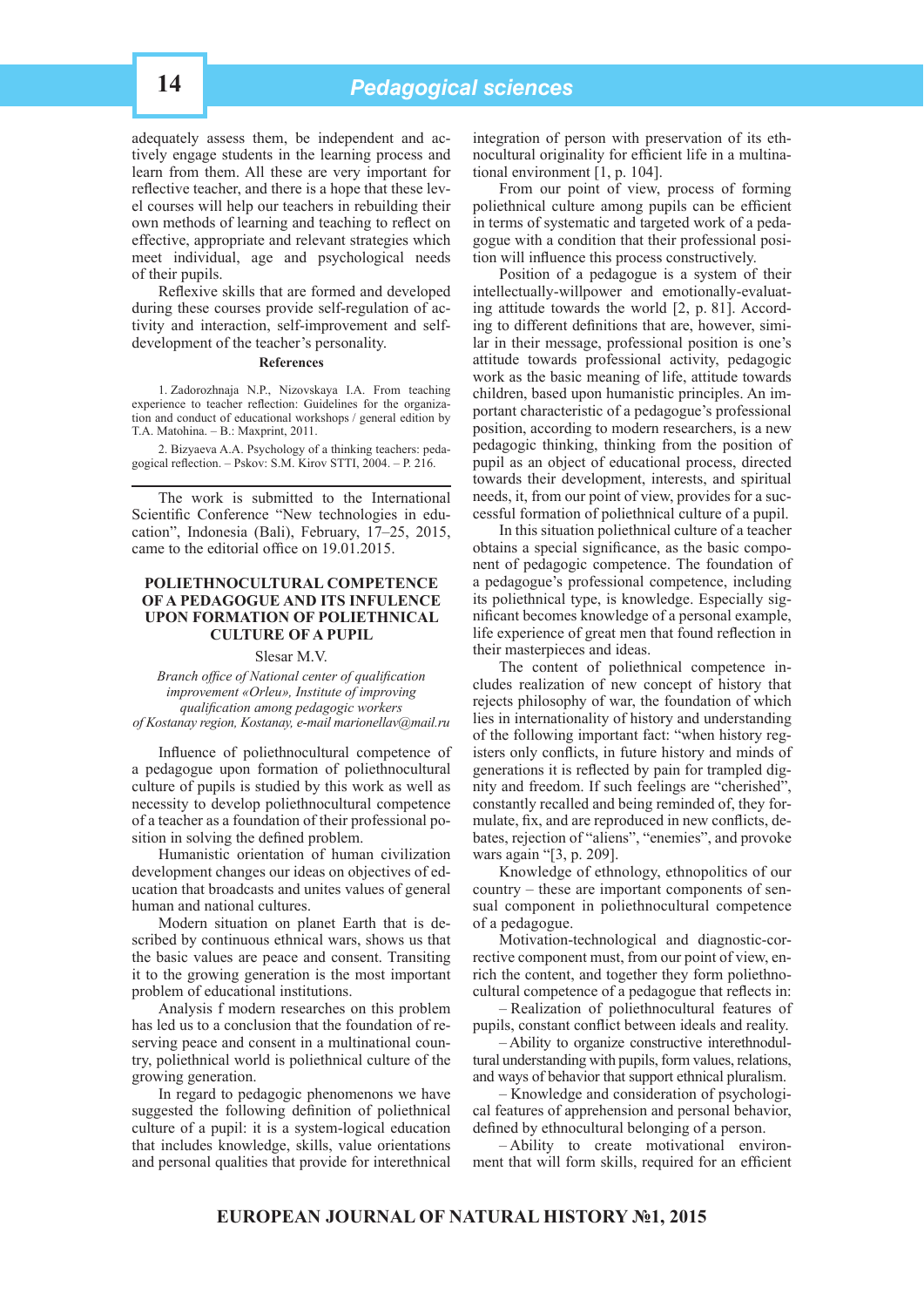adequately assess them, be independent and actively engage students in the learning process and learn from them. All these are very important for reflective teacher, and there is a hope that these level courses will help our teachers in rebuilding their own methods of learning and teaching to reflect on effective, appropriate and relevant strategies which meet individual, age and psychological needs of their pupils.

Reflexive skills that are formed and developed during these courses provide self-regulation of activity and interaction, self-improvement and self-development of the teacher's personality.

**References**

1. Zadorozhnaja N.P., Nizovskaya I.A. From teaching experience to teacher reflection: Guidelines for the organization and conduct of educational workshops / general edition by T.A. Matohina. – B.: Maxprint, 2011.

2. Bizyaeva A.A. Psychology of a thinking teachers: pedagogical reflection. – Pskov: S.M. Kirov STTI, 2004. – P. 216.

---

The work is submitted to the International Scientific Conference "New technologies in education", Indonesia (Bali), February, 17–25, 2015, came to the editorial office on 19.01.2015.

## POLIETHNOCULTURAL COMPETENCE OF A PEDAGOGUE AND ITS INFULENCE UPON FORMATION OF POLIETHNICAL CULTURE OF A PUPIL

Slesar M.V.

*Branch office of National center of qualification improvement «Orleu», Institute of improving qualification among pedagogic workers of Kostanay region, Kostanay, e-mail marionellav@mail.ru*

Influence of poliethnocultural competence of a pedagogue upon formation of poliethnocultural culture of pupils is studied by this work as well as necessity to develop poliethnocultural competence of a teacher as a foundation of their professional position in solving the defined problem.

Humanistic orientation of human civilization development changes our ideas on objectives of education that broadcasts and unites values of general human and national cultures.

Modern situation on planet Earth that is described by continuous ethnical wars, shows us that the basic values are peace and consent. Transiting it to the growing generation is the most important problem of educational institutions.

Analysis f modern researches on this problem has led us to a conclusion that the foundation of reserving peace and consent in a multinational country, poliethnical world is poliethnical culture of the growing generation.

In regard to pedagogic phenomenons we have suggested the following definition of poliethnical culture of a pupil: it is a system-logical education that includes knowledge, skills, value orientations and personal qualities that provide for interethnical integration of person with preservation of its ethnocultural originality for efficient life in a multinational environment [1, p. 104].

From our point of view, process of forming poliethnical culture among pupils can be efficient in terms of systematic and targeted work of a pedagogue with a condition that their professional position will influence this process constructively.

Position of a pedagogue is a system of their intellectually-willpower and emotionally-evaluating attitude towards the world [2, p. 81]. According to different definitions that are, however, similar in their message, professional position is one's attitude towards professional activity, pedagogic work as the basic meaning of life, attitude towards children, based upon humanistic principles. An important characteristic of a pedagogue's professional position, according to modern researchers, is a new pedagogic thinking, thinking from the position of pupil as an object of educational process, directed towards their development, interests, and spiritual needs, it, from our point of view, provides for a successful formation of poliethnical culture of a pupil.

In this situation poliethnical culture of a teacher obtains a special significance, as the basic component of pedagogic competence. The foundation of a pedagogue's professional competence, including its poliethnical type, is knowledge. Especially significant becomes knowledge of a personal example, life experience of great men that found reflection in their masterpieces and ideas.

The content of poliethnical competence includes realization of new concept of history that rejects philosophy of war, the foundation of which lies in internationality of history and understanding of the following important fact: "when history registers only conflicts, in future history and minds of generations it is reflected by pain for trampled dignity and freedom. If such feelings are "cherished", constantly recalled and being reminded of, they formulate, fix, and are reproduced in new conflicts, debates, rejection of "aliens", "enemies", and provoke wars again "[3, p. 209].

Knowledge of ethnology, ethnopolitics of our country – these are important components of sensual component in poliethnocultural competence of a pedagogue.

Motivation-technological and diagnostic-corrective component must, from our point of view, enrich the content, and together they form poliethnocultural competence of a pedagogue that reflects in:

– Realization of poliethnocultural features of pupils, constant conflict between ideals and reality.

– Ability to organize constructive interethnodultural understanding with pupils, form values, relations, and ways of behavior that support ethnical pluralism.

– Knowledge and consideration of psychological features of apprehension and personal behavior, defined by ethnocultural belonging of a person.

– Ability to create motivational environment that will form skills, required for an efficient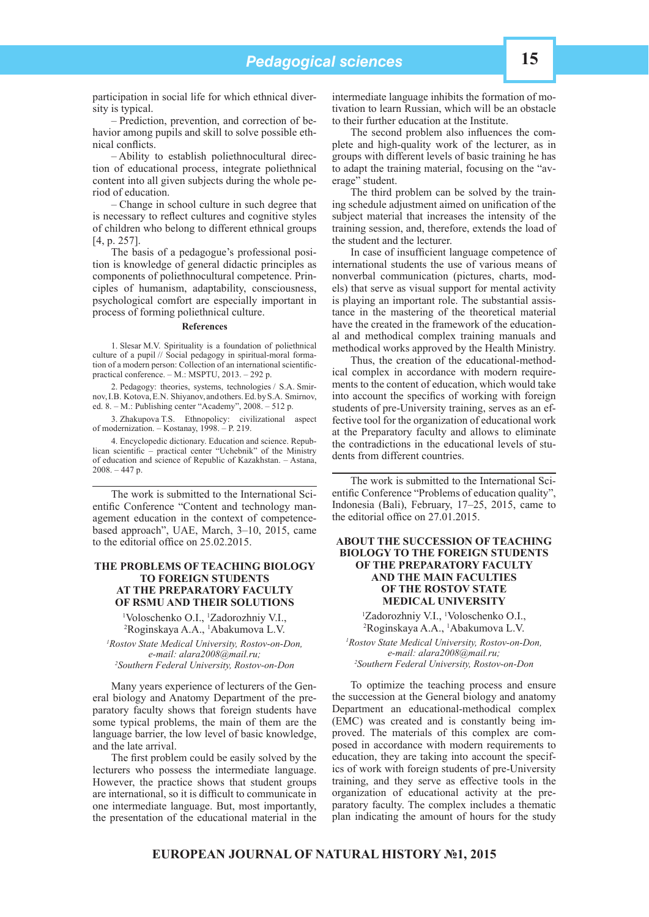participation in social life for which ethnical diversity is typical.

– Prediction, prevention, and correction of behavior among pupils and skill to solve possible ethnical conflicts.

– Ability to establish poliethnocultural direction of educational process, integrate poliethnical content into all given subjects during the whole period of education.

– Change in school culture in such degree that is necessary to reflect cultures and cognitive styles of children who belong to different ethnical groups [4, p. 257].

The basis of a pedagogue's professional position is knowledge of general didactic principles as components of poliethnocultural competence. Principles of humanism, adaptability, consciousness, psychological comfort are especially important in process of forming poliethnical culture.

**References**

1. Slesar M.V. Spirituality is a foundation of poliethnical culture of a pupil // Social pedagogy in spiritual-moral formation of a modern person: Collection of an international scientific-practical conference. – M.: MSPTU, 2013. – 292 p.

2. Pedagogy: theories, systems, technologies / S.A. Smirnov, I.B. Kotova, E.N. Shiyanov, and others. Ed. by S.A. Smirnov, ed. 8. – M.: Publishing center "Academy", 2008. – 512 p.

3. Zhakupova T.S. Ethnopolicy: civilizational aspect of modernization. – Kostanay, 1998. – P. 219.

4. Encyclopedic dictionary. Education and science. Republican scientific – practical center "Uchebnik" of the Ministry of education and science of Republic of Kazakhstan. – Astana, 2008. – 447 p.

---

The work is submitted to the International Scientific Conference "Content and technology management education in the context of competence-based approach", UAE, March, 3–10, 2015, came to the editorial office on 25.02.2015.

## THE PROBLEMS OF TEACHING BIOLOGY TO FOREIGN STUDENTS AT THE PREPARATORY FACULTY OF RSMU AND THEIR SOLUTIONS

[1]Voloschenko O.I., [1]Zadorozhniy V.I., [2]Roginskaya A.A., [1]Abakumova L.V.

*[1]Rostov State Medical University, Rostov-on-Don, e-mail: alara2008@mail.ru;*
*[2]Southern Federal University, Rostov-on-Don*

Many years experience of lecturers of the General biology and Anatomy Department of the preparatory faculty shows that foreign students have some typical problems, the main of them are the language barrier, the low level of basic knowledge, and the late arrival.

The first problem could be easily solved by the lecturers who possess the intermediate language. However, the practice shows that student groups are international, so it is difficult to communicate in one intermediate language. But, most importantly, the presentation of the educational material in the intermediate language inhibits the formation of motivation to learn Russian, which will be an obstacle to their further education at the Institute.

The second problem also influences the complete and high-quality work of the lecturer, as in groups with different levels of basic training he has to adapt the training material, focusing on the "average" student.

The third problem can be solved by the training schedule adjustment aimed on unification of the subject material that increases the intensity of the training session, and, therefore, extends the load of the student and the lecturer.

In case of insufficient language competence of international students the use of various means of nonverbal communication (pictures, charts, models) that serve as visual support for mental activity is playing an important role. The substantial assistance in the mastering of the theoretical material have the created in the framework of the educational and methodical complex training manuals and methodical works approved by the Health Ministry.

Thus, the creation of the educational-methodical complex in accordance with modern requirements to the content of education, which would take into account the specifics of working with foreign students of pre-University training, serves as an effective tool for the organization of educational work at the Preparatory faculty and allows to eliminate the contradictions in the educational levels of students from different countries.

---

The work is submitted to the International Scientific Conference "Problems of education quality", Indonesia (Bali), February, 17–25, 2015, came to the editorial office on 27.01.2015.

## ABOUT THE SUCCESSION OF TEACHING BIOLOGY TO THE FOREIGN STUDENTS OF THE PREPARATORY FACULTY AND THE MAIN FACULTIES OF THE ROSTOV STATE MEDICAL UNIVERSITY

[1]Zadorozhniy V.I., [1]Voloschenko O.I., [2]Roginskaya A.A., [1]Abakumova L.V.

*[1]Rostov State Medical University, Rostov-on-Don, e-mail: alara2008@mail.ru;*
*[2]Southern Federal University, Rostov-on-Don*

To optimize the teaching process and ensure the succession at the General biology and anatomy Department an educational-methodical complex (EMC) was created and is constantly being improved. The materials of this complex are composed in accordance with modern requirements to education, they are taking into account the specifics of work with foreign students of pre-University training, and they serve as effective tools in the organization of educational activity at the preparatory faculty. The complex includes a thematic plan indicating the amount of hours for the study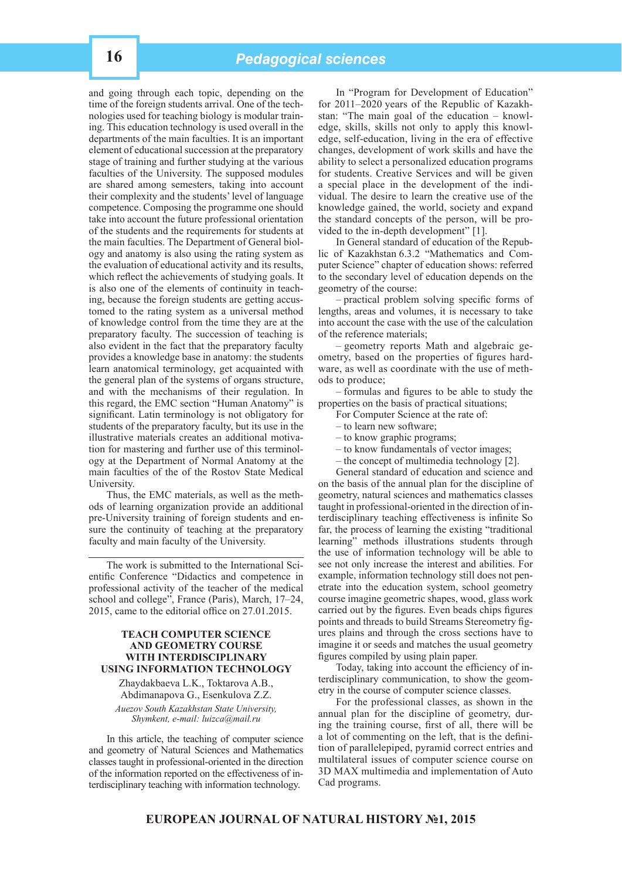and going through each topic, depending on the time of the foreign students arrival. One of the technologies used for teaching biology is modular training. This education technology is used overall in the departments of the main faculties. It is an important element of educational succession at the preparatory stage of training and further studying at the various faculties of the University. The supposed modules are shared among semesters, taking into account their complexity and the students' level of language competence. Composing the programme one should take into account the future professional orientation of the students and the requirements for students at the main faculties. The Department of General biology and anatomy is also using the rating system as the evaluation of educational activity and its results, which reflect the achievements of studying goals. It is also one of the elements of continuity in teaching, because the foreign students are getting accustomed to the rating system as a universal method of knowledge control from the time they are at the preparatory faculty. The succession of teaching is also evident in the fact that the preparatory faculty provides a knowledge base in anatomy: the students learn anatomical terminology, get acquainted with the general plan of the systems of organs structure, and with the mechanisms of their regulation. In this regard, the EMC section "Human Anatomy" is significant. Latin terminology is not obligatory for students of the preparatory faculty, but its use in the illustrative materials creates an additional motivation for mastering and further use of this terminology at the Department of Normal Anatomy at the main faculties of the of the Rostov State Medical University.

Thus, the EMC materials, as well as the methods of learning organization provide an additional pre-University training of foreign students and ensure the continuity of teaching at the preparatory faculty and main faculty of the University.

---

The work is submitted to the International Scientific Conference "Didactics and competence in professional activity of the teacher of the medical school and college", France (Paris), March, 17–24, 2015, came to the editorial office on 27.01.2015.

## TEACH COMPUTER SCIENCE AND GEOMETRY COURSE WITH INTERDISCIPLINARY USING INFORMATION TECHNOLOGY

Zhaydakbaeva L.K., Toktarova A.B., Abdimanapova G., Esenkulova Z.Z.

*Auezov South Kazakhstan State University, Shymkent, e-mail: luizca@mail.ru*

In this article, the teaching of computer science and geometry of Natural Sciences and Mathematics classes taught in professional-oriented in the direction of the information reported on the effectiveness of interdisciplinary teaching with information technology.

In "Program for Development of Education" for 2011–2020 years of the Republic of Kazakhstan: "The main goal of the education – knowledge, skills, skills not only to apply this knowledge, self-education, living in the era of effective changes, development of work skills and have the ability to select a personalized education programs for students. Creative Services and will be given a special place in the development of the individual. The desire to learn the creative use of the knowledge gained, the world, society and expand the standard concepts of the person, will be provided to the in-depth development" [1].

In General standard of education of the Republic of Kazakhstan 6.3.2 "Mathematics and Computer Science" chapter of education shows: referred to the secondary level of education depends on the geometry of the course:

– practical problem solving specific forms of lengths, areas and volumes, it is necessary to take into account the case with the use of the calculation of the reference materials;

– geometry reports Math and algebraic geometry, based on the properties of figures hardware, as well as coordinate with the use of methods to produce;

– formulas and figures to be able to study the properties on the basis of practical situations;

For Computer Science at the rate of:

– to learn new software;

– to know graphic programs;

– to know fundamentals of vector images;

– the concept of multimedia technology [2].

General standard of education and science and on the basis of the annual plan for the discipline of geometry, natural sciences and mathematics classes taught in professional-oriented in the direction of interdisciplinary teaching effectiveness is infinite So far, the process of learning the existing "traditional learning" methods illustrations students through the use of information technology will be able to see not only increase the interest and abilities. For example, information technology still does not penetrate into the education system, school geometry course imagine geometric shapes, wood, glass work carried out by the figures. Even beads chips figures points and threads to build Streams Stereometry figures plains and through the cross sections have to imagine it or seeds and matches the usual geometry figures compiled by using plain paper.

Today, taking into account the efficiency of interdisciplinary communication, to show the geometry in the course of computer science classes.

For the professional classes, as shown in the annual plan for the discipline of geometry, during the training course, first of all, there will be a lot of commenting on the left, that is the definition of parallelepiped, pyramid correct entries and multilateral issues of computer science course on 3D MAX multimedia and implementation of Auto Cad programs.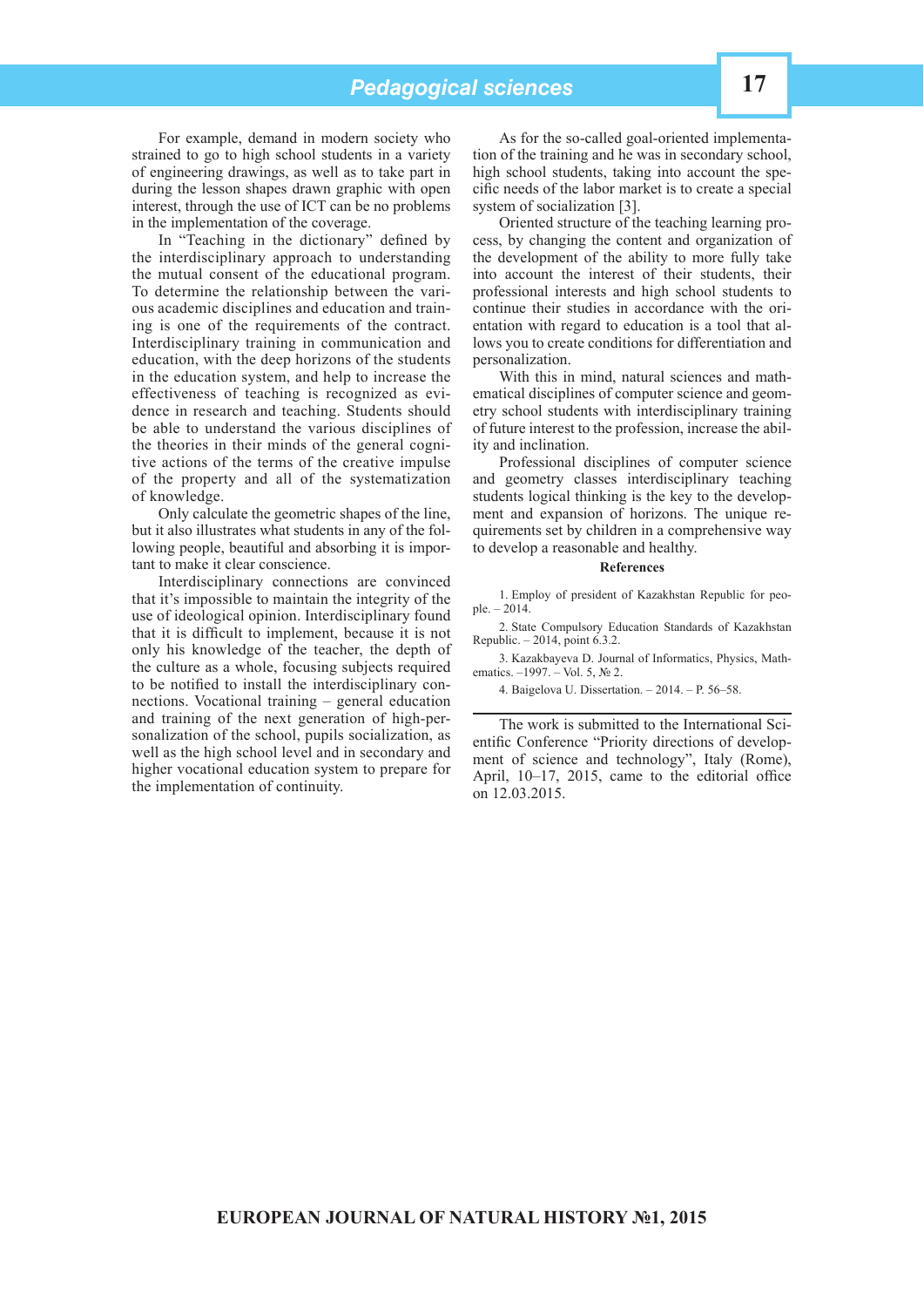For example, demand in modern society who strained to go to high school students in a variety of engineering drawings, as well as to take part in during the lesson shapes drawn graphic with open interest, through the use of ICT can be no problems in the implementation of the coverage.

In "Teaching in the dictionary" defined by the interdisciplinary approach to understanding the mutual consent of the educational program. To determine the relationship between the various academic disciplines and education and training is one of the requirements of the contract. Interdisciplinary training in communication and education, with the deep horizons of the students in the education system, and help to increase the effectiveness of teaching is recognized as evidence in research and teaching. Students should be able to understand the various disciplines of the theories in their minds of the general cognitive actions of the terms of the creative impulse of the property and all of the systematization of knowledge.

Only calculate the geometric shapes of the line, but it also illustrates what students in any of the following people, beautiful and absorbing it is important to make it clear conscience.

Interdisciplinary connections are convinced that it's impossible to maintain the integrity of the use of ideological opinion. Interdisciplinary found that it is difficult to implement, because it is not only his knowledge of the teacher, the depth of the culture as a whole, focusing subjects required to be notified to install the interdisciplinary connections. Vocational training – general education and training of the next generation of high-personalization of the school, pupils socialization, as well as the high school level and in secondary and higher vocational education system to prepare for the implementation of continuity.

As for the so-called goal-oriented implementation of the training and he was in secondary school, high school students, taking into account the specific needs of the labor market is to create a special system of socialization [3].

Oriented structure of the teaching learning process, by changing the content and organization of the development of the ability to more fully take into account the interest of their students, their professional interests and high school students to continue their studies in accordance with the orientation with regard to education is a tool that allows you to create conditions for differentiation and personalization.

With this in mind, natural sciences and mathematical disciplines of computer science and geometry school students with interdisciplinary training of future interest to the profession, increase the ability and inclination.

Professional disciplines of computer science and geometry classes interdisciplinary teaching students logical thinking is the key to the development and expansion of horizons. The unique requirements set by children in a comprehensive way to develop a reasonable and healthy.

## References

1. Employ of president of Kazakhstan Republic for people. – 2014.

2. State Compulsory Education Standards of Kazakhstan Republic. – 2014, point 6.3.2.

3. Kazakbayeva D. Journal of Informatics, Physics, Mathematics. –1997. – Vol. 5, № 2.

4. Baigelova U. Dissertation. – 2014. – P. 56–58.

---

The work is submitted to the International Scientific Conference "Priority directions of development of science and technology", Italy (Rome), April, 10–17, 2015, came to the editorial office on 12.03.2015.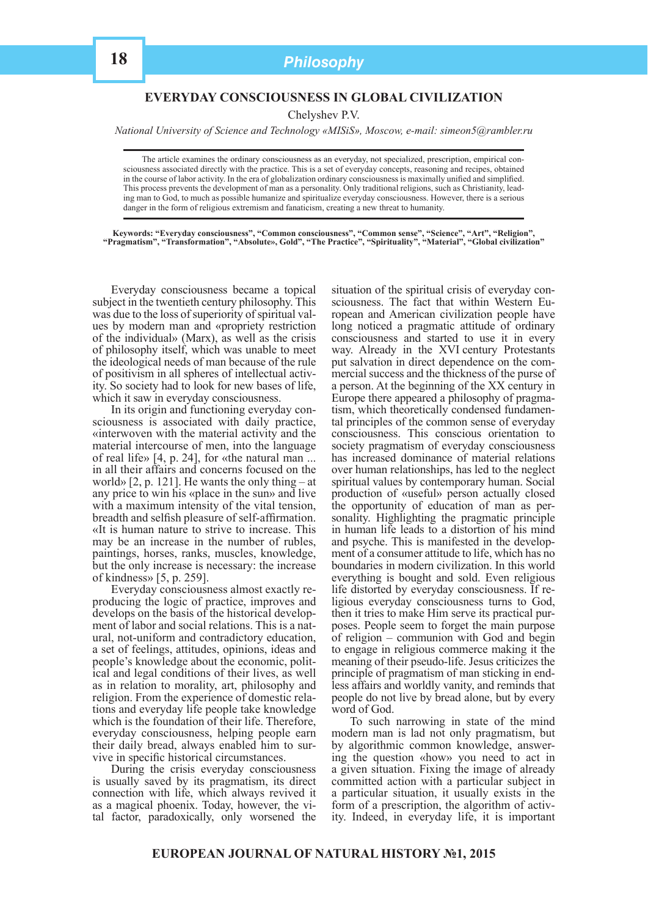# EVERYDAY CONSCIOUSNESS IN GLOBAL CIVILIZATION

Chelyshev P.V.

*National University of Science and Technology «MISiS», Moscow, e-mail: simeon5@rambler.ru*

The article examines the ordinary consciousness as an everyday, not specialized, prescription, empirical consciousness associated directly with the practice. This is a set of everyday concepts, reasoning and recipes, obtained in the course of labor activity. In the era of globalization ordinary consciousness is maximally unified and simplified. This process prevents the development of man as a personality. Only traditional religions, such as Christianity, leading man to God, to much as possible humanize and spiritualize everyday consciousness. However, there is a serious danger in the form of religious extremism and fanaticism, creating a new threat to humanity.

**Keywords: "Everyday consciousness", "Common consciousness", "Common sense", "Science", "Art", "Religion", "Pragmatism", "Transformation", "Absolute», Gold", "The Practice", "Spirituality", "Material", "Global civilization"**

Everyday consciousness became a topical subject in the twentieth century philosophy. This was due to the loss of superiority of spiritual values by modern man and «propriety restriction of the individual» (Marx), as well as the crisis of philosophy itself, which was unable to meet the ideological needs of man because of the rule of positivism in all spheres of intellectual activity. So society had to look for new bases of life, which it saw in everyday consciousness.

In its origin and functioning everyday consciousness is associated with daily practice, «interwoven with the material activity and the material intercourse of men, into the language of real life» [4, p. 24], for «the natural man ... in all their affairs and concerns focused on the world» [2, p. 121]. He wants the only thing – at any price to win his «place in the sun» and live with a maximum intensity of the vital tension, breadth and selfish pleasure of self-affirmation. «It is human nature to strive to increase. This may be an increase in the number of rubles, paintings, horses, ranks, muscles, knowledge, but the only increase is necessary: the increase of kindness» [5, p. 259].

Everyday consciousness almost exactly reproducing the logic of practice, improves and develops on the basis of the historical development of labor and social relations. This is a natural, not-uniform and contradictory education, a set of feelings, attitudes, opinions, ideas and people's knowledge about the economic, political and legal conditions of their lives, as well as in relation to morality, art, philosophy and religion. From the experience of domestic relations and everyday life people take knowledge which is the foundation of their life. Therefore, everyday consciousness, helping people earn their daily bread, always enabled him to survive in specific historical circumstances.

During the crisis everyday consciousness is usually saved by its pragmatism, its direct connection with life, which always revived it as a magical phoenix. Today, however, the vital factor, paradoxically, only worsened the situation of the spiritual crisis of everyday consciousness. The fact that within Western European and American civilization people have long noticed a pragmatic attitude of ordinary consciousness and started to use it in every way. Already in the XVI century Protestants put salvation in direct dependence on the commercial success and the thickness of the purse of a person. At the beginning of the XX century in Europe there appeared a philosophy of pragmatism, which theoretically condensed fundamental principles of the common sense of everyday consciousness. This conscious orientation to society pragmatism of everyday consciousness has increased dominance of material relations over human relationships, has led to the neglect spiritual values by contemporary human. Social production of «useful» person actually closed the opportunity of education of man as personality. Highlighting the pragmatic principle in human life leads to a distortion of his mind and psyche. This is manifested in the development of a consumer attitude to life, which has no boundaries in modern civilization. In this world everything is bought and sold. Even religious life distorted by everyday consciousness. If religious everyday consciousness turns to God, then it tries to make Him serve its practical purposes. People seem to forget the main purpose of religion – communion with God and begin to engage in religious commerce making it the meaning of their pseudo-life. Jesus criticizes the principle of pragmatism of man sticking in endless affairs and worldly vanity, and reminds that people do not live by bread alone, but by every word of God.

To such narrowing in state of the mind modern man is lad not only pragmatism, but by algorithmic common knowledge, answering the question «how» you need to act in a given situation. Fixing the image of already committed action with a particular subject in a particular situation, it usually exists in the form of a prescription, the algorithm of activity. Indeed, in everyday life, it is important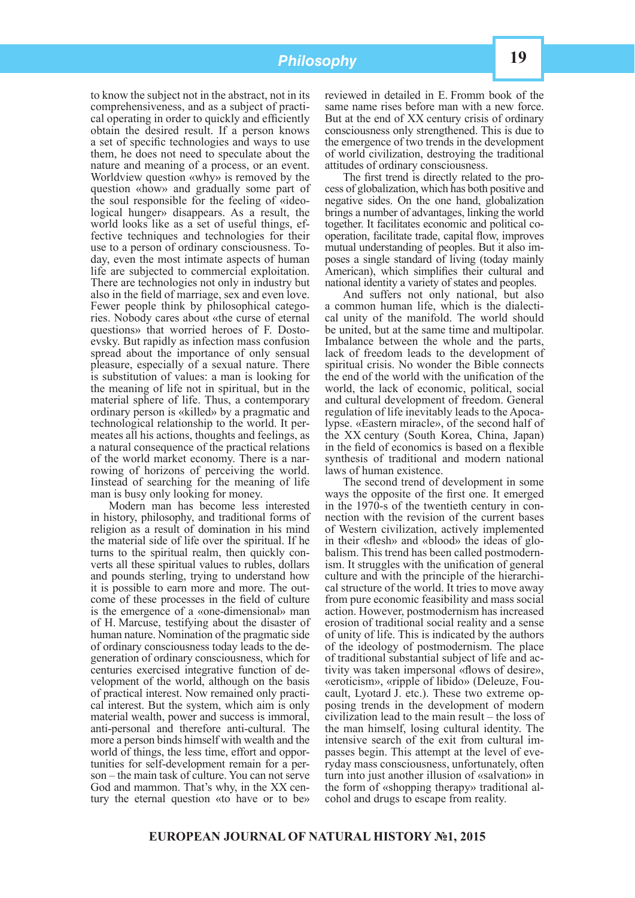to know the subject not in the abstract, not in its comprehensiveness, and as a subject of practical operating in order to quickly and efficiently obtain the desired result. If a person knows a set of specific technologies and ways to use them, he does not need to speculate about the nature and meaning of a process, or an event. Worldview question «why» is removed by the question «how» and gradually some part of the soul responsible for the feeling of «ideological hunger» disappears. As a result, the world looks like as a set of useful things, effective techniques and technologies for their use to a person of ordinary consciousness. Today, even the most intimate aspects of human life are subjected to commercial exploitation. There are technologies not only in industry but also in the field of marriage, sex and even love. Fewer people think by philosophical categories. Nobody cares about «the curse of eternal questions» that worried heroes of F. Dostoevsky. But rapidly as infection mass confusion spread about the importance of only sensual pleasure, especially of a sexual nature. There is substitution of values: a man is looking for the meaning of life not in spiritual, but in the material sphere of life. Thus, a contemporary ordinary person is «killed» by a pragmatic and technological relationship to the world. It permeates all his actions, thoughts and feelings, as a natural consequence of the practical relations of the world market economy. There is a narrowing of horizons of perceiving the world. Iinstead of searching for the meaning of life man is busy only looking for money.

Modern man has become less interested in history, philosophy, and traditional forms of religion as a result of domination in his mind the material side of life over the spiritual. If he turns to the spiritual realm, then quickly converts all these spiritual values to rubles, dollars and pounds sterling, trying to understand how it is possible to earn more and more. The outcome of these processes in the field of culture is the emergence of a «one-dimensional» man of H. Marcuse, testifying about the disaster of human nature. Nomination of the pragmatic side of ordinary consciousness today leads to the degeneration of ordinary consciousness, which for centuries exercised integrative function of development of the world, although on the basis of practical interest. Now remained only practical interest. But the system, which aim is only material wealth, power and success is immoral, anti-personal and therefore anti-cultural. The more a person binds himself with wealth and the world of things, the less time, effort and opportunities for self-development remain for a person – the main task of culture. You can not serve God and mammon. That's why, in the XX century the eternal question «to have or to be» reviewed in detailed in E. Fromm book of the same name rises before man with a new force. But at the end of XX century crisis of ordinary consciousness only strengthened. This is due to the emergence of two trends in the development of world civilization, destroying the traditional attitudes of ordinary consciousness.

The first trend is directly related to the process of globalization, which has both positive and negative sides. On the one hand, globalization brings a number of advantages, linking the world together. It facilitates economic and political cooperation, facilitate trade, capital flow, improves mutual understanding of peoples. But it also imposes a single standard of living (today mainly American), which simplifies their cultural and national identity a variety of states and peoples.

And suffers not only national, but also a common human life, which is the dialectical unity of the manifold. The world should be united, but at the same time and multipolar. Imbalance between the whole and the parts, lack of freedom leads to the development of spiritual crisis. No wonder the Bible connects the end of the world with the unification of the world, the lack of economic, political, social and cultural development of freedom. General regulation of life inevitably leads to the Apocalypse. «Eastern miracle», of the second half of the XX century (South Korea, China, Japan) in the field of economics is based on a flexible synthesis of traditional and modern national laws of human existence.

The second trend of development in some ways the opposite of the first one. It emerged in the 1970-s of the twentieth century in connection with the revision of the current bases of Western civilization, actively implemented in their «flesh» and «blood» the ideas of globalism. This trend has been called postmodernism. It struggles with the unification of general culture and with the principle of the hierarchical structure of the world. It tries to move away from pure economic feasibility and mass social action. However, postmodernism has increased erosion of traditional social reality and a sense of unity of life. This is indicated by the authors of the ideology of postmodernism. The place of traditional substantial subject of life and activity was taken impersonal «flows of desire», «eroticism», «ripple of libido» (Deleuze, Foucault, Lyotard J. etc.). These two extreme opposing trends in the development of modern civilization lead to the main result – the loss of the man himself, losing cultural identity. The intensive search of the exit from cultural impasses begin. This attempt at the level of everyday mass consciousness, unfortunately, often turn into just another illusion of «salvation» in the form of «shopping therapy» traditional alcohol and drugs to escape from reality.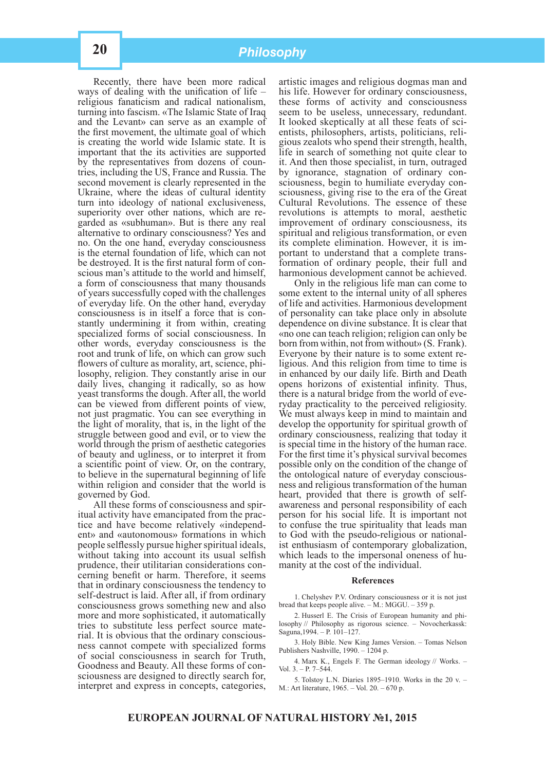Recently, there have been more radical ways of dealing with the unification of life – religious fanaticism and radical nationalism, turning into fascism. «The Islamic State of Iraq and the Levant» can serve as an example of the first movement, the ultimate goal of which is creating the world wide Islamic state. It is important that the its activities are supported by the representatives from dozens of countries, including the US, France and Russia. The second movement is clearly represented in the Ukraine, where the ideas of cultural identity turn into ideology of national exclusiveness, superiority over other nations, which are regarded as «subhuman». But is there any real alternative to ordinary consciousness? Yes and no. On the one hand, everyday consciousness is the eternal foundation of life, which can not be destroyed. It is the first natural form of conscious man's attitude to the world and himself, a form of consciousness that many thousands of years successfully coped with the challenges of everyday life. On the other hand, everyday consciousness is in itself a force that is constantly undermining it from within, creating specialized forms of social consciousness. In other words, everyday consciousness is the root and trunk of life, on which can grow such flowers of culture as morality, art, science, philosophy, religion. They constantly arise in our daily lives, changing it radically, so as how yeast transforms the dough. After all, the world can be viewed from different points of view, not just pragmatic. You can see everything in the light of morality, that is, in the light of the struggle between good and evil, or to view the world through the prism of aesthetic categories of beauty and ugliness, or to interpret it from a scientific point of view. Or, on the contrary, to believe in the supernatural beginning of life within religion and consider that the world is governed by God.

All these forms of consciousness and spiritual activity have emancipated from the practice and have become relatively «independent» and «autonomous» formations in which people selflessly pursue higher spiritual ideals, without taking into account its usual selfish prudence, their utilitarian considerations concerning benefit or harm. Therefore, it seems that in ordinary consciousness the tendency to self-destruct is laid. After all, if from ordinary consciousness grows something new and also more and more sophisticated, it automatically tries to substitute less perfect source material. It is obvious that the ordinary consciousness cannot compete with specialized forms of social consciousness in search for Truth, Goodness and Beauty. All these forms of consciousness are designed to directly search for, interpret and express in concepts, categories, artistic images and religious dogmas man and his life. However for ordinary consciousness, these forms of activity and consciousness seem to be useless, unnecessary, redundant. It looked skeptically at all these feats of scientists, artists, philosophers, artists, politicians, religious zealots who spend their strength, health, life in search of something not quite clear to it. And then those specialist, in turn, outraged by ignorance, stagnation of ordinary consciousness, begin to humiliate everyday consciousness, giving rise to the era of the Great Cultural Revolutions. The essence of these revolutions is attempts to moral, aesthetic improvement of ordinary consciousness, its spiritual and religious transformation, or even its complete elimination. However, it is important to understand that a complete transformation of ordinary people, their full and harmonious development cannot be achieved.

Only in the religious life man can come to some extent to the internal unity of all spheres of life and activities. Harmonious development of personality can take place only in absolute dependence on divine substance. It is clear that «no one can teach religion; religion can only be born from within, not from without» (S. Frank). Everyone by their nature is to some extent religious. And this religion from time to time is in enhanced by our daily life. Birth and Death opens horizons of existential infinity. Thus, there is a natural bridge from the world of everyday practicality to the perceived religiosity. We must always keep in mind to maintain and develop the opportunity for spiritual growth of ordinary consciousness, realizing that today it is special time in the history of the human race. For the first time it's physical survival becomes possible only on the condition of the change of the ontological nature of everyday consciousness and religious transformation of the human heart, provided that there is growth of self-awareness and personal responsibility of each person for his social life. It is important not to confuse the true spirituality that leads man to God with the pseudo-religious or nationalist enthusiasm of contemporary globalization, which leads to the impersonal oneness of humanity at the cost of the individual.

## References

1. Chelyshev P.V. Ordinary consciousness or it is not just bread that keeps people alive. – M.: MGGU. – 359 p.

2. Husserl E. The Crisis of European humanity and philosophy // Philosophy as rigorous science. – Novocherkassk: Saguna,1994. – P. 101–127.

3. Holy Bible. New King James Version. – Tomas Nelson Publishers Nashville, 1990. – 1204 p.

4. Marx K., Engels F. The German ideology // Works. – Vol. 3. – P. 7–544.

5. Tolstoy L.N. Diaries 1895–1910. Works in the 20 v. – M.: Art literature, 1965. – Vol. 20. – 670 p.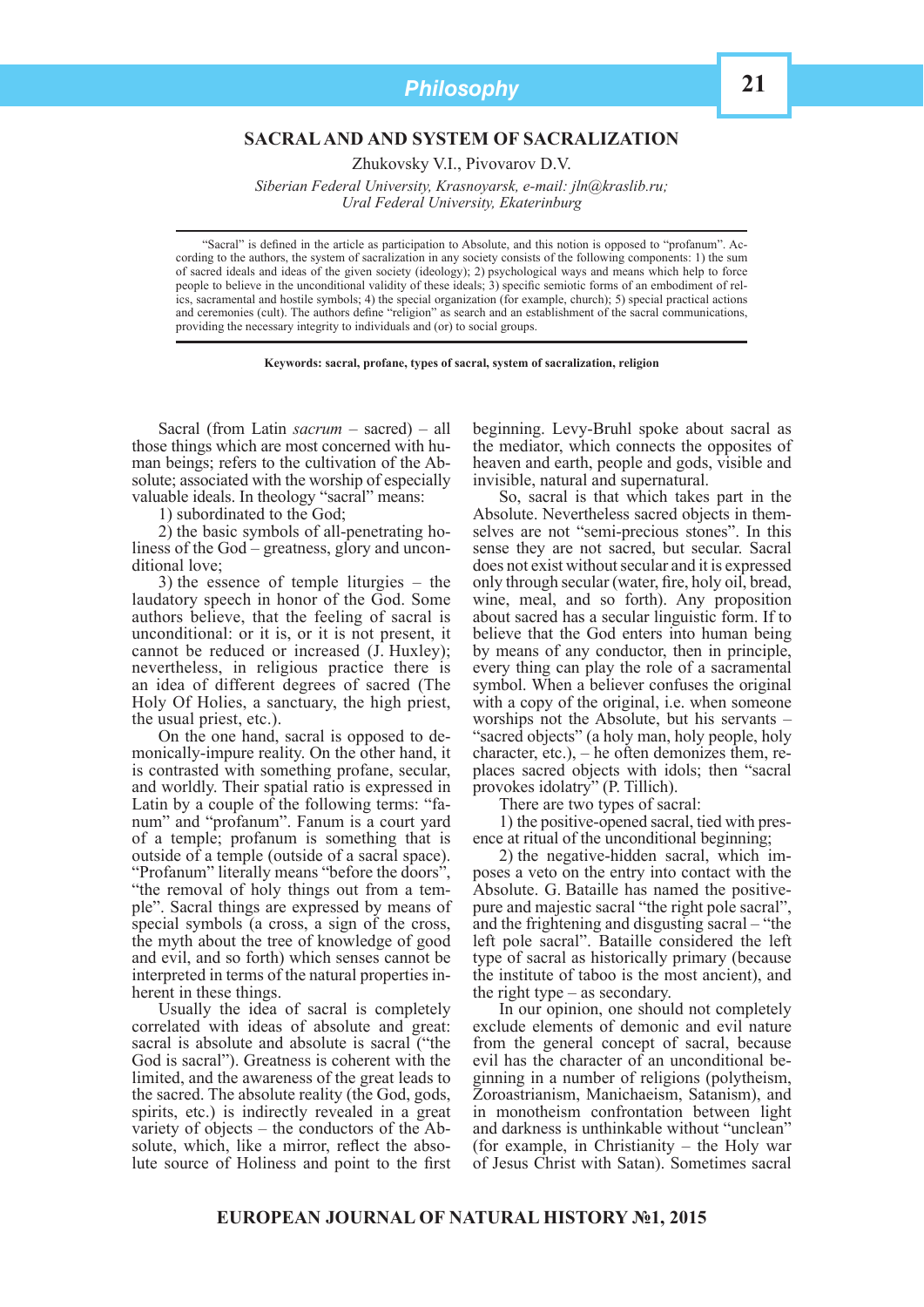## SACRAL AND AND SYSTEM OF SACRALIZATION

Zhukovsky V.I., Pivovarov D.V.

*Siberian Federal University, Krasnoyarsk, e-mail: jln@kraslib.ru;*
*Ural Federal University, Ekaterinburg*

"Sacral" is defined in the article as participation to Absolute, and this notion is opposed to "profanum". According to the authors, the system of sacralization in any society consists of the following components: 1) the sum of sacred ideals and ideas of the given society (ideology); 2) psychological ways and means which help to force people to believe in the unconditional validity of these ideals; 3) specific semiotic forms of an embodiment of relics, sacramental and hostile symbols; 4) the special organization (for example, church); 5) special practical actions and ceremonies (cult). The authors define "religion" as search and an establishment of the sacral communications, providing the necessary integrity to individuals and (or) to social groups.

**Keywords: sacral, profane, types of sacral, system of sacralization, religion**

Sacral (from Latin *sacrum* – sacred) – all those things which are most concerned with human beings; refers to the cultivation of the Absolute; associated with the worship of especially valuable ideals. In theology "sacral" means:

1) subordinated to the God;

2) the basic symbols of all-penetrating holiness of the God – greatness, glory and unconditional love;

3) the essence of temple liturgies – the laudatory speech in honor of the God. Some authors believe, that the feeling of sacral is unconditional: or it is, or it is not present, it cannot be reduced or increased (J. Huxley); nevertheless, in religious practice there is an idea of different degrees of sacred (The Holy Of Holies, a sanctuary, the high priest, the usual priest, etc.).

On the one hand, sacral is opposed to demonically-impure reality. On the other hand, it is contrasted with something profane, secular, and worldly. Their spatial ratio is expressed in Latin by a couple of the following terms: "fanum" and "profanum". Fanum is a court yard of a temple; profanum is something that is outside of a temple (outside of a sacral space). "Profanum" literally means "before the doors", "the removal of holy things out from a temple". Sacral things are expressed by means of special symbols (a cross, a sign of the cross, the myth about the tree of knowledge of good and evil, and so forth) which senses cannot be interpreted in terms of the natural properties inherent in these things.

Usually the idea of sacral is completely correlated with ideas of absolute and great: sacral is absolute and absolute is sacral ("the God is sacral"). Greatness is coherent with the limited, and the awareness of the great leads to the sacred. The absolute reality (the God, gods, spirits, etc.) is indirectly revealed in a great variety of objects – the conductors of the Absolute, which, like a mirror, reflect the absolute source of Holiness and point to the first beginning. Levy-Bruhl spoke about sacral as the mediator, which connects the opposites of heaven and earth, people and gods, visible and invisible, natural and supernatural.

So, sacral is that which takes part in the Absolute. Nevertheless sacred objects in themselves are not "semi-precious stones". In this sense they are not sacred, but secular. Sacral does not exist without secular and it is expressed only through secular (water, fire, holy oil, bread, wine, meal, and so forth). Any proposition about sacred has a secular linguistic form. If to believe that the God enters into human being by means of any conductor, then in principle, every thing can play the role of a sacramental symbol. When a believer confuses the original with a copy of the original, i.e. when someone worships not the Absolute, but his servants – "sacred objects" (a holy man, holy people, holy character, etc.), – he often demonizes them, replaces sacred objects with idols; then "sacral provokes idolatry" (P. Tillich).

There are two types of sacral:

1) the positive-opened sacral, tied with presence at ritual of the unconditional beginning;

2) the negative-hidden sacral, which imposes a veto on the entry into contact with the Absolute. G. Bataille has named the positive-pure and majestic sacral "the right pole sacral", and the frightening and disgusting sacral – "the left pole sacral". Bataille considered the left type of sacral as historically primary (because the institute of taboo is the most ancient), and the right type – as secondary.

In our opinion, one should not completely exclude elements of demonic and evil nature from the general concept of sacral, because evil has the character of an unconditional beginning in a number of religions (polytheism, Zoroastrianism, Manichaeism, Satanism), and in monotheism confrontation between light and darkness is unthinkable without "unclean" (for example, in Christianity – the Holy war of Jesus Christ with Satan). Sometimes sacral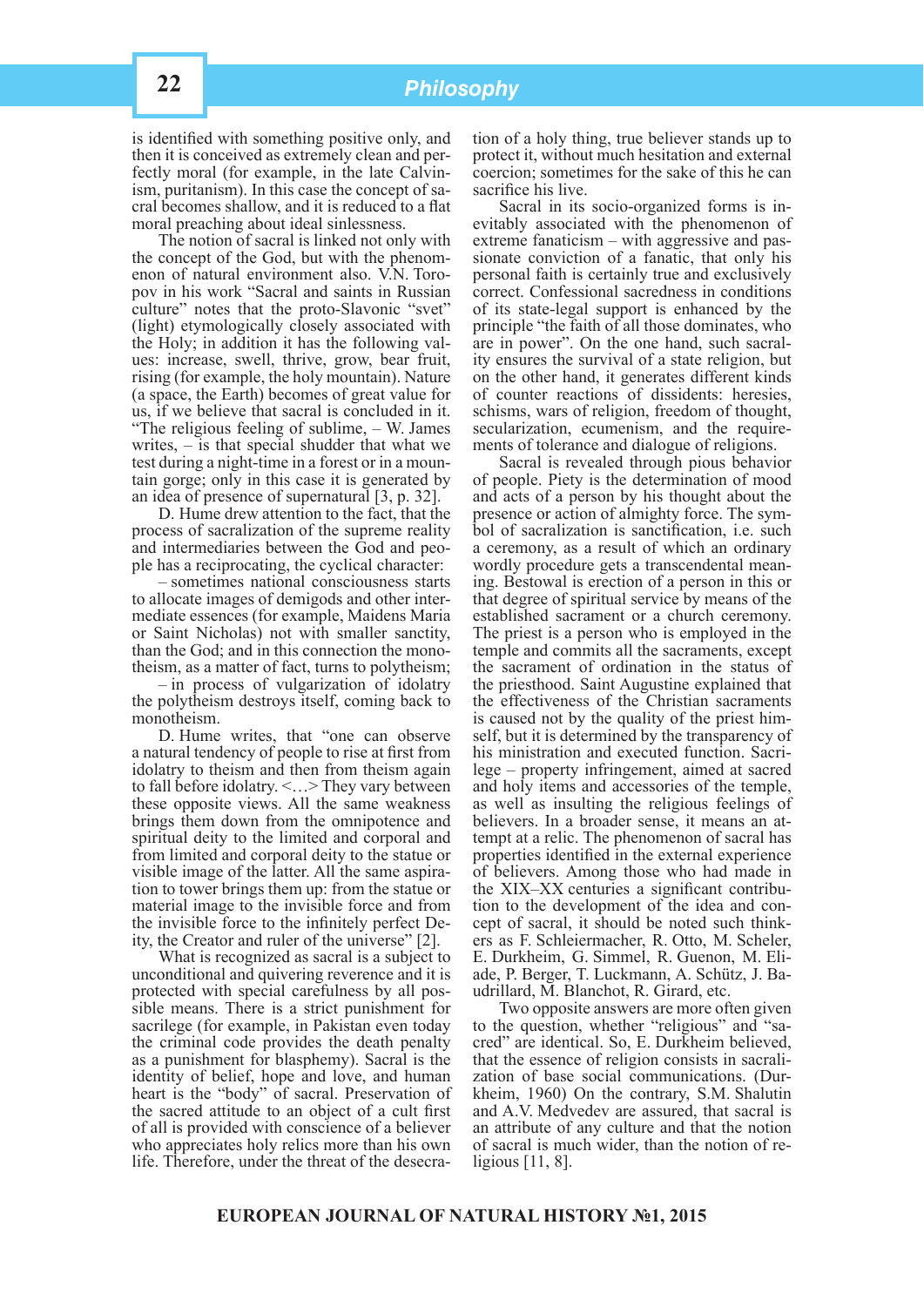is identified with something positive only, and then it is conceived as extremely clean and perfectly moral (for example, in the late Calvinism, puritanism). In this case the concept of sacral becomes shallow, and it is reduced to a flat moral preaching about ideal sinlessness.

The notion of sacral is linked not only with the concept of the God, but with the phenomenon of natural environment also. V.N. Toropov in his work "Sacral and saints in Russian culture" notes that the proto-Slavonic "svet" (light) etymologically closely associated with the Holy; in addition it has the following values: increase, swell, thrive, grow, bear fruit, rising (for example, the holy mountain). Nature (a space, the Earth) becomes of great value for us, if we believe that sacral is concluded in it. "The religious feeling of sublime, – W. James writes, – is that special shudder that what we test during a night-time in a forest or in a mountain gorge; only in this case it is generated by an idea of presence of supernatural [3, p. 32].

D. Hume drew attention to the fact, that the process of sacralization of the supreme reality and intermediaries between the God and people has a reciprocating, the cyclical character:

– sometimes national consciousness starts to allocate images of demigods and other intermediate essences (for example, Maidens Maria or Saint Nicholas) not with smaller sanctity, than the God; and in this connection the monotheism, as a matter of fact, turns to polytheism;

– in process of vulgarization of idolatry the polytheism destroys itself, coming back to monotheism.

D. Hume writes, that "one can observe a natural tendency of people to rise at first from idolatry to theism and then from theism again to fall before idolatry. <…> They vary between these opposite views. All the same weakness brings them down from the omnipotence and spiritual deity to the limited and corporal and from limited and corporal deity to the statue or visible image of the latter. All the same aspiration to tower brings them up: from the statue or material image to the invisible force and from the invisible force to the infinitely perfect Deity, the Creator and ruler of the universe" [2].

What is recognized as sacral is a subject to unconditional and quivering reverence and it is protected with special carefulness by all possible means. There is a strict punishment for sacrilege (for example, in Pakistan even today the criminal code provides the death penalty as a punishment for blasphemy). Sacral is the identity of belief, hope and love, and human heart is the "body" of sacral. Preservation of the sacred attitude to an object of a cult first of all is provided with conscience of a believer who appreciates holy relics more than his own life. Therefore, under the threat of the desecration of a holy thing, true believer stands up to protect it, without much hesitation and external coercion; sometimes for the sake of this he can sacrifice his live.

Sacral in its socio-organized forms is inevitably associated with the phenomenon of extreme fanaticism – with aggressive and passionate conviction of a fanatic, that only his personal faith is certainly true and exclusively correct. Confessional sacredness in conditions of its state-legal support is enhanced by the principle "the faith of all those dominates, who are in power". On the one hand, such sacrality ensures the survival of a state religion, but on the other hand, it generates different kinds of counter reactions of dissidents: heresies, schisms, wars of religion, freedom of thought, secularization, ecumenism, and the requirements of tolerance and dialogue of religions.

Sacral is revealed through pious behavior of people. Piety is the determination of mood and acts of a person by his thought about the presence or action of almighty force. The symbol of sacralization is sanctification, i.e. such a ceremony, as a result of which an ordinary wordly procedure gets a transcendental meaning. Bestowal is erection of a person in this or that degree of spiritual service by means of the established sacrament or a church ceremony. The priest is a person who is employed in the temple and commits all the sacraments, except the sacrament of ordination in the status of the priesthood. Saint Augustine explained that the effectiveness of the Christian sacraments is caused not by the quality of the priest himself, but it is determined by the transparency of his ministration and executed function. Sacrilege – property infringement, aimed at sacred and holy items and accessories of the temple, as well as insulting the religious feelings of believers. In a broader sense, it means an attempt at a relic. The phenomenon of sacral has properties identified in the external experience of believers. Among those who had made in the XIX–XX centuries a significant contribution to the development of the idea and concept of sacral, it should be noted such thinkers as F. Schleiermacher, R. Otto, M. Scheler, E. Durkheim, G. Simmel, R. Guenon, M. Eliade, P. Berger, T. Luckmann, A. Schütz, J. Baudrillard, M. Blanchot, R. Girard, etc.

Two opposite answers are more often given to the question, whether "religious" and "sacred" are identical. So, E. Durkheim believed, that the essence of religion consists in sacralization of base social communications. (Durkheim, 1960) On the contrary, S.M. Shalutin and A.V. Medvedev are assured, that sacral is an attribute of any culture and that the notion of sacral is much wider, than the notion of religious [11, 8].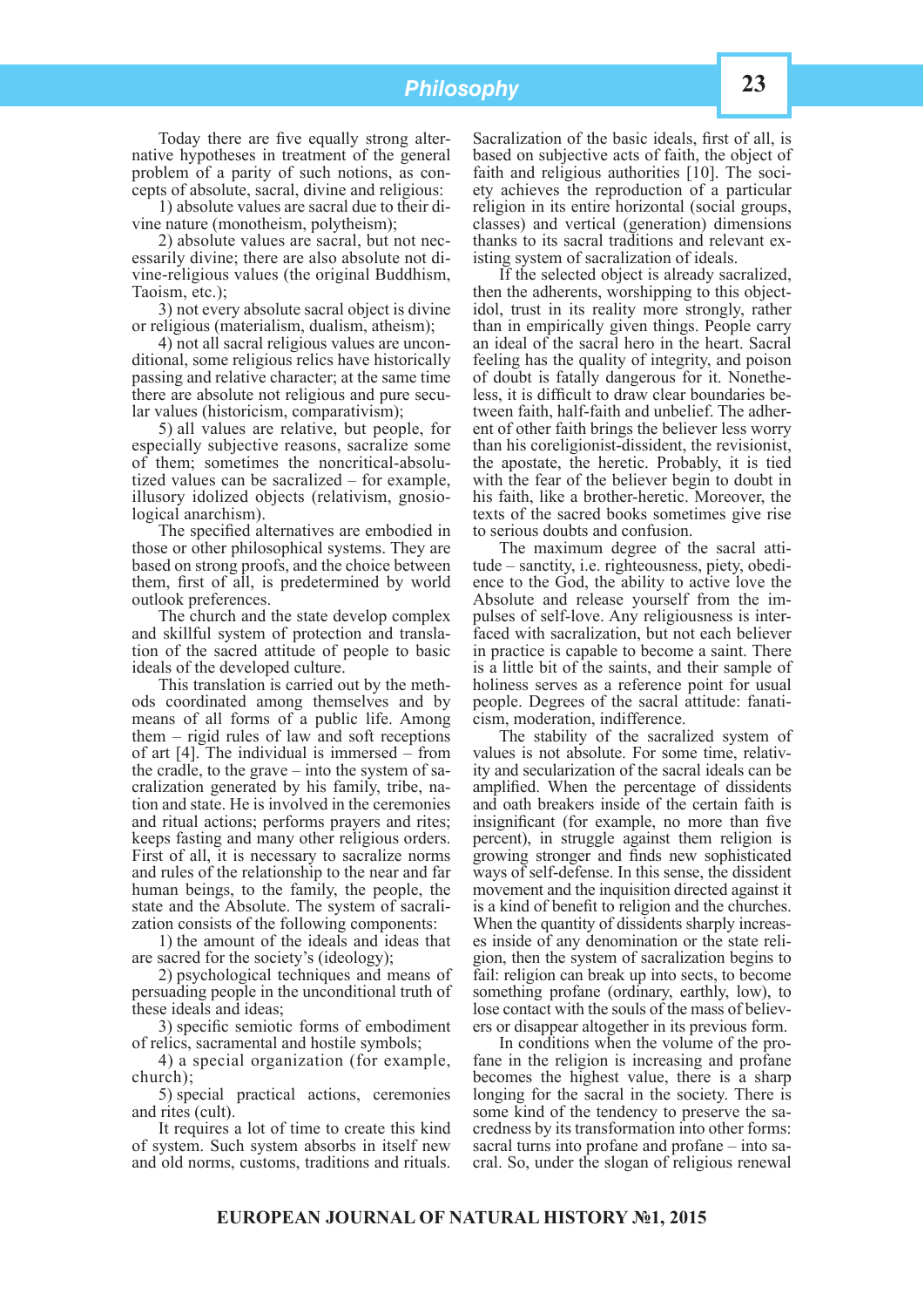Today there are five equally strong alternative hypotheses in treatment of the general problem of a parity of such notions, as concepts of absolute, sacral, divine and religious:

1) absolute values are sacral due to their divine nature (monotheism, polytheism);

2) absolute values are sacral, but not necessarily divine; there are also absolute not divine-religious values (the original Buddhism, Taoism, etc.);

3) not every absolute sacral object is divine or religious (materialism, dualism, atheism);

4) not all sacral religious values are unconditional, some religious relics have historically passing and relative character; at the same time there are absolute not religious and pure secular values (historicism, comparativism);

5) all values are relative, but people, for especially subjective reasons, sacralize some of them; sometimes the noncritical-absolutized values can be sacralized – for example, illusory idolized objects (relativism, gnosiological anarchism).

The specified alternatives are embodied in those or other philosophical systems. They are based on strong proofs, and the choice between them, first of all, is predetermined by world outlook preferences.

The church and the state develop complex and skillful system of protection and translation of the sacred attitude of people to basic ideals of the developed culture.

This translation is carried out by the methods coordinated among themselves and by means of all forms of a public life. Among them – rigid rules of law and soft receptions of art [4]. The individual is immersed – from the cradle, to the grave – into the system of sacralization generated by his family, tribe, nation and state. He is involved in the ceremonies and ritual actions; performs prayers and rites; keeps fasting and many other religious orders. First of all, it is necessary to sacralize norms and rules of the relationship to the near and far human beings, to the family, the people, the state and the Absolute. The system of sacralization consists of the following components:

1) the amount of the ideals and ideas that are sacred for the society's (ideology);

2) psychological techniques and means of persuading people in the unconditional truth of these ideals and ideas;

3) specific semiotic forms of embodiment of relics, sacramental and hostile symbols;

4) a special organization (for example, church);

5) special practical actions, ceremonies and rites (cult).

It requires a lot of time to create this kind of system. Such system absorbs in itself new and old norms, customs, traditions and rituals. Sacralization of the basic ideals, first of all, is based on subjective acts of faith, the object of faith and religious authorities [10]. The society achieves the reproduction of a particular religion in its entire horizontal (social groups, classes) and vertical (generation) dimensions thanks to its sacral traditions and relevant existing system of sacralization of ideals.

If the selected object is already sacralized, then the adherents, worshipping to this object-idol, trust in its reality more strongly, rather than in empirically given things. People carry an ideal of the sacral hero in the heart. Sacral feeling has the quality of integrity, and poison of doubt is fatally dangerous for it. Nonetheless, it is difficult to draw clear boundaries between faith, half-faith and unbelief. The adherent of other faith brings the believer less worry than his coreligionist-dissident, the revisionist, the apostate, the heretic. Probably, it is tied with the fear of the believer begin to doubt in his faith, like a brother-heretic. Moreover, the texts of the sacred books sometimes give rise to serious doubts and confusion.

The maximum degree of the sacral attitude – sanctity, i.e. righteousness, piety, obedience to the God, the ability to active love the Absolute and release yourself from the impulses of self-love. Any religiousness is interfaced with sacralization, but not each believer in practice is capable to become a saint. There is a little bit of the saints, and their sample of holiness serves as a reference point for usual people. Degrees of the sacral attitude: fanaticism, moderation, indifference.

The stability of the sacralized system of values is not absolute. For some time, relativity and secularization of the sacral ideals can be amplified. When the percentage of dissidents and oath breakers inside of the certain faith is insignificant (for example, no more than five percent), in struggle against them religion is growing stronger and finds new sophisticated ways of self-defense. In this sense, the dissident movement and the inquisition directed against it is a kind of benefit to religion and the churches. When the quantity of dissidents sharply increases inside of any denomination or the state religion, then the system of sacralization begins to fail: religion can break up into sects, to become something profane (ordinary, earthly, low), to lose contact with the souls of the mass of believers or disappear altogether in its previous form.

In conditions when the volume of the profane in the religion is increasing and profane becomes the highest value, there is a sharp longing for the sacral in the society. There is some kind of the tendency to preserve the sacredness by its transformation into other forms: sacral turns into profane and profane – into sacral. So, under the slogan of religious renewal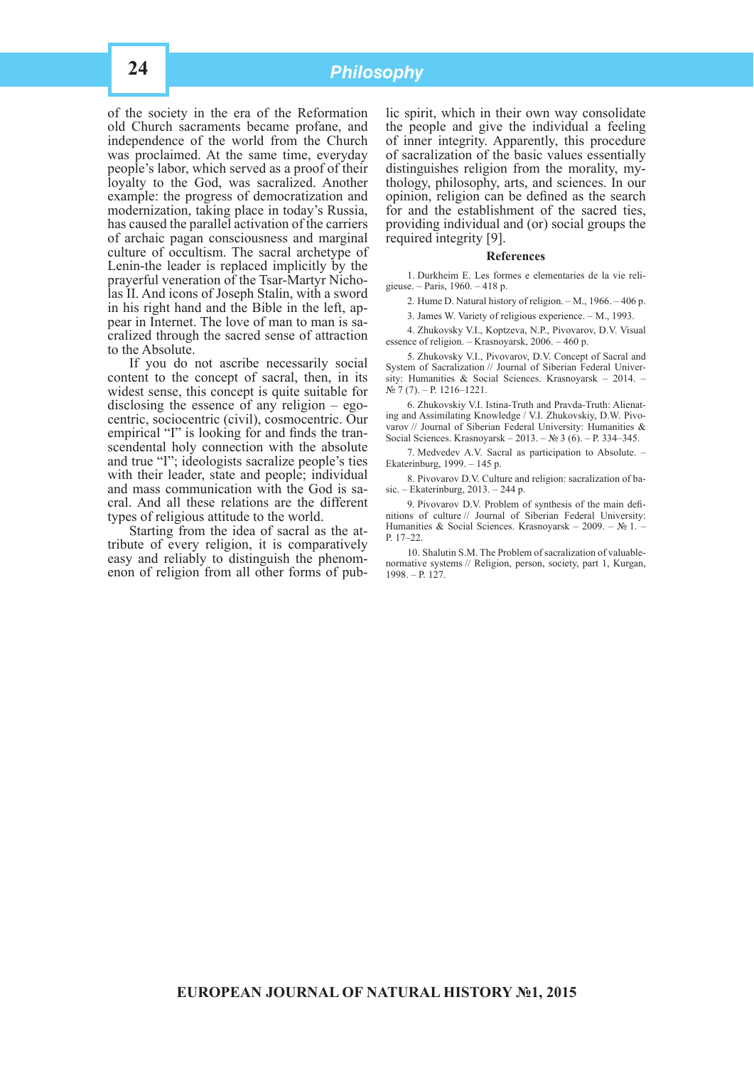of the society in the era of the Reformation old Church sacraments became profane, and independence of the world from the Church was proclaimed. At the same time, everyday people's labor, which served as a proof of their loyalty to the God, was sacralized. Another example: the progress of democratization and modernization, taking place in today's Russia, has caused the parallel activation of the carriers of archaic pagan consciousness and marginal culture of occultism. The sacral archetype of Lenin-the leader is replaced implicitly by the prayerful veneration of the Tsar-Martyr Nicholas II. And icons of Joseph Stalin, with a sword in his right hand and the Bible in the left, appear in Internet. The love of man to man is sacralized through the sacred sense of attraction to the Absolute.

If you do not ascribe necessarily social content to the concept of sacral, then, in its widest sense, this concept is quite suitable for disclosing the essence of any religion – egocentric, sociocentric (civil), cosmocentric. Our empirical "I" is looking for and finds the transcendental holy connection with the absolute and true "I"; ideologists sacralize people's ties with their leader, state and people; individual and mass communication with the God is sacral. And all these relations are the different types of religious attitude to the world.

Starting from the idea of sacral as the attribute of every religion, it is comparatively easy and reliably to distinguish the phenomenon of religion from all other forms of public spirit, which in their own way consolidate the people and give the individual a feeling of inner integrity. Apparently, this procedure of sacralization of the basic values essentially distinguishes religion from the morality, mythology, philosophy, arts, and sciences. In our opinion, religion can be defined as the search for and the establishment of the sacred ties, providing individual and (or) social groups the required integrity [9].

## References

1. Durkheim E. Les formes e elementaries de la vie religieuse. – Paris, 1960. – 418 p.

2. Hume D. Natural history of religion. – M., 1966. – 406 p.

3. James W. Variety of religious experience. – M., 1993.

4. Zhukovsky V.I., Koptzeva, N.P., Pivovarov, D.V. Visual essence of religion. – Krasnoyarsk, 2006. – 460 p.

5. Zhukovsky V.I., Pivovarov, D.V. Concept of Sacral and System of Sacralization // Journal of Siberian Federal University: Humanities & Social Sciences. Krasnoyarsk – 2014. – № 7 (7). – P. 1216–1221.

6. Zhukovskiy V.I. Istina-Truth and Pravda-Truth: Alienating and Assimilating Knowledge / V.I. Zhukovskiy, D.W. Pivovarov // Journal of Siberian Federal University: Humanities & Social Sciences. Krasnoyarsk – 2013. – № 3 (6). – P. 334–345.

7. Medvedev A.V. Sacral as participation to Absolute. – Ekaterinburg, 1999. – 145 p.

8. Pivovarov D.V. Culture and religion: sacralization of basic. – Ekaterinburg, 2013. – 244 p.

9. Pivovarov D.V. Problem of synthesis of the main definitions of culture // Journal of Siberian Federal University: Humanities & Social Sciences. Krasnoyarsk – 2009. – № 1. – P. 17–22.

10. Shalutin S.M. The Problem of sacralization of valuable-normative systems // Religion, person, society, part 1, Kurgan, 1998. – P. 127.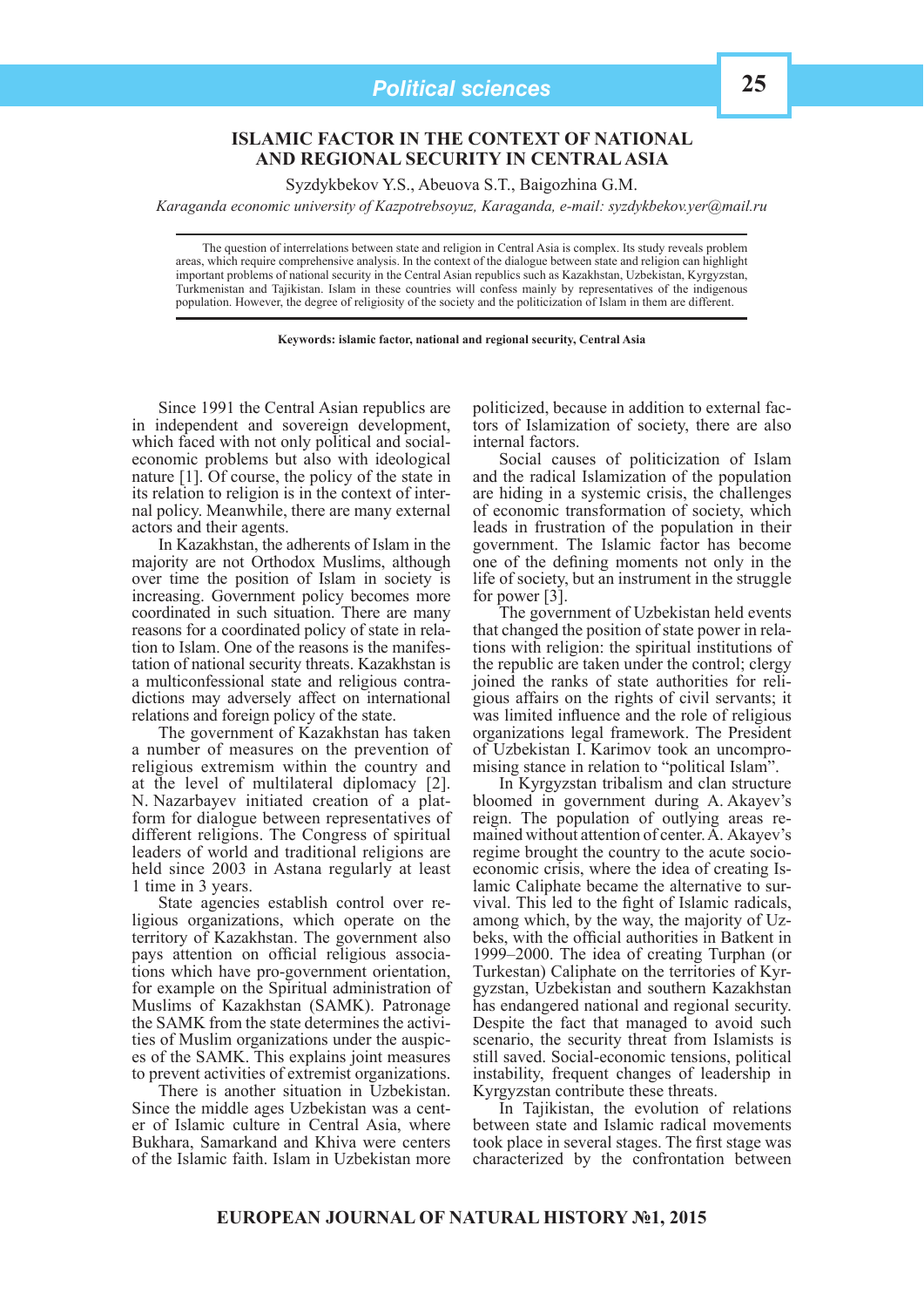# ISLAMIC FACTOR IN THE CONTEXT OF NATIONAL AND REGIONAL SECURITY IN CENTRAL ASIA

Syzdykbekov Y.S., Abeuova S.T., Baigozhina G.M.

*Karaganda economic university of Kazpotrebsoyuz, Karaganda, e-mail: syzdykbekov.yer@mail.ru*

The question of interrelations between state and religion in Central Asia is complex. Its study reveals problem areas, which require comprehensive analysis. In the context of the dialogue between state and religion can highlight important problems of national security in the Central Asian republics such as Kazakhstan, Uzbekistan, Kyrgyzstan, Turkmenistan and Tajikistan. Islam in these countries will confess mainly by representatives of the indigenous population. However, the degree of religiosity of the society and the politicization of Islam in them are different.

**Keywords: islamic factor, national and regional security, Central Asia**

Since 1991 the Central Asian republics are in independent and sovereign development, which faced with not only political and social-economic problems but also with ideological nature [1]. Of course, the policy of the state in its relation to religion is in the context of internal policy. Meanwhile, there are many external actors and their agents.

In Kazakhstan, the adherents of Islam in the majority are not Orthodox Muslims, although over time the position of Islam in society is increasing. Government policy becomes more coordinated in such situation. There are many reasons for a coordinated policy of state in relation to Islam. One of the reasons is the manifestation of national security threats. Kazakhstan is a multiconfessional state and religious contradictions may adversely affect on international relations and foreign policy of the state.

The government of Kazakhstan has taken a number of measures on the prevention of religious extremism within the country and at the level of multilateral diplomacy [2]. N. Nazarbayev initiated creation of a platform for dialogue between representatives of different religions. The Congress of spiritual leaders of world and traditional religions are held since 2003 in Astana regularly at least 1 time in 3 years.

State agencies establish control over religious organizations, which operate on the territory of Kazakhstan. The government also pays attention on official religious associations which have pro-government orientation, for example on the Spiritual administration of Muslims of Kazakhstan (SAMK). Patronage the SAMK from the state determines the activities of Muslim organizations under the auspices of the SAMK. This explains joint measures to prevent activities of extremist organizations.

There is another situation in Uzbekistan. Since the middle ages Uzbekistan was a center of Islamic culture in Central Asia, where Bukhara, Samarkand and Khiva were centers of the Islamic faith. Islam in Uzbekistan more politicized, because in addition to external factors of Islamization of society, there are also internal factors.

Social causes of politicization of Islam and the radical Islamization of the population are hiding in a systemic crisis, the challenges of economic transformation of society, which leads in frustration of the population in their government. The Islamic factor has become one of the defining moments not only in the life of society, but an instrument in the struggle for power [3].

The government of Uzbekistan held events that changed the position of state power in relations with religion: the spiritual institutions of the republic are taken under the control; clergy joined the ranks of state authorities for religious affairs on the rights of civil servants; it was limited influence and the role of religious organizations legal framework. The President of Uzbekistan I. Karimov took an uncompromising stance in relation to "political Islam".

In Kyrgyzstan tribalism and clan structure bloomed in government during A. Akayev's reign. The population of outlying areas remained without attention of center. A. Akayev's regime brought the country to the acute socio-economic crisis, where the idea of creating Islamic Caliphate became the alternative to survival. This led to the fight of Islamic radicals, among which, by the way, the majority of Uzbeks, with the official authorities in Batkent in 1999–2000. The idea of creating Turphan (or Turkestan) Caliphate on the territories of Kyrgyzstan, Uzbekistan and southern Kazakhstan has endangered national and regional security. Despite the fact that managed to avoid such scenario, the security threat from Islamists is still saved. Social-economic tensions, political instability, frequent changes of leadership in Kyrgyzstan contribute these threats.

In Tajikistan, the evolution of relations between state and Islamic radical movements took place in several stages. The first stage was characterized by the confrontation between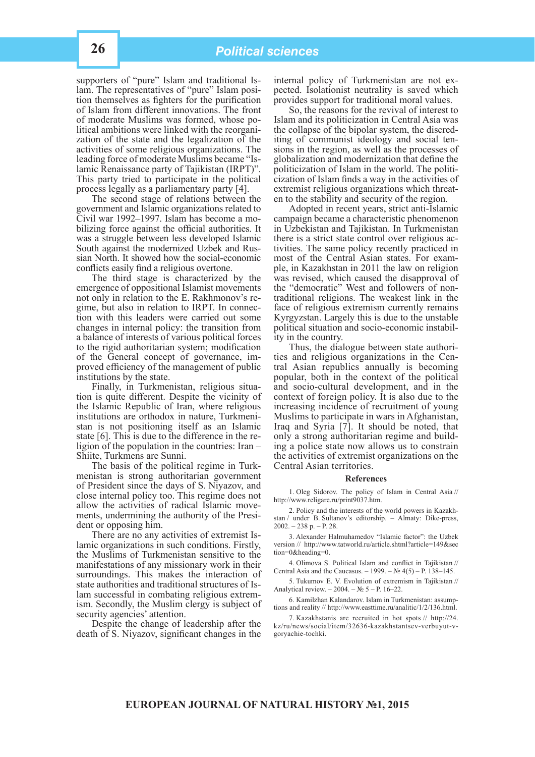supporters of "pure" Islam and traditional Islam. The representatives of "pure" Islam position themselves as fighters for the purification of Islam from different innovations. The front of moderate Muslims was formed, whose political ambitions were linked with the reorganization of the state and the legalization of the activities of some religious organizations. The leading force of moderate Muslims became "Islamic Renaissance party of Tajikistan (IRPT)". This party tried to participate in the political process legally as a parliamentary party [4].

The second stage of relations between the government and Islamic organizations related to Civil war 1992–1997. Islam has become a mobilizing force against the official authorities. It was a struggle between less developed Islamic South against the modernized Uzbek and Russian North. It showed how the social-economic conflicts easily find a religious overtone.

The third stage is characterized by the emergence of oppositional Islamist movements not only in relation to the E. Rakhmonov's regime, but also in relation to IRPT. In connection with this leaders were carried out some changes in internal policy: the transition from a balance of interests of various political forces to the rigid authoritarian system; modification of the General concept of governance, improved efficiency of the management of public institutions by the state.

Finally, in Turkmenistan, religious situation is quite different. Despite the vicinity of the Islamic Republic of Iran, where religious institutions are orthodox in nature, Turkmenistan is not positioning itself as an Islamic state [6]. This is due to the difference in the religion of the population in the countries: Iran – Shiite, Turkmens are Sunni.

The basis of the political regime in Turkmenistan is strong authoritarian government of President since the days of S. Niyazov, and close internal policy too. This regime does not allow the activities of radical Islamic movements, undermining the authority of the President or opposing him.

There are no any activities of extremist Islamic organizations in such conditions. Firstly, the Muslims of Turkmenistan sensitive to the manifestations of any missionary work in their surroundings. This makes the interaction of state authorities and traditional structures of Islam successful in combating religious extremism. Secondly, the Muslim clergy is subject of security agencies' attention.

Despite the change of leadership after the death of S. Niyazov, significant changes in the internal policy of Turkmenistan are not expected. Isolationist neutrality is saved which provides support for traditional moral values.

So, the reasons for the revival of interest to Islam and its politicization in Central Asia was the collapse of the bipolar system, the discrediting of communist ideology and social tensions in the region, as well as the processes of globalization and modernization that define the politicization of Islam in the world. The politicization of Islam finds a way in the activities of extremist religious organizations which threaten to the stability and security of the region.

Adopted in recent years, strict anti-Islamic campaign became a characteristic phenomenon in Uzbekistan and Tajikistan. In Turkmenistan there is a strict state control over religious activities. The same policy recently practiced in most of the Central Asian states. For example, in Kazakhstan in 2011 the law on religion was revised, which caused the disapproval of the "democratic" West and followers of non-traditional religions. The weakest link in the face of religious extremism currently remains Kyrgyzstan. Largely this is due to the unstable political situation and socio-economic instability in the country.

Thus, the dialogue between state authorities and religious organizations in the Central Asian republics annually is becoming popular, both in the context of the political and socio-cultural development, and in the context of foreign policy. It is also due to the increasing incidence of recruitment of young Muslims to participate in wars in Afghanistan, Iraq and Syria [7]. It should be noted, that only a strong authoritarian regime and building a police state now allows us to constrain the activities of extremist organizations on the Central Asian territories.

**References**

1. Oleg Sidorov. The policy of Islam in Central Asia // http://www.religare.ru/print9037.htm.

2. Policy and the interests of the world powers in Kazakhstan / under B. Sultanov's editorship. – Almaty: Dike-press, 2002. – 238 p. – P. 28.

3. Alexander Halmuhamedov "Islamic factor": the Uzbek version // http://www.tatworld.ru/article.shtml?article=149&section=0&heading=0.

4. Olimova S. Political Islam and conflict in Tajikistan // Central Asia and the Caucasus. – 1999. – № 4(5) – P. 138–145.

5. Tukumov E. V. Evolution of extremism in Tajikistan // Analytical review. – 2004. – № 5 – P. 16–22.

6. Kamilzhan Kalandarov. Islam in Turkmenistan: assumptions and reality // http://www.easttime.ru/analitic/1/2/136.html.

7. Kazakhstanis are recruited in hot spots // http://24.kz/ru/news/social/item/32636-kazakhstantsev-verbuyut-v-goryachie-tochki.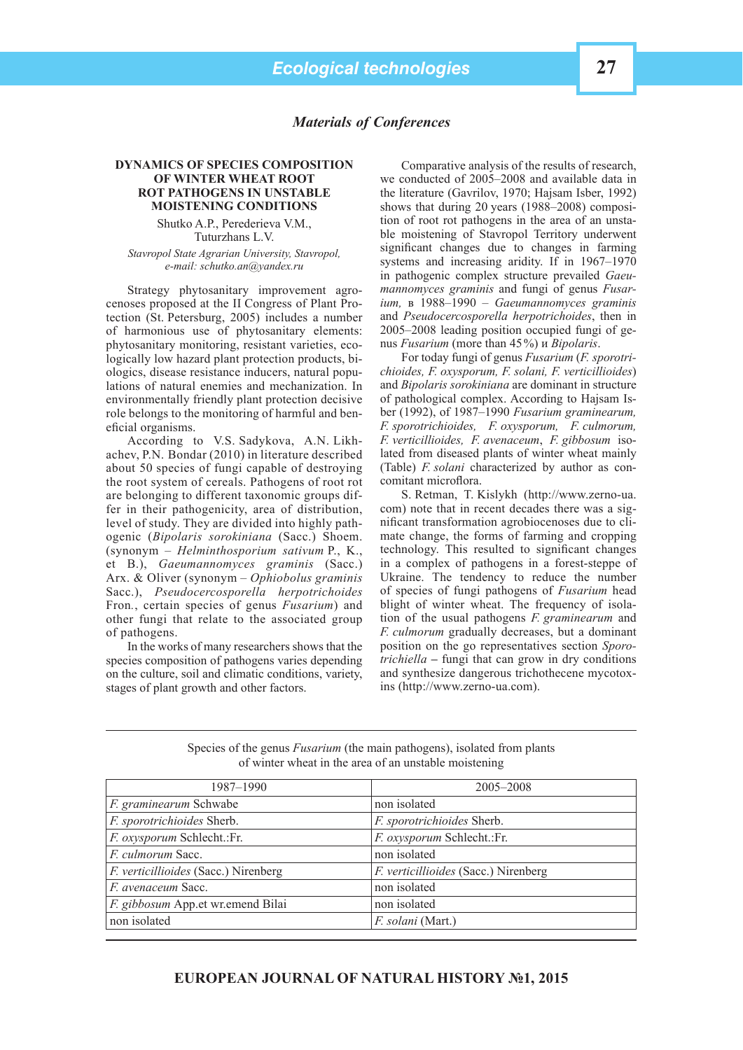*Materials of Conferences*

## DYNAMICS OF SPECIES COMPOSITION OF WINTER WHEAT ROOT ROT PATHOGENS IN UNSTABLE MOISTENING CONDITIONS

Shutko A.P., Perederieva V.M., Tuturzhans L.V.

*Stavropol State Agrarian University, Stavropol, e-mail: schutko.an@yandex.ru*

Strategy phytosanitary improvement agrocenoses proposed at the II Congress of Plant Protection (St. Petersburg, 2005) includes a number of harmonious use of phytosanitary elements: phytosanitary monitoring, resistant varieties, ecologically low hazard plant protection products, biologics, disease resistance inducers, natural populations of natural enemies and mechanization. In environmentally friendly plant protection decisive role belongs to the monitoring of harmful and beneficial organisms.

According to V.S. Sadykova, A.N. Likhachev, P.N. Bondar (2010) in literature described about 50 species of fungi capable of destroying the root system of cereals. Pathogens of root rot are belonging to different taxonomic groups differ in their pathogenicity, area of distribution, level of study. They are divided into highly pathogenic (*Bipolaris sorokiniana* (Sacc.) Shoem. (synonym – *Helminthosporium sativum* P., K., et B.), *Gaeumannomyces graminis* (Sacc.) Arx. & Oliver (synonym – *Ophiobolus graminis* Sacc.), *Pseudocercosporella herpotrichoides* Fron., certain species of genus *Fusarium*) and other fungi that relate to the associated group of pathogens.

In the works of many researchers shows that the species composition of pathogens varies depending on the culture, soil and climatic conditions, variety, stages of plant growth and other factors.

Comparative analysis of the results of research, we conducted of 2005–2008 and available data in the literature (Gavrilov, 1970; Hajsam Isber, 1992) shows that during 20 years (1988–2008) composition of root rot pathogens in the area of an unstable moistening of Stavropol Territory underwent significant changes due to changes in farming systems and increasing aridity. If in 1967–1970 in pathogenic complex structure prevailed *Gaeumannomyces graminis* and fungi of genus *Fusarium*, в 1988–1990 – *Gaeumannomyces graminis* and *Pseudocercosporella herpotrichoides*, then in 2005–2008 leading position occupied fungi of genus *Fusarium* (more than 45 %) и *Bipolaris*.

For today fungi of genus *Fusarium* (*F. sporotrichioides, F. oxysporum, F. solani, F. verticillioides*) and *Bipolaris sorokiniana* are dominant in structure of pathological complex. According to Hajsam Isber (1992), of 1987–1990 *Fusarium graminearum, F. sporotrichioides, F. oxysporum, F. culmorum, F. verticillioides, F. avenaceum*, *F. gibbosum* isolated from diseased plants of winter wheat mainly (Table) *F. solani* characterized by author as concomitant microflora.

S. Retman, T. Kislykh (http://www.zerno-ua.com) note that in recent decades there was a significant transformation agrobiocenoses due to climate change, the forms of farming and cropping technology. This resulted to significant changes in a complex of pathogens in a forest-steppe of Ukraine. The tendency to reduce the number of species of fungi pathogens of *Fusarium* head blight of winter wheat. The frequency of isolation of the usual pathogens *F. graminearum* and *F. culmorum* gradually decreases, but a dominant position on the go representatives section *Sporotrichiella* – fungi that can grow in dry conditions and synthesize dangerous trichothecene mycotoxins (http://www.zerno-ua.com).

Species of the genus *Fusarium* (the main pathogens), isolated from plants of winter wheat in the area of an unstable moistening

| 1987–1990 | 2005–2008 |
|---|---|
| *F. graminearum* Schwabe | non isolated |
| *F. sporotrichioides* Sherb. | *F. sporotrichioides* Sherb. |
| *F. oxysporum* Schlecht.:Fr. | *F. oxysporum* Schlecht.:Fr. |
| *F. culmorum* Sacc. | non isolated |
| *F. verticillioides* (Sacc.) Nirenberg | *F. verticillioides* (Sacc.) Nirenberg |
| *F. avenaceum* Sacc. | non isolated |
| *F. gibbosum* App.et wr.emend Bilai | non isolated |
| non isolated | *F. solani* (Mart.) |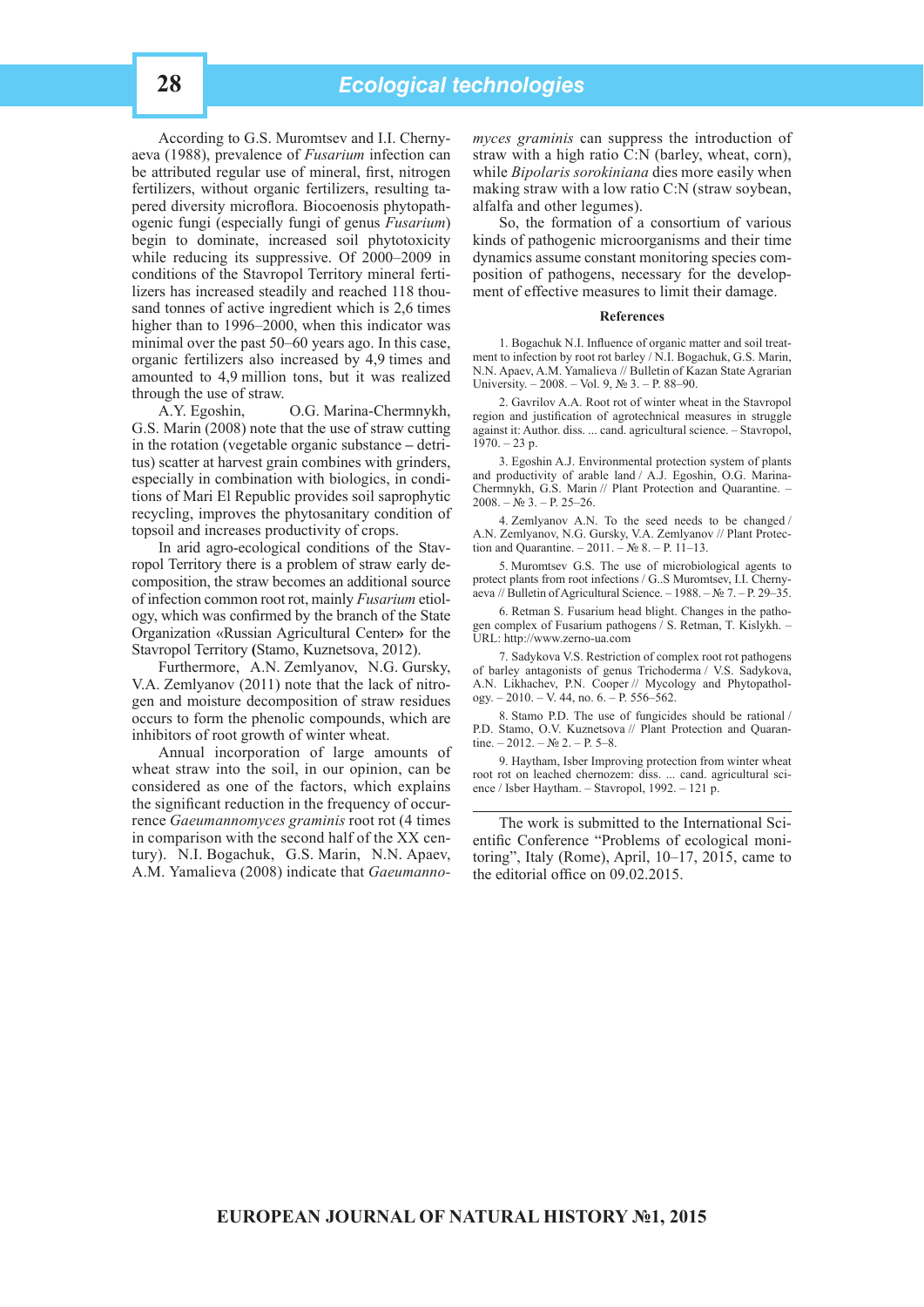According to G.S. Muromtsev and I.I. Chernyaeva (1988), prevalence of *Fusarium* infection can be attributed regular use of mineral, first, nitrogen fertilizers, without organic fertilizers, resulting tapered diversity microflora. Biocoenosis phytopathogenic fungi (especially fungi of genus *Fusarium*) begin to dominate, increased soil phytotoxicity while reducing its suppressive. Of 2000–2009 in conditions of the Stavropol Territory mineral fertilizers has increased steadily and reached 118 thousand tonnes of active ingredient which is 2,6 times higher than to 1996–2000, when this indicator was minimal over the past 50–60 years ago. In this case, organic fertilizers also increased by 4,9 times and amounted to 4,9 million tons, but it was realized through the use of straw.

A.Y. Egoshin, O.G. Marina-Chermnykh, G.S. Marin (2008) note that the use of straw cutting in the rotation (vegetable organic substance – detritus) scatter at harvest grain combines with grinders, especially in combination with biologics, in conditions of Mari El Republic provides soil saprophytic recycling, improves the phytosanitary condition of topsoil and increases productivity of crops.

In arid agro-ecological conditions of the Stavropol Territory there is a problem of straw early decomposition, the straw becomes an additional source of infection common root rot, mainly *Fusarium* etiology, which was confirmed by the branch of the State Organization «Russian Agricultural Center» for the Stavropol Territory (Stamo, Kuznetsova, 2012).

Furthermore, A.N. Zemlyanov, N.G. Gursky, V.A. Zemlyanov (2011) note that the lack of nitrogen and moisture decomposition of straw residues occurs to form the phenolic compounds, which are inhibitors of root growth of winter wheat.

Annual incorporation of large amounts of wheat straw into the soil, in our opinion, can be considered as one of the factors, which explains the significant reduction in the frequency of occurrence *Gaeumannomyces graminis* root rot (4 times in comparison with the second half of the XX century). N.I. Bogachuk, G.S. Marin, N.N. Apaev, A.M. Yamalieva (2008) indicate that *Gaeumannomyces graminis* can suppress the introduction of straw with a high ratio C:N (barley, wheat, corn), while *Bipolaris sorokiniana* dies more easily when making straw with a low ratio C:N (straw soybean, alfalfa and other legumes).

So, the formation of a consortium of various kinds of pathogenic microorganisms and their time dynamics assume constant monitoring species composition of pathogens, necessary for the development of effective measures to limit their damage.

### References

1. Bogachuk N.I. Influence of organic matter and soil treatment to infection by root rot barley / N.I. Bogachuk, G.S. Marin, N.N. Apaev, A.M. Yamalieva // Bulletin of Kazan State Agrarian University. – 2008. – Vol. 9, № 3. – P. 88–90.

2. Gavrilov A.A. Root rot of winter wheat in the Stavropol region and justification of agrotechnical measures in struggle against it: Author. diss. ... cand. agricultural science. – Stavropol, 1970. – 23 p.

3. Egoshin A.J. Environmental protection system of plants and productivity of arable land / A.J. Egoshin, O.G. Marina-Chermnykh, G.S. Marin // Plant Protection and Quarantine. – 2008. – № 3. – P. 25–26.

4. Zemlyanov A.N. To the seed needs to be changed / A.N. Zemlyanov, N.G. Gursky, V.A. Zemlyanov // Plant Protection and Quarantine. – 2011. – № 8. – P. 11–13.

5. Muromtsev G.S. The use of microbiological agents to protect plants from root infections / G..S Muromtsev, I.I. Chernyaeva // Bulletin of Agricultural Science. – 1988. – № 7. – P. 29–35.

6. Retman S. Fusarium head blight. Changes in the pathogen complex of Fusarium pathogens / S. Retman, T. Kislykh. – URL: http://www.zerno-ua.com

7. Sadykova V.S. Restriction of complex root rot pathogens of barley antagonists of genus Trichoderma / V.S. Sadykova, A.N. Likhachev, P.N. Cooper // Mycology and Phytopathology. – 2010. – V. 44, no. 6. – P. 556–562.

8. Stamo P.D. The use of fungicides should be rational / P.D. Stamo, O.V. Kuznetsova // Plant Protection and Quarantine. – 2012. – № 2. – P. 5–8.

9. Haytham, Isber Improving protection from winter wheat root rot on leached chernozem: diss. ... cand. agricultural science / Isber Haytham. – Stavropol, 1992. – 121 p.

---

The work is submitted to the International Scientific Conference "Problems of ecological monitoring", Italy (Rome), April, 10–17, 2015, came to the editorial office on 09.02.2015.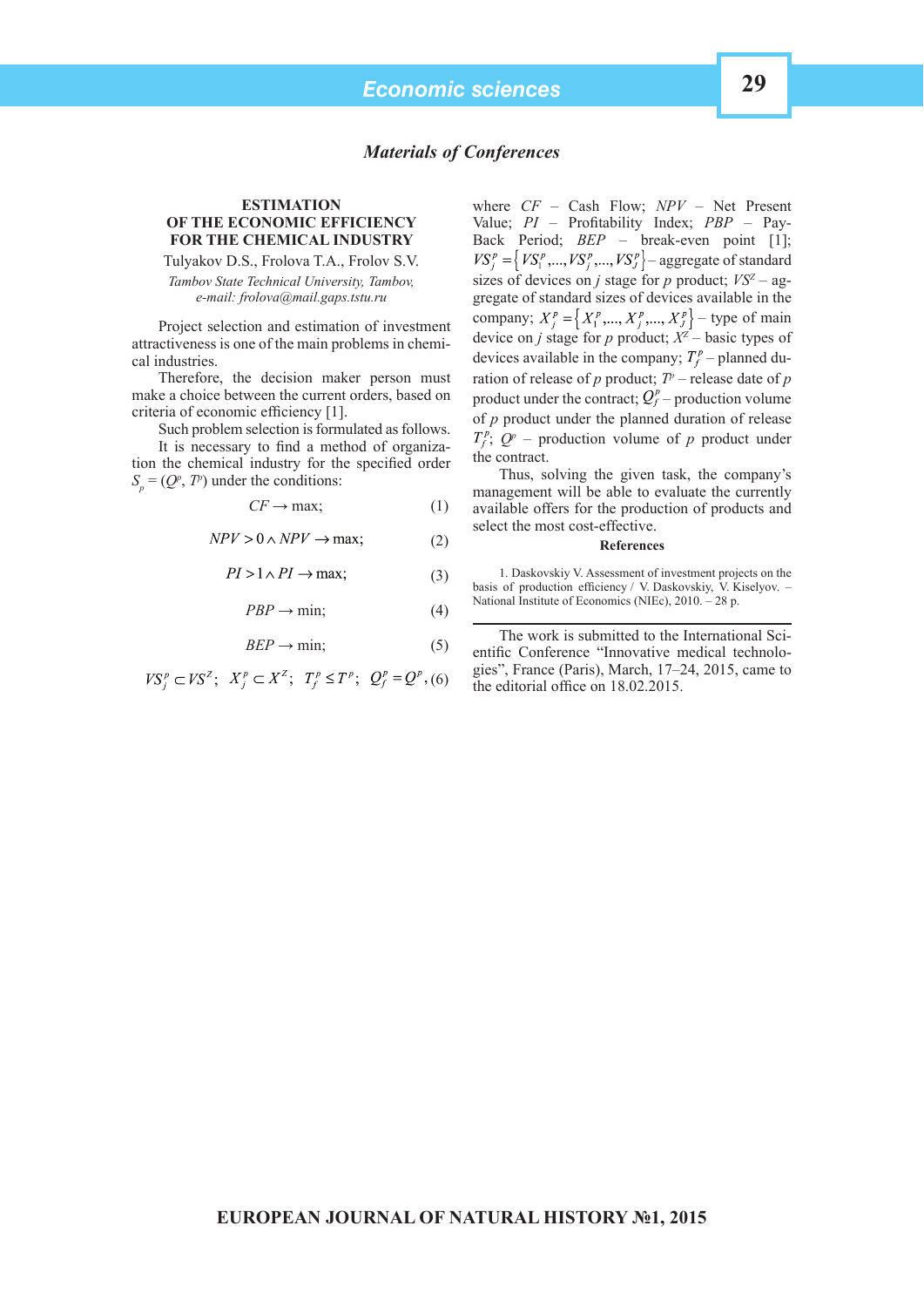## Materials of Conferences

### ESTIMATION OF THE ECONOMIC EFFICIENCY FOR THE CHEMICAL INDUSTRY

Tulyakov D.S., Frolova T.A., Frolov S.V.

*Tambov State Technical University, Tambov, e-mail: frolova@mail.gaps.tstu.ru*

Project selection and estimation of investment attractiveness is one of the main problems in chemical industries.

Therefore, the decision maker person must make a choice between the current orders, based on criteria of economic efficiency [1].

Such problem selection is formulated as follows.

It is necessary to find a method of organization the chemical industry for the specified order $S_p = (Q^p, T^p)$ under the conditions:

$$CF \to \max; \tag{1}$$

$$NPV > 0 \wedge NPV \to \max; \tag{2}$$

$$PI > 1 \wedge PI \to \max; \tag{3}$$

$$PBP \to \min; \tag{4}$$

$$BEP \to \min; \tag{5}$$

$$VS_j^p \subset VS^Z; \;\; X_j^p \subset X^Z; \;\; T_f^p \leq T^p; \;\; Q_f^p = Q^p, \tag{6}$$

where $CF$ – Cash Flow; $NPV$ – Net Present Value; $PI$ – Profitability Index; $PBP$ – Pay-Back Period; $BEP$ – break-even point [1]; $VS_j^p = \left\{VS_1^p,...,VS_j^p,...,VS_J^p\right\}$ – aggregate of standard sizes of devices on $j$ stage for $p$ product; $VS^Z$ – aggregate of standard sizes of devices available in the company; $X_j^p = \left\{X_1^p,...,X_j^p,...,X_J^p\right\}$ – type of main device on $j$ stage for $p$ product; $X^Z$ – basic types of devices available in the company; $T_f^p$ – planned duration of release of $p$ product; $T^p$ – release date of $p$ product under the contract; $Q_f^p$ – production volume of $p$ product under the planned duration of release $T_f^p$; $Q^p$ – production volume of $p$ product under the contract.

Thus, solving the given task, the company's management will be able to evaluate the currently available offers for the production of products and select the most cost-effective.

#### References

1. Daskovskiy V. Assessment of investment projects on the basis of production efficiency / V. Daskovskiy, V. Kiselyov. – National Institute of Economics (NIEc), 2010. – 28 p.

---

The work is submitted to the International Scientific Conference "Innovative medical technologies", France (Paris), March, 17–24, 2015, came to the editorial office on 18.02.2015.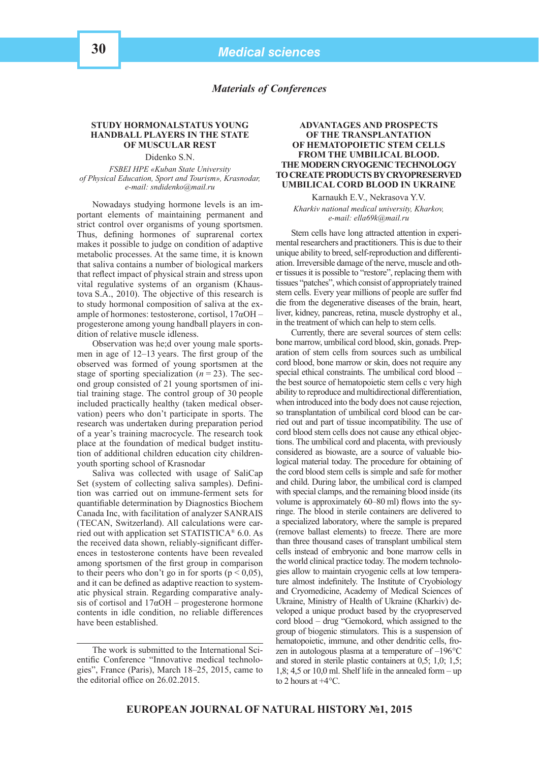*Materials of Conferences*

## STUDY HORMONALSTATUS YOUNG HANDBALL PLAYERS IN THE STATE OF MUSCULAR REST

Didenko S.N.

*FSBEI HPE «Kuban State University of Physical Education, Sport and Tourism», Krasnodar, e-mail: sndidenko@mail.ru*

Nowadays studying hormone levels is an important elements of maintaining permanent and strict control over organisms of young sportsmen. Thus, defining hormones of suprarenal cortex makes it possible to judge on condition of adaptive metabolic processes. At the same time, it is known that saliva contains a number of biological markers that reflect impact of physical strain and stress upon vital regulative systems of an organism (Khaustova S.A., 2010). The objective of this research is to study hormonal composition of saliva at the example of hormones: testosterone, cortisol, 17αOH – progesterone among young handball players in condition of relative muscle idleness.

Observation was he;d over young male sportsmen in age of 12–13 years. The first group of the observed was formed of young sportsmen at the stage of sporting specialization (*n* = 23). The second group consisted of 21 young sportsmen of initial training stage. The control group of 30 people included practically healthy (taken medical observation) peers who don't participate in sports. The research was undertaken during preparation period of a year's training macrocycle. The research took place at the foundation of medical budget institution of additional children education city children-youth sporting school of Krasnodar

Saliva was collected with usage of SaliCap Set (system of collecting saliva samples). Definition was carried out on immune-ferment sets for quantifiable determination by Diagnostics Biochem Canada Inc, with facilitation of analyzer SANRAIS (TECAN, Switzerland). All calculations were carried out with application set STATISTICA® 6.0. As the received data shown, reliably-significant differences in testosterone contents have been revealed among sportsmen of the first group in comparison to their peers who don't go in for sports ($p < 0,05$), and it can be defined as adaptive reaction to systematic physical strain. Regarding comparative analysis of cortisol and 17αOH – progesterone hormone contents in idle condition, no reliable differences have been established.

The work is submitted to the International Scientific Conference "Innovative medical technologies", France (Paris), March 18–25, 2015, came to the editorial office on 26.02.2015.

## ADVANTAGES AND PROSPECTS OF THE TRANSPLANTATION OF HEMATOPOIETIC STEM CELLS FROM THE UMBILICAL BLOOD. THE MODERN CRYOGENIC TECHNOLOGY TO CREATE PRODUCTS BY CRYOPRESERVED UMBILICAL CORD BLOOD IN UKRAINE

Karnaukh E.V., Nekrasova Y.V.

*Kharkiv national medical university, Kharkov, e-mail: ella69k@mail.ru*

Stem cells have long attracted attention in experimental researchers and practitioners. This is due to their unique ability to breed, self-reproduction and differentiation. Irreversible damage of the nerve, muscle and other tissues it is possible to "restore", replacing them with tissues "patches", which consist of appropriately trained stem cells. Every year millions of people are suffer fnd die from the degenerative diseases of the brain, heart, liver, kidney, pancreas, retina, muscle dystrophy et al., in the treatment of which can help to stem cells.

Currently, there are several sources of stem cells: bone marrow, umbilical cord blood, skin, gonads. Preparation of stem cells from sources such as umbilical cord blood, bone marrow or skin, does not require any special ethical constraints. The umbilical cord blood – the best source of hematopoietic stem cells c very high ability to reproduce and multidirectional differentiation, when introduced into the body does not cause rejection, so transplantation of umbilical cord blood can be carried out and part of tissue incompatibility. The use of cord blood stem cells does not cause any ethical objections. The umbilical cord and placenta, with previously considered as biowaste, are a source of valuable biological material today. The procedure for obtaining of the cord blood stem cells is simple and safe for mother and child. During labor, the umbilical cord is clamped with special clamps, and the remaining blood inside (its volume is approximately 60–80 ml) flows into the syringe. The blood in sterile containers are delivered to a specialized laboratory, where the sample is prepared (remove ballast elements) to freeze. There are more than three thousand cases of transplant umbilical stem cells instead of embryonic and bone marrow cells in the world clinical practice today. The modern technologies allow to maintain cryogenic cells at low temperature almost indefinitely. The Institute of Cryobiology and Cryomedicine, Academy of Medical Sciences of Ukraine, Ministry of Health of Ukraine (Kharkiv) developed a unique product based by the cryopreserved cord blood – drug "Gemokord, which assigned to the group of biogenic stimulators. This is a suspension of hematopoietic, immune, and other dendritic cells, frozen in autologous plasma at a temperature of –196 °C and stored in sterile plastic containers at 0,5; 1,0; 1,5; 1,8; 4,5 or 10,0 ml. Shelf life in the annealed form – up to 2 hours at +4 °C.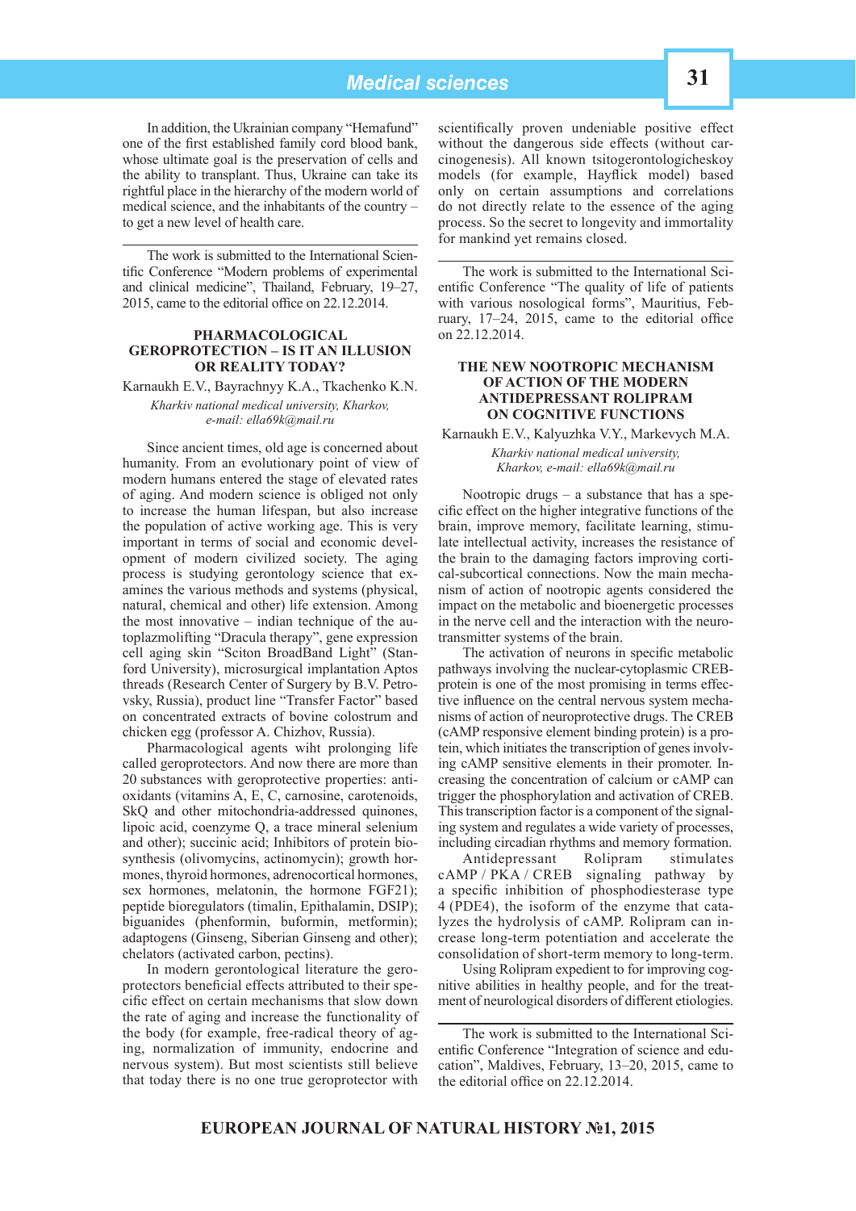In addition, the Ukrainian company "Hemafund" one of the first established family cord blood bank, whose ultimate goal is the preservation of cells and the ability to transplant. Thus, Ukraine can take its rightful place in the hierarchy of the modern world of medical science, and the inhabitants of the country – to get a new level of health care.

---

The work is submitted to the International Scientific Conference "Modern problems of experimental and clinical medicine", Thailand, February, 19–27, 2015, came to the editorial office on 22.12.2014.

## PHARMACOLOGICAL GEROPROTECTION – IS IT AN ILLUSION OR REALITY TODAY?

Karnaukh E.V., Bayrachnyy K.A., Tkachenko K.N.

*Kharkiv national medical university, Kharkov, e-mail: ella69k@mail.ru*

Since ancient times, old age is concerned about humanity. From an evolutionary point of view of modern humans entered the stage of elevated rates of aging. And modern science is obliged not only to increase the human lifespan, but also increase the population of active working age. This is very important in terms of social and economic development of modern civilized society. The aging process is studying gerontology science that examines the various methods and systems (physical, natural, chemical and other) life extension. Among the most innovative – indian technique of the autoplazmolifting "Dracula therapy", gene expression cell aging skin "Sciton BroadBand Light" (Stanford University), microsurgical implantation Aptos threads (Research Center of Surgery by B.V. Petrovsky, Russia), product line "Transfer Factor" based on concentrated extracts of bovine colostrum and chicken egg (professor A. Chizhov, Russia).

Pharmacological agents wiht prolonging life called geroprotectors. And now there are more than 20 substances with geroprotective properties: antioxidants (vitamins A, E, C, carnosine, carotenoids, SkQ and other mitochondria-addressed quinones, lipoic acid, coenzyme Q, a trace mineral selenium and other); succinic acid; Inhibitors of protein biosynthesis (olivomycins, actinomycin); growth hormones, thyroid hormones, adrenocortical hormones, sex hormones, melatonin, the hormone FGF21); peptide bioregulators (timalin, Epithalamin, DSIP); biguanides (phenformin, buformin, metformin); adaptogens (Ginseng, Siberian Ginseng and other); chelators (activated carbon, pectins).

In modern gerontological literature the geroprotectors beneficial effects attributed to their specific effect on certain mechanisms that slow down the rate of aging and increase the functionality of the body (for example, free-radical theory of aging, normalization of immunity, endocrine and nervous system). But most scientists still believe that today there is no one true geroprotector with scientifically proven undeniable positive effect without the dangerous side effects (without carcinogenesis). All known tsitogerontologicheskoy models (for example, Hayflick model) based only on certain assumptions and correlations do not directly relate to the essence of the aging process. So the secret to longevity and immortality for mankind yet remains closed.

---

The work is submitted to the International Scientific Conference "The quality of life of patients with various nosological forms", Mauritius, February, 17–24, 2015, came to the editorial office on 22.12.2014.

## THE NEW NOOTROPIC MECHANISM OF ACTION OF THE MODERN ANTIDEPRESSANT ROLIPRAM ON COGNITIVE FUNCTIONS

Karnaukh E.V., Kalyuzhka V.Y., Markevych M.A.

*Kharkiv national medical university, Kharkov, e-mail: ella69k@mail.ru*

Nootropic drugs – a substance that has a specific effect on the higher integrative functions of the brain, improve memory, facilitate learning, stimulate intellectual activity, increases the resistance of the brain to the damaging factors improving cortical-subcortical connections. Now the main mechanism of action of nootropic agents considered the impact on the metabolic and bioenergetic processes in the nerve cell and the interaction with the neurotransmitter systems of the brain.

The activation of neurons in specific metabolic pathways involving the nuclear-cytoplasmic CREB-protein is one of the most promising in terms effective influence on the central nervous system mechanisms of action of neuroprotective drugs. The CREB (cAMP responsive element binding protein) is a protein, which initiates the transcription of genes involving cAMP sensitive elements in their promoter. Increasing the concentration of calcium or cAMP can trigger the phosphorylation and activation of CREB. This transcription factor is a component of the signaling system and regulates a wide variety of processes, including circadian rhythms and memory formation.

Antidepressant Rolipram stimulates cAMP / PKA / CREB signaling pathway by a specific inhibition of phosphodiesterase type 4 (PDE4), the isoform of the enzyme that catalyzes the hydrolysis of cAMP. Rolipram can increase long-term potentiation and accelerate the consolidation of short-term memory to long-term.

Using Rolipram expedient to for improving cognitive abilities in healthy people, and for the treatment of neurological disorders of different etiologies.

---

The work is submitted to the International Scientific Conference "Integration of science and education", Maldives, February, 13–20, 2015, came to the editorial office on 22.12.2014.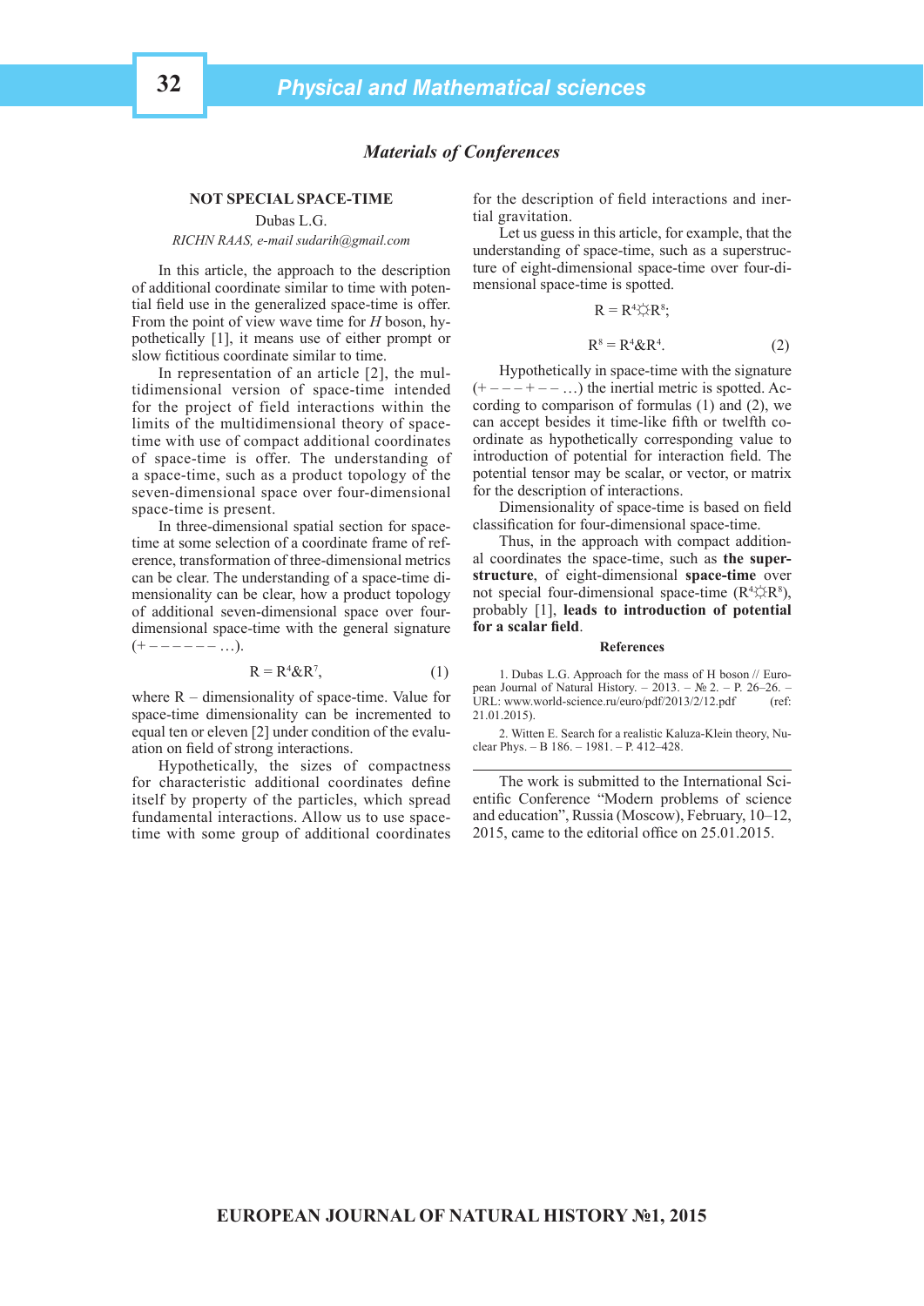*Materials of Conferences*

## NOT SPECIAL SPACE-TIME

Dubas L.G.

*RICHN RAAS, e-mail sudarih@gmail.com*

In this article, the approach to the description of additional coordinate similar to time with potential field use in the generalized space-time is offer. From the point of view wave time for *H* boson, hypothetically [1], it means use of either prompt or slow fictitious coordinate similar to time.

In representation of an article [2], the multidimensional version of space-time intended for the project of field interactions within the limits of the multidimensional theory of space-time with use of compact additional coordinates of space-time is offer. The understanding of a space-time, such as a product topology of the seven-dimensional space over four-dimensional space-time is present.

In three-dimensional spatial section for space-time at some selection of a coordinate frame of reference, transformation of three-dimensional metrics can be clear. The understanding of a space-time dimensionality can be clear, how a product topology of additional seven-dimensional space over four-dimensional space-time with the general signature (+ – – – – – – …).

$$R = R^4\&R^7, \qquad (1)$$

where R – dimensionality of space-time. Value for space-time dimensionality can be incremented to equal ten or eleven [2] under condition of the evaluation on field of strong interactions.

Hypothetically, the sizes of compactness for characteristic additional coordinates define itself by property of the particles, which spread fundamental interactions. Allow us to use space-time with some group of additional coordinates for the description of field interactions and inertial gravitation.

Let us guess in this article, for example, that the understanding of space-time, such as a superstructure of eight-dimensional space-time over four-dimensional space-time is spotted.

$$R = R^4☼R^8;$$

$$R^8 = R^4\&R^4. \qquad (2)$$

Hypothetically in space-time with the signature (+ – – – + – – …) the inertial metric is spotted. According to comparison of formulas (1) and (2), we can accept besides it time-like fifth or twelfth coordinate as hypothetically corresponding value to introduction of potential for interaction field. The potential tensor may be scalar, or vector, or matrix for the description of interactions.

Dimensionality of space-time is based on field classification for four-dimensional space-time.

Thus, in the approach with compact additional coordinates the space-time, such as **the superstructure**, of eight-dimensional **space-time** over not special four-dimensional space-time ($R^4☼R^8$), probably [1], **leads to introduction of potential for a scalar field**.

### References

1. Dubas L.G. Approach for the mass of H boson // European Journal of Natural History. – 2013. – № 2. – P. 26–26. – URL: www.world-science.ru/euro/pdf/2013/2/12.pdf (ref: 21.01.2015).

2. Witten E. Search for a realistic Kaluza-Klein theory, Nuclear Phys. – B 186. – 1981. – P. 412–428.

---

The work is submitted to the International Scientific Conference "Modern problems of science and education", Russia (Moscow), February, 10–12, 2015, came to the editorial office on 25.01.2015.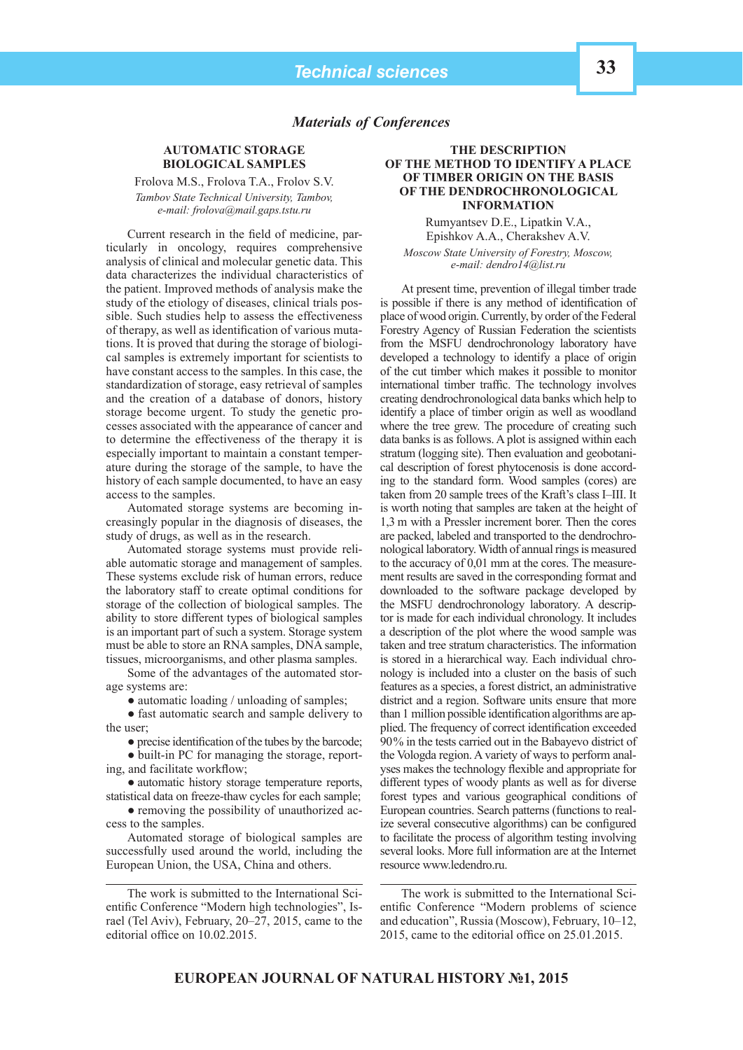## Materials of Conferences

### AUTOMATIC STORAGE BIOLOGICAL SAMPLES

Frolova M.S., Frolova T.A., Frolov S.V.

*Tambov State Technical University, Tambov, e-mail: frolova@mail.gaps.tstu.ru*

Current research in the field of medicine, particularly in oncology, requires comprehensive analysis of clinical and molecular genetic data. This data characterizes the individual characteristics of the patient. Improved methods of analysis make the study of the etiology of diseases, clinical trials possible. Such studies help to assess the effectiveness of therapy, as well as identification of various mutations. It is proved that during the storage of biological samples is extremely important for scientists to have constant access to the samples. In this case, the standardization of storage, easy retrieval of samples and the creation of a database of donors, history storage become urgent. To study the genetic processes associated with the appearance of cancer and to determine the effectiveness of the therapy it is especially important to maintain a constant temperature during the storage of the sample, to have the history of each sample documented, to have an easy access to the samples.

Automated storage systems are becoming increasingly popular in the diagnosis of diseases, the study of drugs, as well as in the research.

Automated storage systems must provide reliable automatic storage and management of samples. These systems exclude risk of human errors, reduce the laboratory staff to create optimal conditions for storage of the collection of biological samples. The ability to store different types of biological samples is an important part of such a system. Storage system must be able to store an RNA samples, DNA sample, tissues, microorganisms, and other plasma samples.

Some of the advantages of the automated storage systems are:

- automatic loading / unloading of samples;
- fast automatic search and sample delivery to the user;
- precise identification of the tubes by the barcode;
- built-in PC for managing the storage, reporting, and facilitate workflow;
- automatic history storage temperature reports, statistical data on freeze-thaw cycles for each sample;
- removing the possibility of unauthorized access to the samples.

Automated storage of biological samples are successfully used around the world, including the European Union, the USA, China and others.

The work is submitted to the International Scientific Conference "Modern high technologies", Israel (Tel Aviv), February, 20–27, 2015, came to the editorial office on 10.02.2015.

### THE DESCRIPTION OF THE METHOD TO IDENTIFY A PLACE OF TIMBER ORIGIN ON THE BASIS OF THE DENDROCHRONOLOGICAL INFORMATION

Rumyantsev D.E., Lipatkin V.A., Epishkov A.A., Cherakshev A.V.

*Moscow State University of Forestry, Moscow, e-mail: dendro14@list.ru*

At present time, prevention of illegal timber trade is possible if there is any method of identification of place of wood origin. Currently, by order of the Federal Forestry Agency of Russian Federation the scientists from the MSFU dendrochronology laboratory have developed a technology to identify a place of origin of the cut timber which makes it possible to monitor international timber traffic. The technology involves creating dendrochronological data banks which help to identify a place of timber origin as well as woodland where the tree grew. The procedure of creating such data banks is as follows. A plot is assigned within each stratum (logging site). Then evaluation and geobotanical description of forest phytocenosis is done according to the standard form. Wood samples (cores) are taken from 20 sample trees of the Kraft's class I–III. It is worth noting that samples are taken at the height of 1,3 m with a Pressler increment borer. Then the cores are packed, labeled and transported to the dendrochronological laboratory. Width of annual rings is measured to the accuracy of 0,01 mm at the cores. The measurement results are saved in the corresponding format and downloaded to the software package developed by the MSFU dendrochronology laboratory. A descriptor is made for each individual chronology. It includes a description of the plot where the wood sample was taken and tree stratum characteristics. The information is stored in a hierarchical way. Each individual chronology is included into a cluster on the basis of such features as a species, a forest district, an administrative district and a region. Software units ensure that more than 1 million possible identification algorithms are applied. The frequency of correct identification exceeded 90% in the tests carried out in the Babayevo district of the Vologda region. A variety of ways to perform analyses makes the technology flexible and appropriate for different types of woody plants as well as for diverse forest types and various geographical conditions of European countries. Search patterns (functions to realize several consecutive algorithms) can be configured to facilitate the process of algorithm testing involving several looks. More full information are at the Internet resource www.ledendro.ru.

The work is submitted to the International Scientific Conference "Modern problems of science and education", Russia (Moscow), February, 10–12, 2015, came to the editorial office on 25.01.2015.